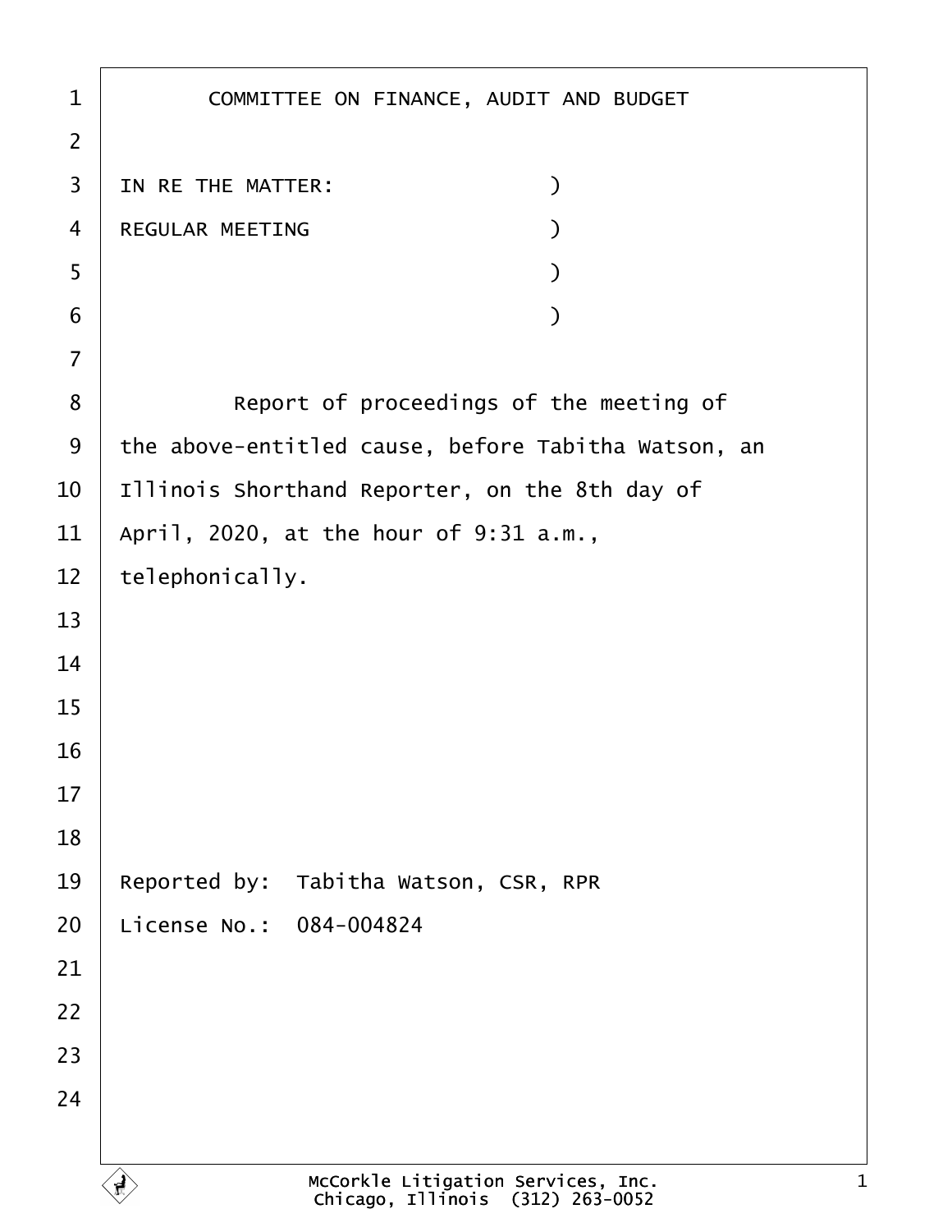# COMMITTEE ON FINANCE, AUDIT AND BUDGET

IN RE THE MATTER: )
REGULAR MEETING )
)
)

Report of proceedings of the meeting of the above-entitled cause, before Tabitha Watson, an Illinois Shorthand Reporter, on the 8th day of April, 2020, at the hour of 9:31 a.m., telephonically.

Reported by: Tabitha Watson, CSR, RPR
License No.: 084-004824

McCorkle Litigation Services, Inc.
Chicago, Illinois (312) 263-0052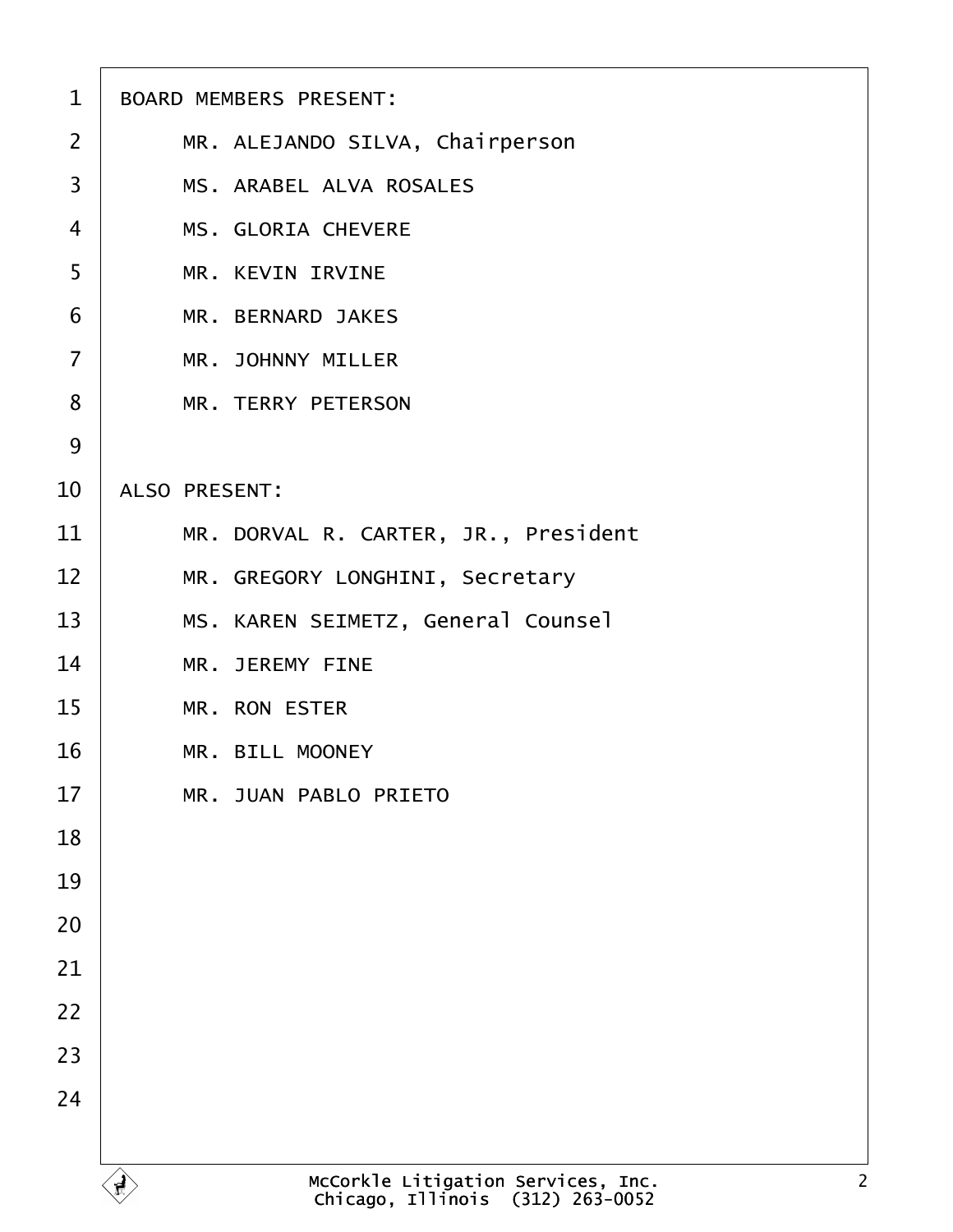BOARD MEMBERS PRESENT:

MR. ALEJANDO SILVA, Chairperson

MS. ARABEL ALVA ROSALES

MS. GLORIA CHEVERE

MR. KEVIN IRVINE

MR. BERNARD JAKES

MR. JOHNNY MILLER

MR. TERRY PETERSON

ALSO PRESENT:

MR. DORVAL R. CARTER, JR., President

MR. GREGORY LONGHINI, Secretary

MS. KAREN SEIMETZ, General Counsel

MR. JEREMY FINE

MR. RON ESTER

MR. BILL MOONEY

MR. JUAN PABLO PRIETO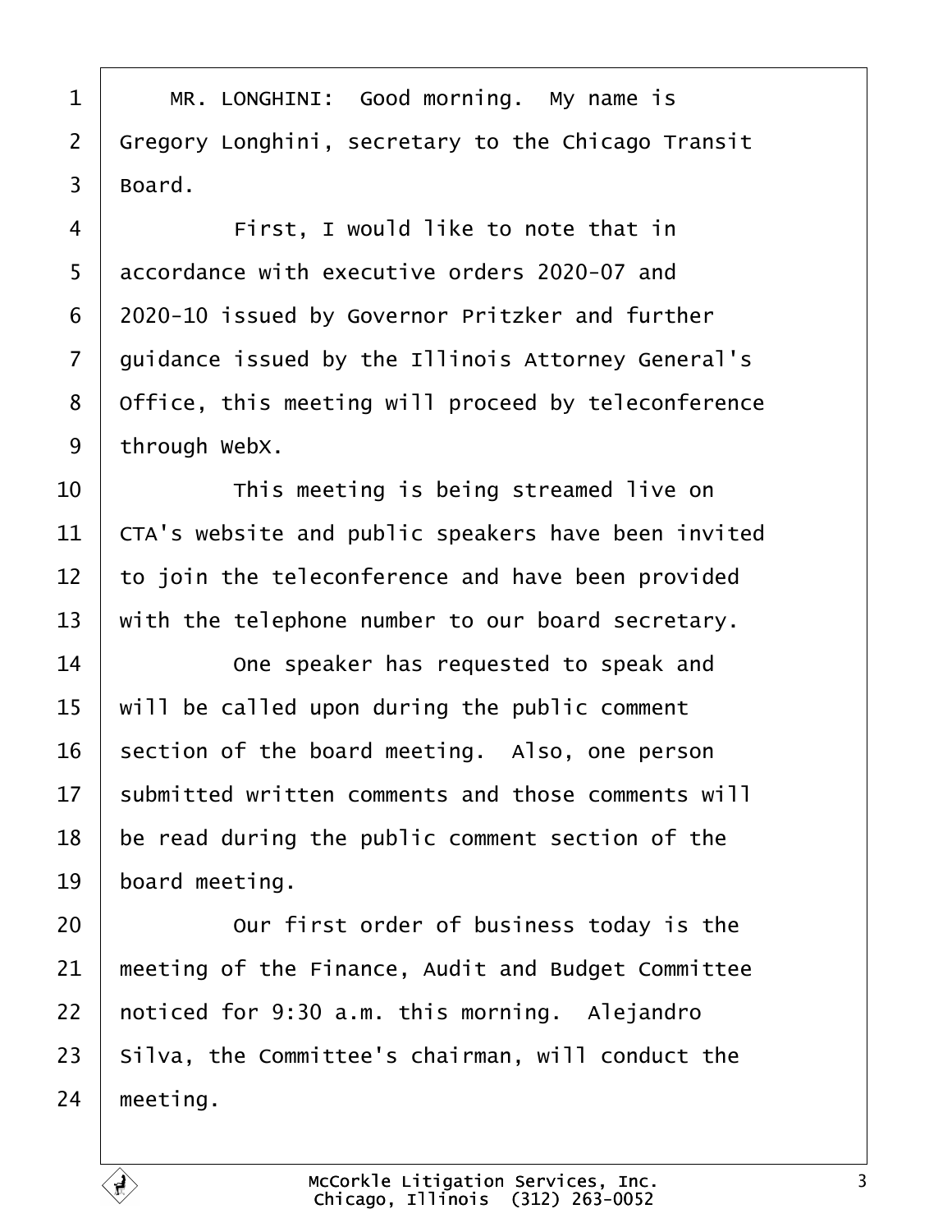MR. LONGHINI: Good morning. My name is Gregory Longhini, secretary to the Chicago Transit Board.

First, I would like to note that in accordance with executive orders 2020-07 and 2020-10 issued by Governor Pritzker and further guidance issued by the Illinois Attorney General's Office, this meeting will proceed by teleconference through WebX.

This meeting is being streamed live on CTA's website and public speakers have been invited to join the teleconference and have been provided with the telephone number to our board secretary.

One speaker has requested to speak and will be called upon during the public comment section of the board meeting. Also, one person submitted written comments and those comments will be read during the public comment section of the board meeting.

Our first order of business today is the meeting of the Finance, Audit and Budget Committee noticed for 9:30 a.m. this morning. Alejandro Silva, the Committee's chairman, will conduct the meeting.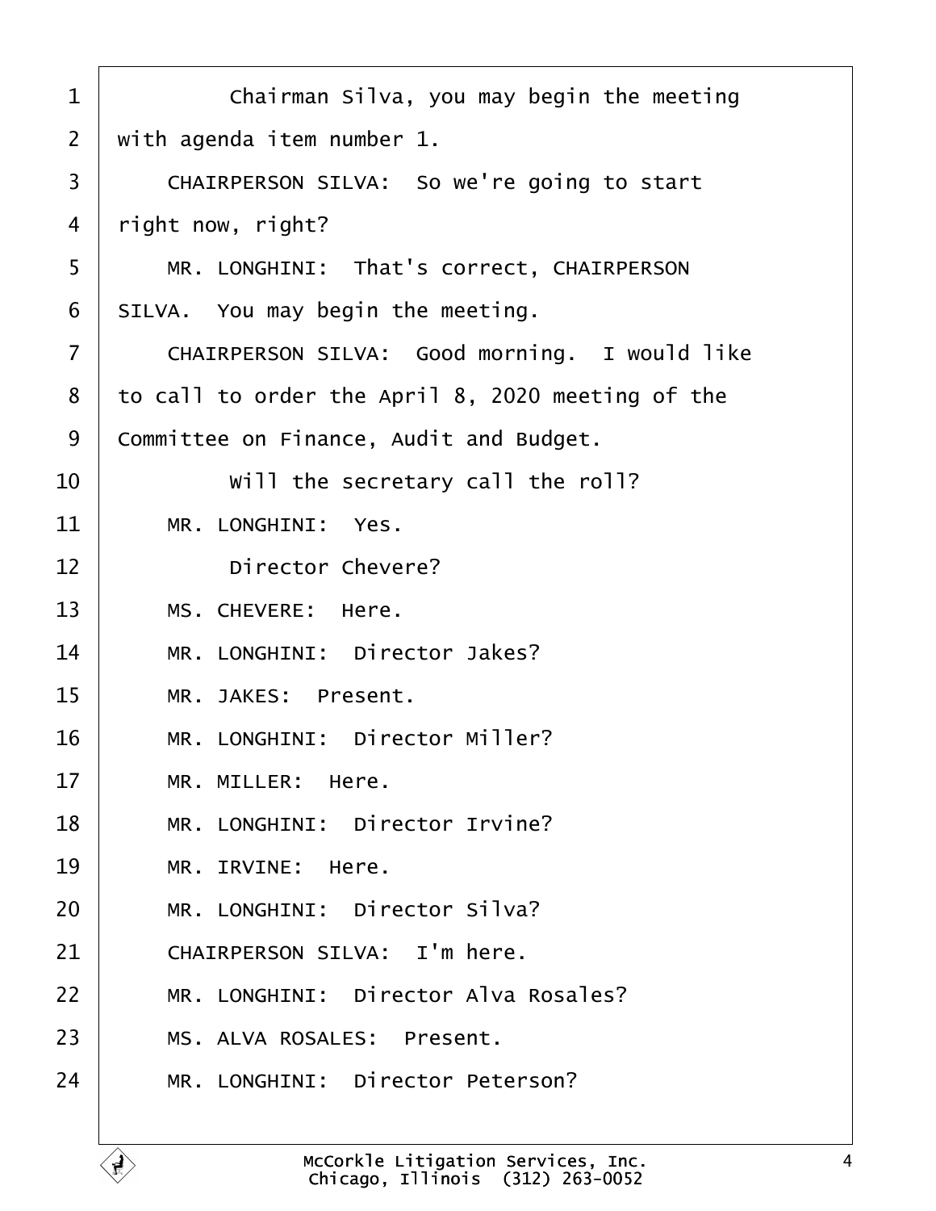Chairman Silva, you may begin the meeting with agenda item number 1.

CHAIRPERSON SILVA: So we're going to start right now, right?

MR. LONGHINI: That's correct, CHAIRPERSON SILVA. You may begin the meeting.

CHAIRPERSON SILVA: Good morning. I would like to call to order the April 8, 2020 meeting of the Committee on Finance, Audit and Budget.

Will the secretary call the roll?

MR. LONGHINI: Yes.

Director Chevere?

MS. CHEVERE: Here.

MR. LONGHINI: Director Jakes?

MR. JAKES: Present.

MR. LONGHINI: Director Miller?

MR. MILLER: Here.

MR. LONGHINI: Director Irvine?

MR. IRVINE: Here.

MR. LONGHINI: Director Silva?

CHAIRPERSON SILVA: I'm here.

MR. LONGHINI: Director Alva Rosales?

MS. ALVA ROSALES: Present.

MR. LONGHINI: Director Peterson?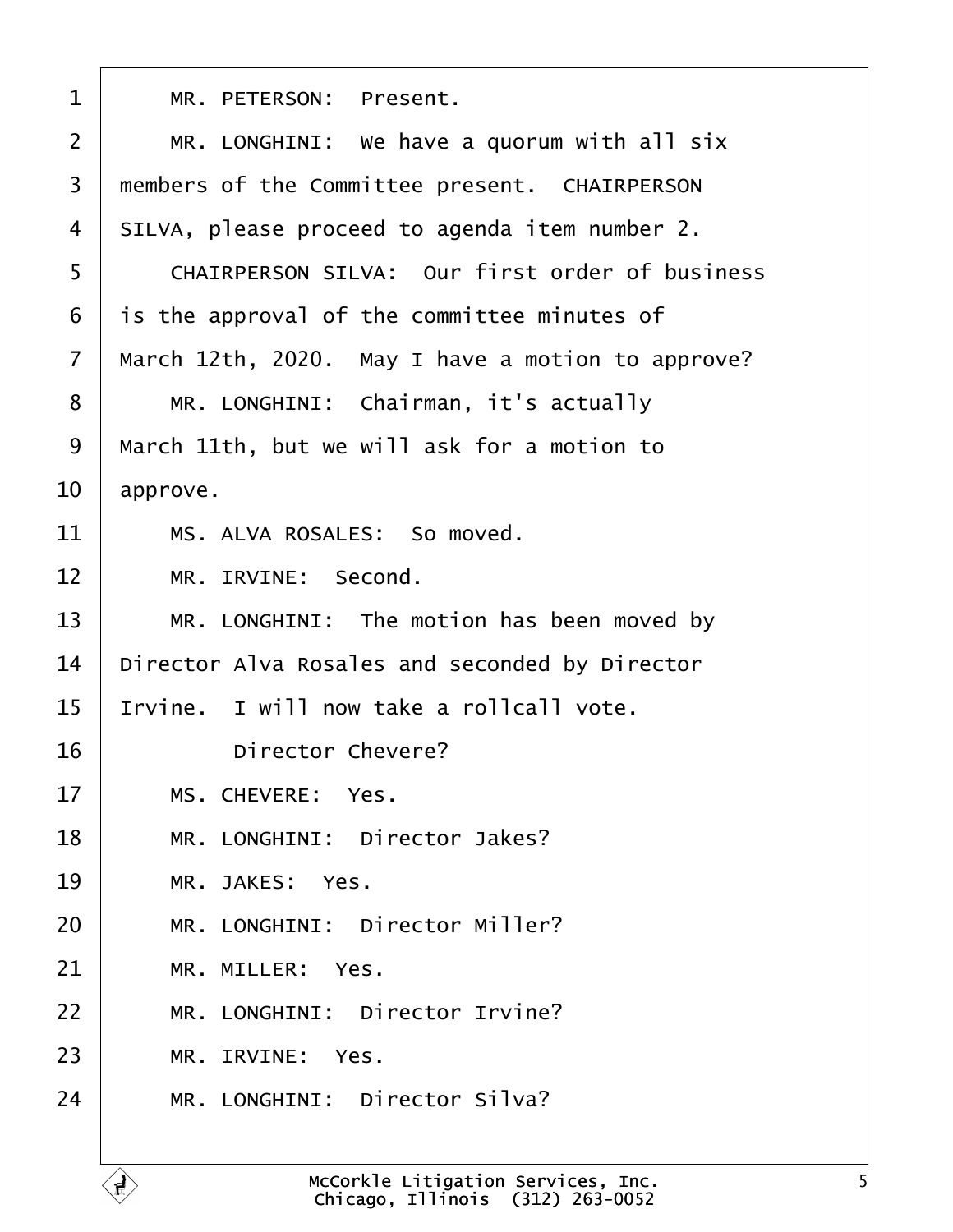1 MR. PETERSON: Present.

2 MR. LONGHINI: We have a quorum with all six

3 members of the Committee present. CHAIRPERSON

4 SILVA, please proceed to agenda item number 2.

5 CHAIRPERSON SILVA: Our first order of business

6 is the approval of the committee minutes of

7 March 12th, 2020. May I have a motion to approve?

8 MR. LONGHINI: Chairman, it's actually

9 March 11th, but we will ask for a motion to

10 approve.

11 MS. ALVA ROSALES: So moved.

12 MR. IRVINE: Second.

13 MR. LONGHINI: The motion has been moved by

14 Director Alva Rosales and seconded by Director

15 Irvine. I will now take a rollcall vote.

16 Director Chevere?

17 MS. CHEVERE: Yes.

18 MR. LONGHINI: Director Jakes?

19 MR. JAKES: Yes.

20 MR. LONGHINI: Director Miller?

21 MR. MILLER: Yes.

22 MR. LONGHINI: Director Irvine?

23 MR. IRVINE: Yes.

24 MR. LONGHINI: Director Silva?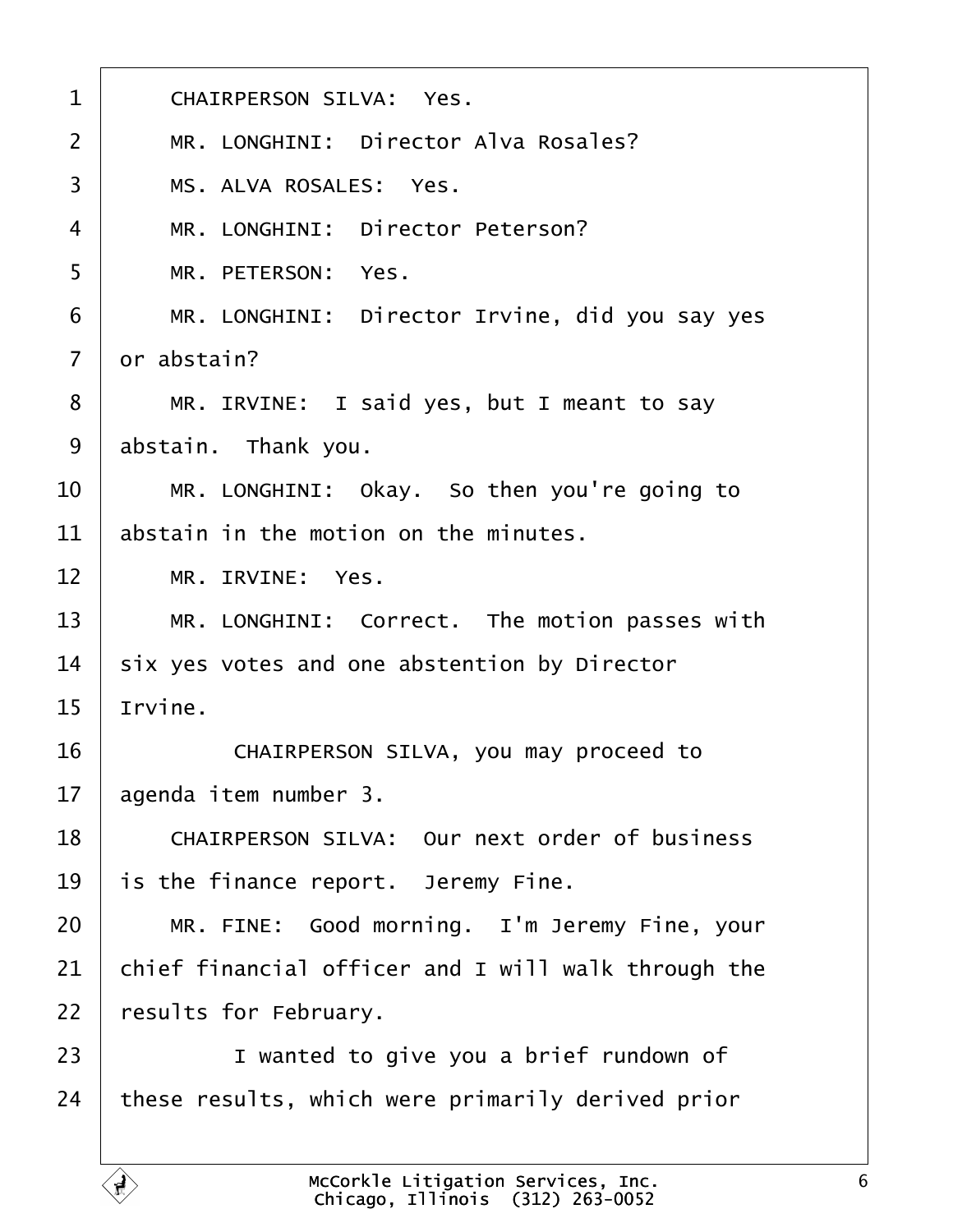1 CHAIRPERSON SILVA: Yes.

2 MR. LONGHINI: Director Alva Rosales?

3 MS. ALVA ROSALES: Yes.

4 MR. LONGHINI: Director Peterson?

5 MR. PETERSON: Yes.

6 MR. LONGHINI: Director Irvine, did you say yes

7 or abstain?

8 MR. IRVINE: I said yes, but I meant to say

9 abstain. Thank you.

10 MR. LONGHINI: Okay. So then you're going to

11 abstain in the motion on the minutes.

12 MR. IRVINE: Yes.

13 MR. LONGHINI: Correct. The motion passes with

14 six yes votes and one abstention by Director

15 Irvine.

16 CHAIRPERSON SILVA, you may proceed to

17 agenda item number 3.

18 CHAIRPERSON SILVA: Our next order of business

19 is the finance report. Jeremy Fine.

20 MR. FINE: Good morning. I'm Jeremy Fine, your

21 chief financial officer and I will walk through the

22 results for February.

23 I wanted to give you a brief rundown of

24 these results, which were primarily derived prior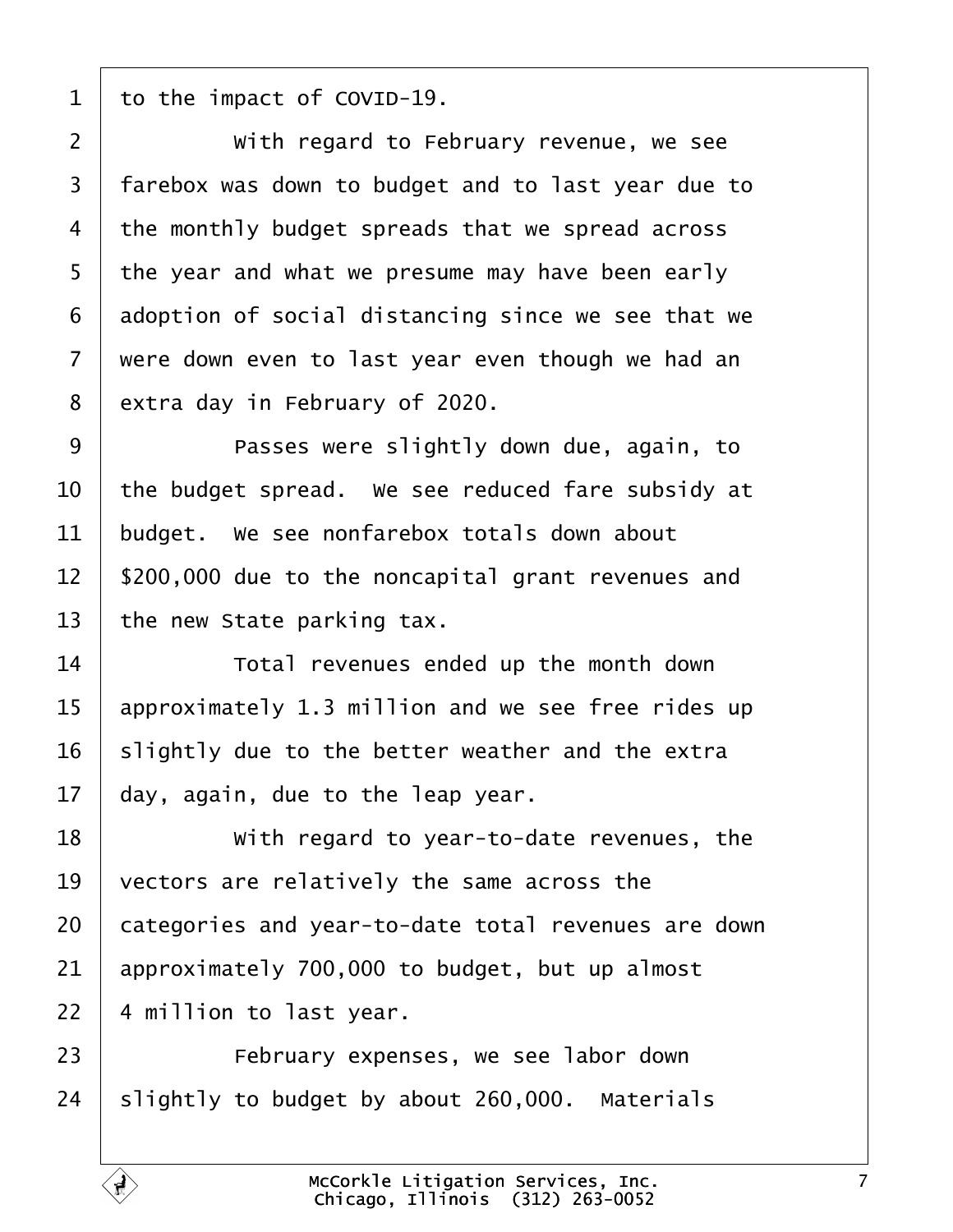to the impact of COVID-19.

With regard to February revenue, we see farebox was down to budget and to last year due to the monthly budget spreads that we spread across the year and what we presume may have been early adoption of social distancing since we see that we were down even to last year even though we had an extra day in February of 2020.

Passes were slightly down due, again, to the budget spread. We see reduced fare subsidy at budget. We see nonfarebox totals down about $200,000 due to the noncapital grant revenues and the new State parking tax.

Total revenues ended up the month down approximately 1.3 million and we see free rides up slightly due to the better weather and the extra day, again, due to the leap year.

With regard to year-to-date revenues, the vectors are relatively the same across the categories and year-to-date total revenues are down approximately 700,000 to budget, but up almost 4 million to last year.

February expenses, we see labor down slightly to budget by about 260,000. Materials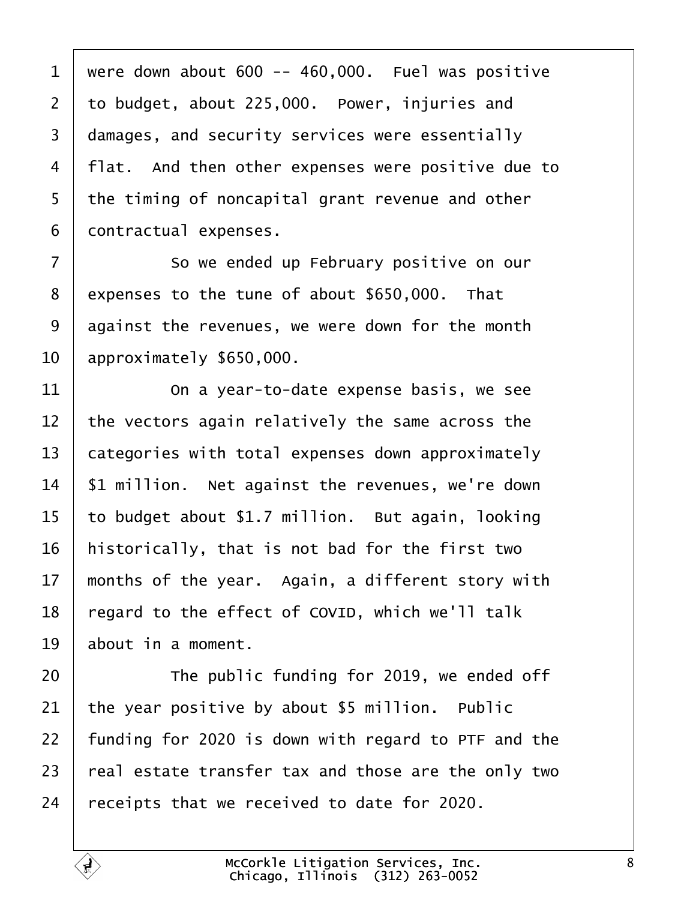were down about 600 -- 460,000. Fuel was positive to budget, about 225,000. Power, injuries and damages, and security services were essentially flat. And then other expenses were positive due to the timing of noncapital grant revenue and other contractual expenses.

So we ended up February positive on our expenses to the tune of about $650,000. That against the revenues, we were down for the month approximately $650,000.

On a year-to-date expense basis, we see the vectors again relatively the same across the categories with total expenses down approximately $1 million. Net against the revenues, we're down to budget about $1.7 million. But again, looking historically, that is not bad for the first two months of the year. Again, a different story with regard to the effect of COVID, which we'll talk about in a moment.

The public funding for 2019, we ended off the year positive by about $5 million. Public funding for 2020 is down with regard to PTF and the real estate transfer tax and those are the only two receipts that we received to date for 2020.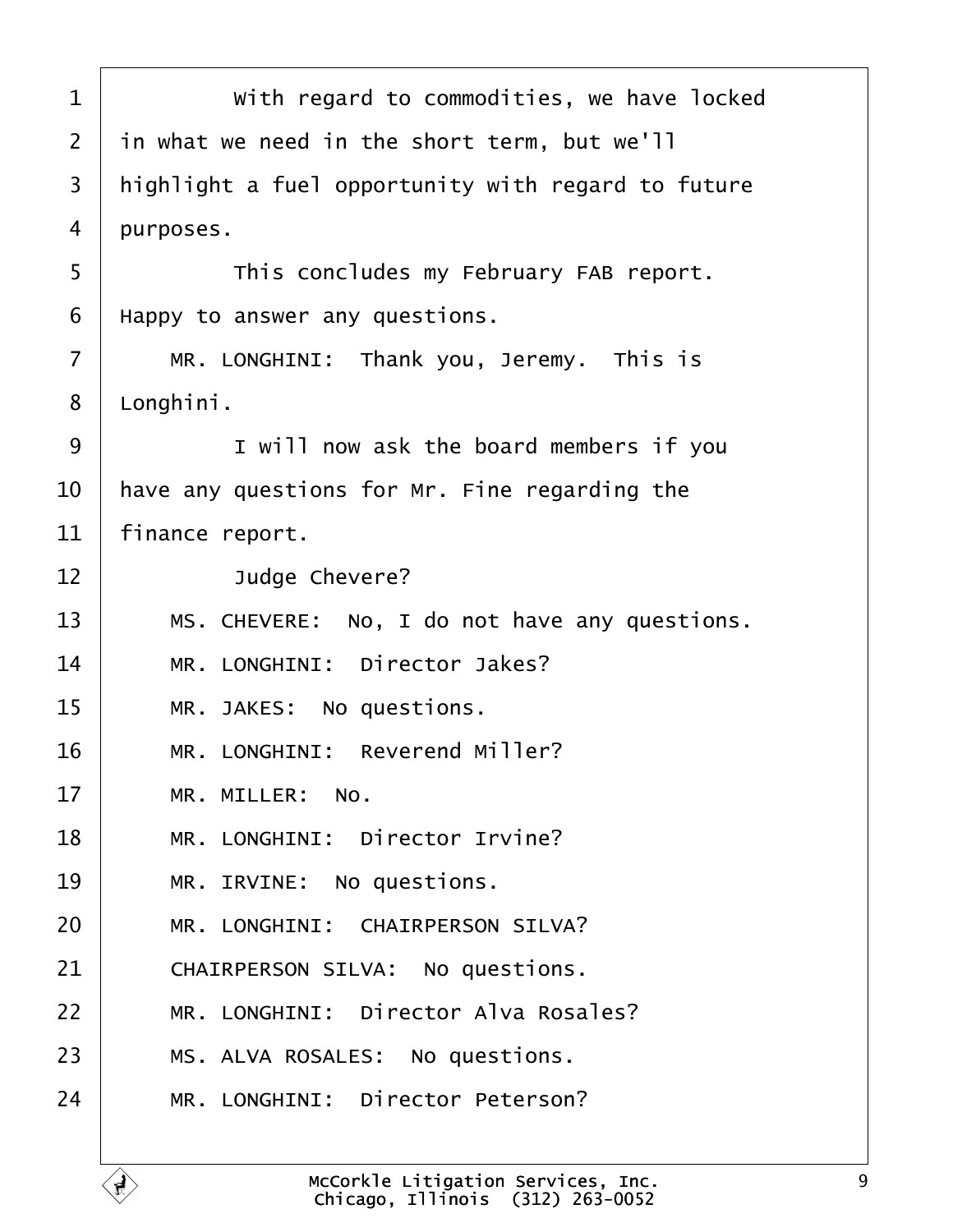1 With regard to commodities, we have locked
2 in what we need in the short term, but we'll
3 highlight a fuel opportunity with regard to future
4 purposes.
5 This concludes my February FAB report.
6 Happy to answer any questions.
7 MR. LONGHINI: Thank you, Jeremy. This is
8 Longhini.
9 I will now ask the board members if you
10 have any questions for Mr. Fine regarding the
11 finance report.
12 Judge Chevere?
13 MS. CHEVERE: No, I do not have any questions.
14 MR. LONGHINI: Director Jakes?
15 MR. JAKES: No questions.
16 MR. LONGHINI: Reverend Miller?
17 MR. MILLER: No.
18 MR. LONGHINI: Director Irvine?
19 MR. IRVINE: No questions.
20 MR. LONGHINI: CHAIRPERSON SILVA?
21 CHAIRPERSON SILVA: No questions.
22 MR. LONGHINI: Director Alva Rosales?
23 MS. ALVA ROSALES: No questions.
24 MR. LONGHINI: Director Peterson?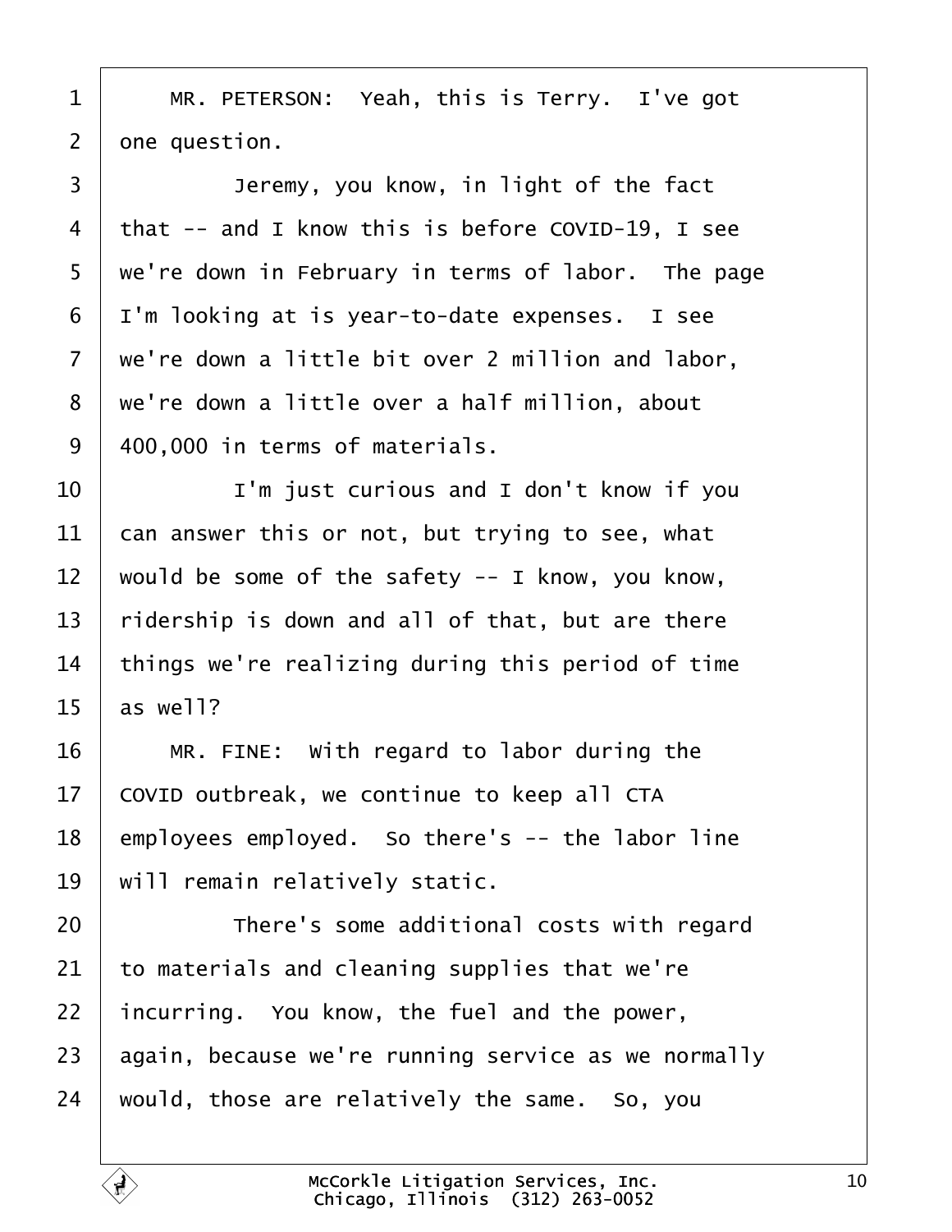MR. PETERSON: Yeah, this is Terry. I've got one question.

Jeremy, you know, in light of the fact that -- and I know this is before COVID-19, I see we're down in February in terms of labor. The page I'm looking at is year-to-date expenses. I see we're down a little bit over 2 million and labor, we're down a little over a half million, about 400,000 in terms of materials.

I'm just curious and I don't know if you can answer this or not, but trying to see, what would be some of the safety -- I know, you know, ridership is down and all of that, but are there things we're realizing during this period of time as well?

MR. FINE: With regard to labor during the COVID outbreak, we continue to keep all CTA employees employed. So there's -- the labor line will remain relatively static.

There's some additional costs with regard to materials and cleaning supplies that we're incurring. You know, the fuel and the power, again, because we're running service as we normally would, those are relatively the same. So, you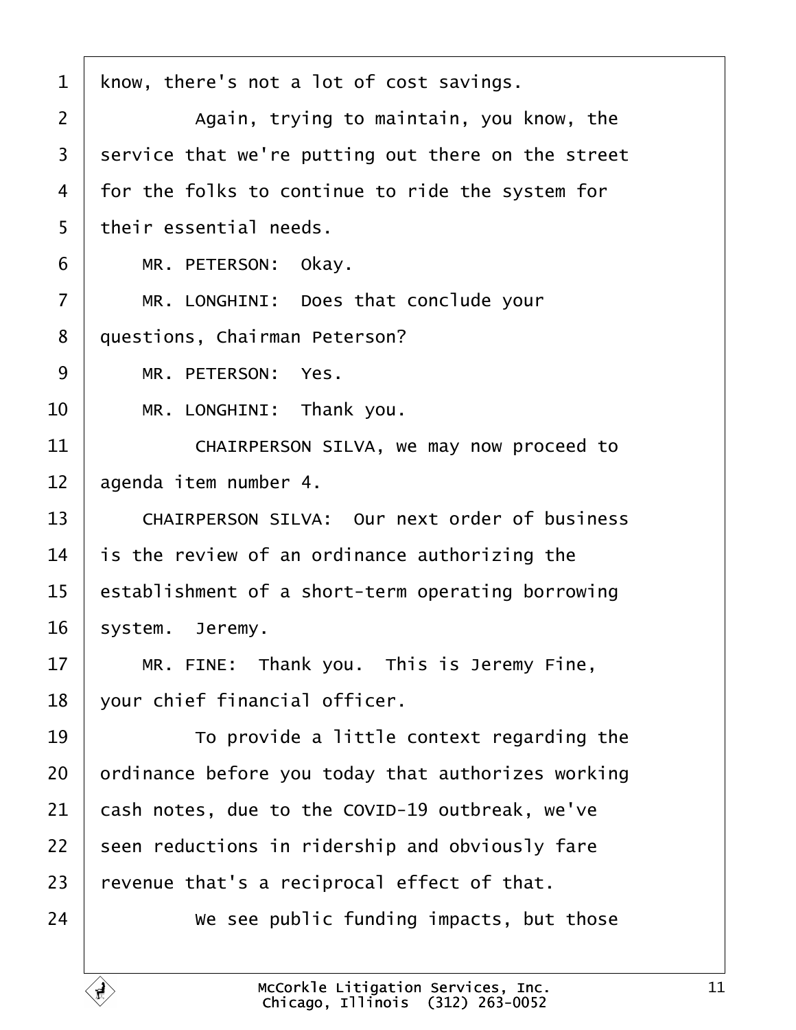know, there's not a lot of cost savings.

Again, trying to maintain, you know, the service that we're putting out there on the street for the folks to continue to ride the system for their essential needs.

MR. PETERSON: Okay.

MR. LONGHINI: Does that conclude your questions, Chairman Peterson?

MR. PETERSON: Yes.

MR. LONGHINI: Thank you.

CHAIRPERSON SILVA, we may now proceed to agenda item number 4.

CHAIRPERSON SILVA: Our next order of business is the review of an ordinance authorizing the establishment of a short-term operating borrowing system. Jeremy.

MR. FINE: Thank you. This is Jeremy Fine, your chief financial officer.

To provide a little context regarding the ordinance before you today that authorizes working cash notes, due to the COVID-19 outbreak, we've seen reductions in ridership and obviously fare revenue that's a reciprocal effect of that.

We see public funding impacts, but those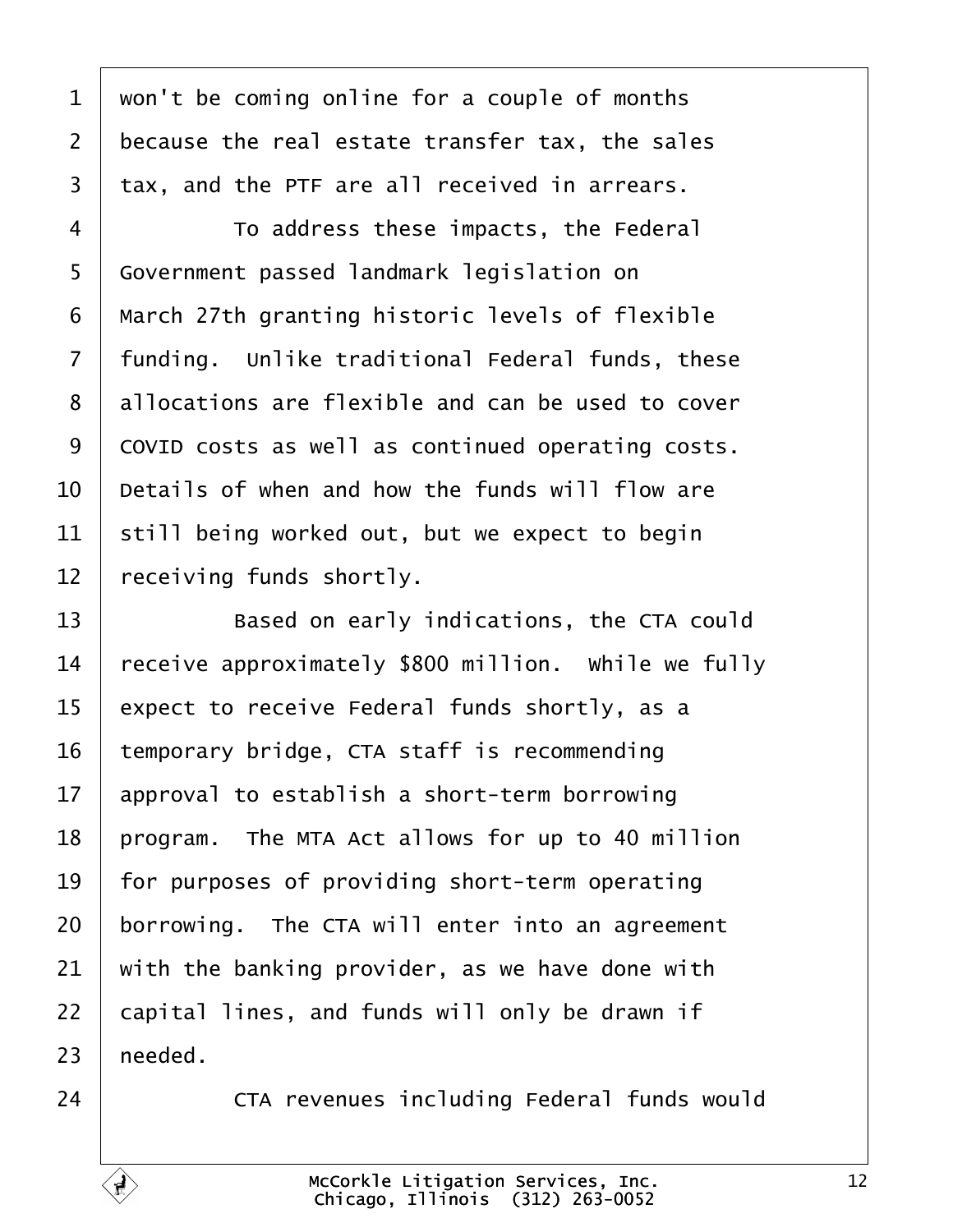won't be coming online for a couple of months because the real estate transfer tax, the sales tax, and the PTF are all received in arrears.

To address these impacts, the Federal Government passed landmark legislation on March 27th granting historic levels of flexible funding. Unlike traditional Federal funds, these allocations are flexible and can be used to cover COVID costs as well as continued operating costs. Details of when and how the funds will flow are still being worked out, but we expect to begin receiving funds shortly.

Based on early indications, the CTA could receive approximately $800 million. While we fully expect to receive Federal funds shortly, as a temporary bridge, CTA staff is recommending approval to establish a short-term borrowing program. The MTA Act allows for up to 40 million for purposes of providing short-term operating borrowing. The CTA will enter into an agreement with the banking provider, as we have done with capital lines, and funds will only be drawn if needed.

CTA revenues including Federal funds would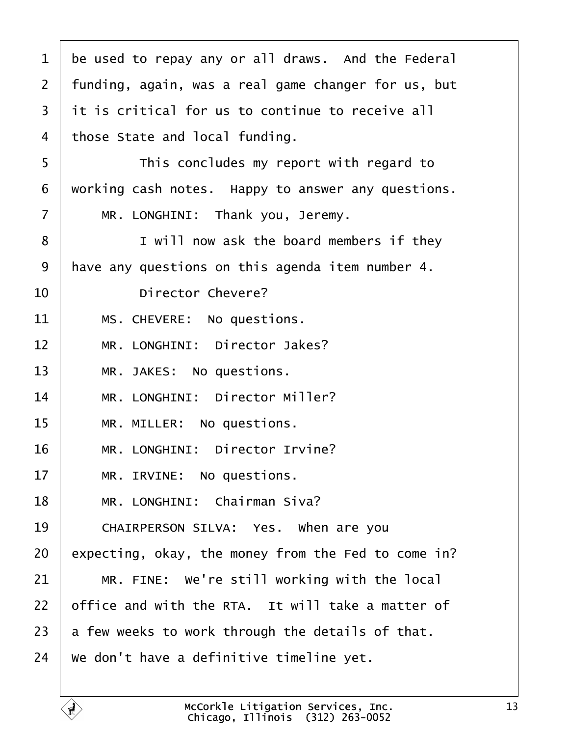be used to repay any or all draws. And the Federal funding, again, was a real game changer for us, but it is critical for us to continue to receive all those State and local funding.

This concludes my report with regard to working cash notes. Happy to answer any questions.

MR. LONGHINI: Thank you, Jeremy.

I will now ask the board members if they have any questions on this agenda item number 4.

Director Chevere?

MS. CHEVERE: No questions.

MR. LONGHINI: Director Jakes?

MR. JAKES: No questions.

MR. LONGHINI: Director Miller?

MR. MILLER: No questions.

MR. LONGHINI: Director Irvine?

MR. IRVINE: No questions.

MR. LONGHINI: Chairman Siva?

CHAIRPERSON SILVA: Yes. When are you expecting, okay, the money from the Fed to come in?

MR. FINE: We're still working with the local office and with the RTA. It will take a matter of a few weeks to work through the details of that. We don't have a definitive timeline yet.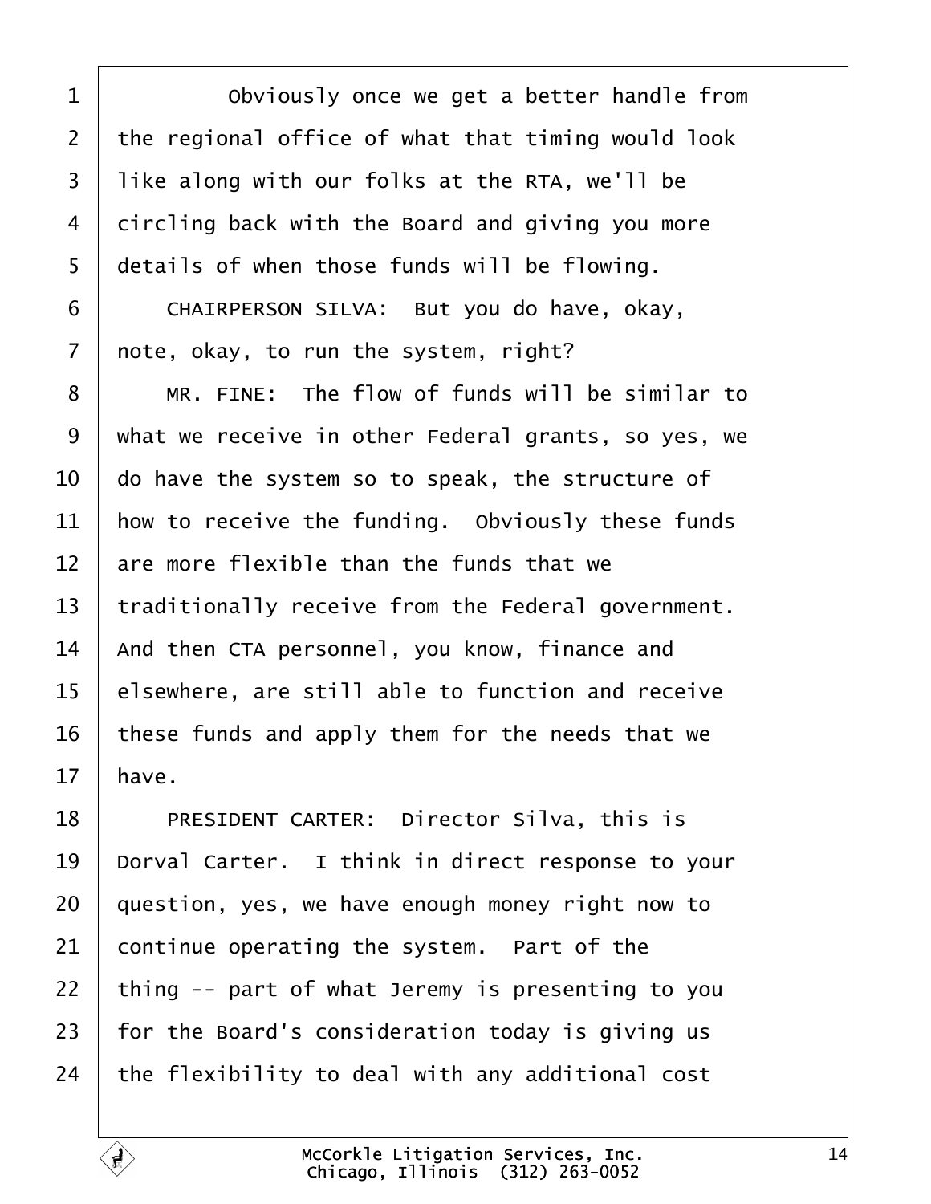Obviously once we get a better handle from the regional office of what that timing would look like along with our folks at the RTA, we'll be circling back with the Board and giving you more details of when those funds will be flowing.

CHAIRPERSON SILVA: But you do have, okay, note, okay, to run the system, right?

MR. FINE: The flow of funds will be similar to what we receive in other Federal grants, so yes, we do have the system so to speak, the structure of how to receive the funding. Obviously these funds are more flexible than the funds that we traditionally receive from the Federal government. And then CTA personnel, you know, finance and elsewhere, are still able to function and receive these funds and apply them for the needs that we have.

PRESIDENT CARTER: Director Silva, this is Dorval Carter. I think in direct response to your question, yes, we have enough money right now to continue operating the system. Part of the thing -- part of what Jeremy is presenting to you for the Board's consideration today is giving us the flexibility to deal with any additional cost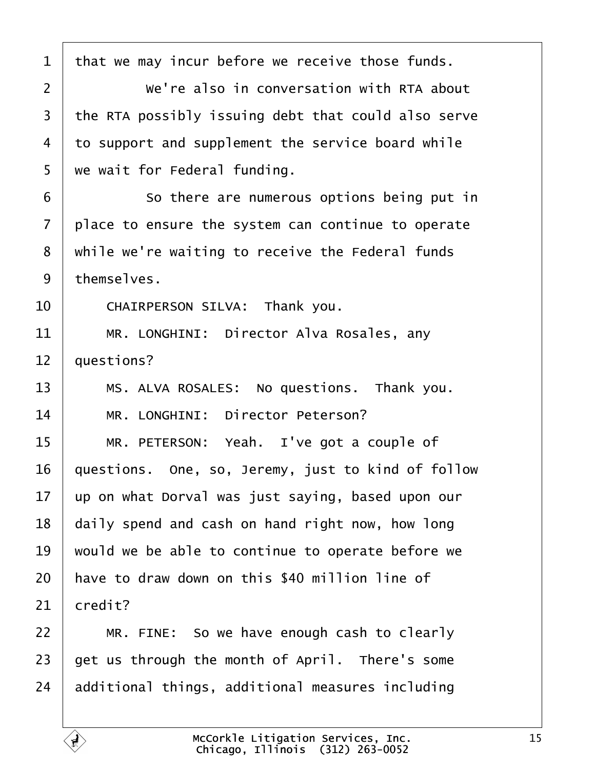that we may incur before we receive those funds.

We're also in conversation with RTA about the RTA possibly issuing debt that could also serve to support and supplement the service board while we wait for Federal funding.

So there are numerous options being put in place to ensure the system can continue to operate while we're waiting to receive the Federal funds themselves.

CHAIRPERSON SILVA: Thank you.

MR. LONGHINI: Director Alva Rosales, any questions?

MS. ALVA ROSALES: No questions. Thank you.

MR. LONGHINI: Director Peterson?

MR. PETERSON: Yeah. I've got a couple of questions. One, so, Jeremy, just to kind of follow up on what Dorval was just saying, based upon our daily spend and cash on hand right now, how long would we be able to continue to operate before we have to draw down on this $40 million line of credit?

MR. FINE: So we have enough cash to clearly get us through the month of April. There's some additional things, additional measures including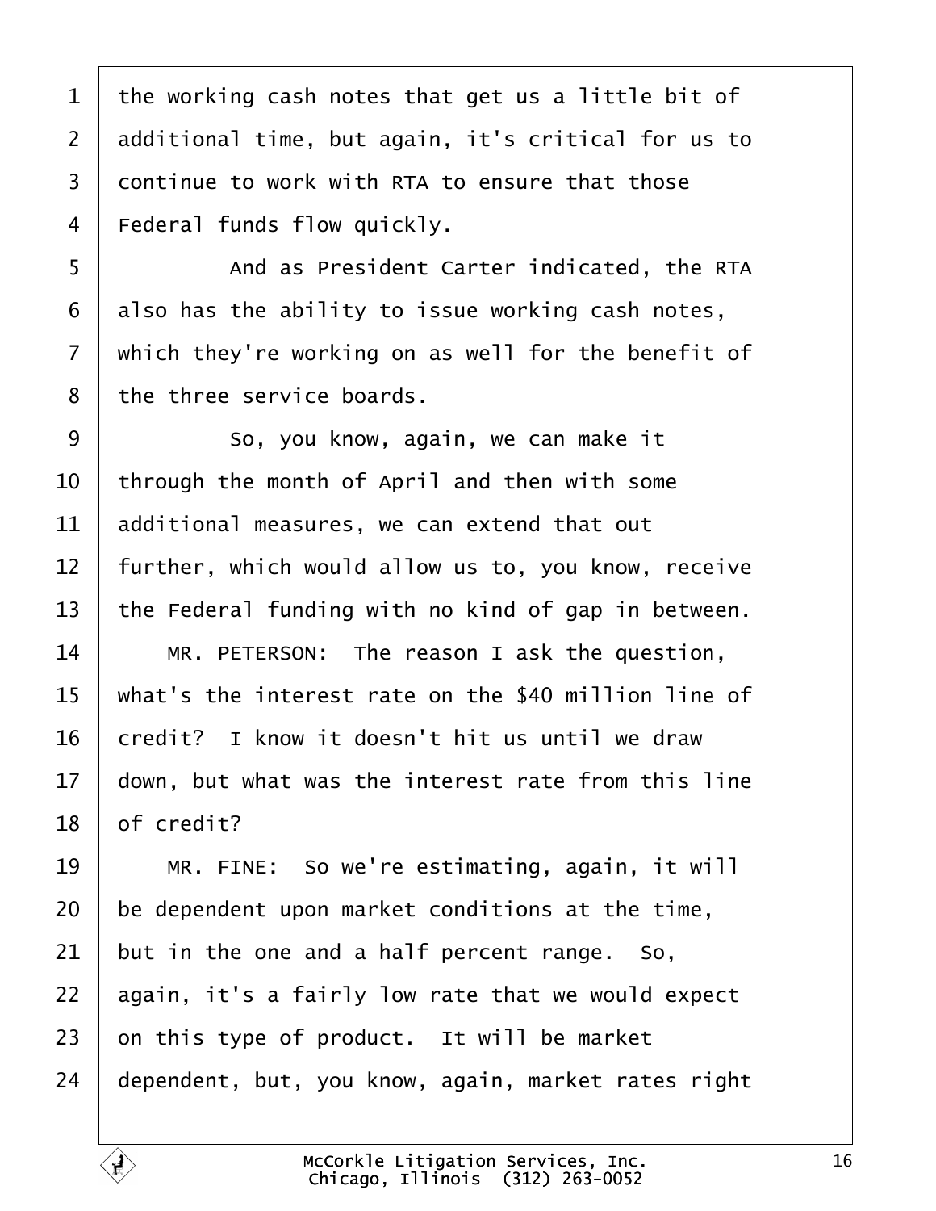the working cash notes that get us a little bit of additional time, but again, it's critical for us to continue to work with RTA to ensure that those Federal funds flow quickly.

And as President Carter indicated, the RTA also has the ability to issue working cash notes, which they're working on as well for the benefit of the three service boards.

So, you know, again, we can make it through the month of April and then with some additional measures, we can extend that out further, which would allow us to, you know, receive the Federal funding with no kind of gap in between.

MR. PETERSON: The reason I ask the question, what's the interest rate on the $40 million line of credit? I know it doesn't hit us until we draw down, but what was the interest rate from this line of credit?

MR. FINE: So we're estimating, again, it will be dependent upon market conditions at the time, but in the one and a half percent range. So, again, it's a fairly low rate that we would expect on this type of product. It will be market dependent, but, you know, again, market rates right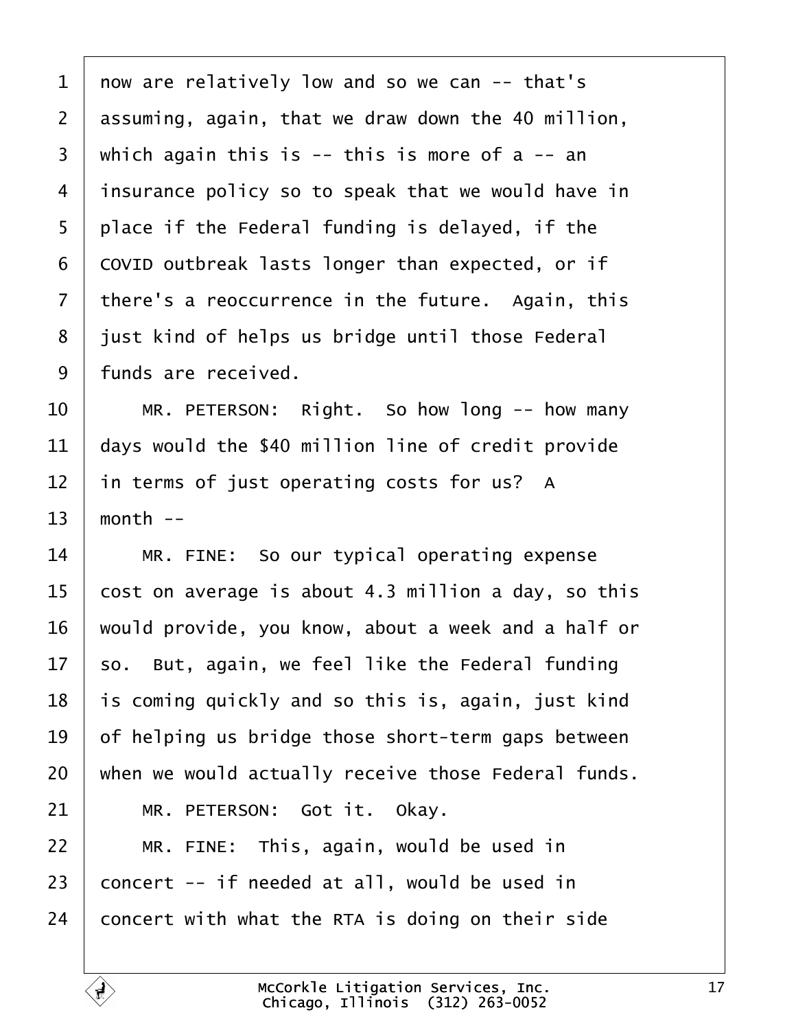now are relatively low and so we can -- that's assuming, again, that we draw down the 40 million, which again this is -- this is more of a -- an insurance policy so to speak that we would have in place if the Federal funding is delayed, if the COVID outbreak lasts longer than expected, or if there's a reoccurrence in the future. Again, this just kind of helps us bridge until those Federal funds are received.

MR. PETERSON: Right. So how long -- how many days would the $40 million line of credit provide in terms of just operating costs for us? A month --

MR. FINE: So our typical operating expense cost on average is about 4.3 million a day, so this would provide, you know, about a week and a half or so. But, again, we feel like the Federal funding is coming quickly and so this is, again, just kind of helping us bridge those short-term gaps between when we would actually receive those Federal funds.

MR. PETERSON: Got it. Okay.

MR. FINE: This, again, would be used in concert -- if needed at all, would be used in concert with what the RTA is doing on their side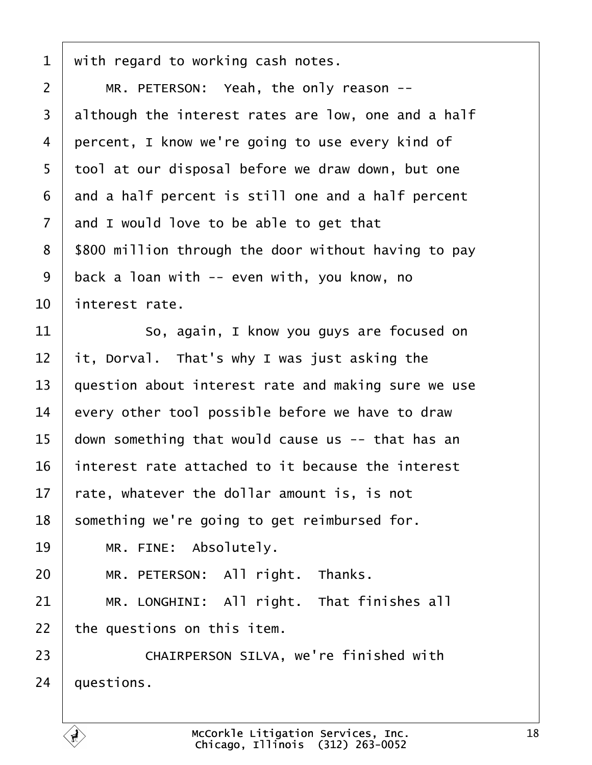with regard to working cash notes.

MR. PETERSON: Yeah, the only reason -- although the interest rates are low, one and a half percent, I know we're going to use every kind of tool at our disposal before we draw down, but one and a half percent is still one and a half percent and I would love to be able to get that $800 million through the door without having to pay back a loan with -- even with, you know, no interest rate.

So, again, I know you guys are focused on it, Dorval. That's why I was just asking the question about interest rate and making sure we use every other tool possible before we have to draw down something that would cause us -- that has an interest rate attached to it because the interest rate, whatever the dollar amount is, is not something we're going to get reimbursed for.

MR. FINE: Absolutely.

MR. PETERSON: All right. Thanks.

MR. LONGHINI: All right. That finishes all the questions on this item.

CHAIRPERSON SILVA, we're finished with questions.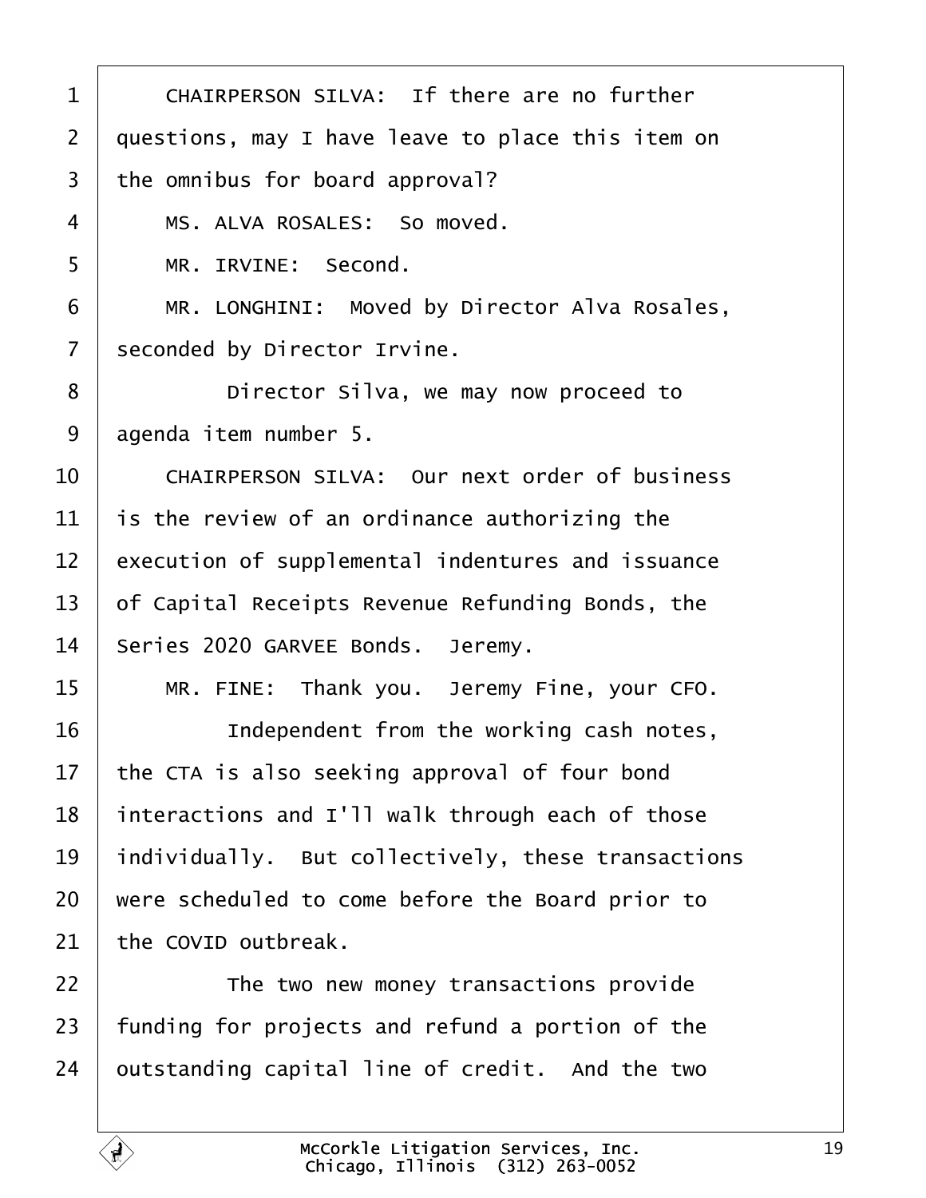CHAIRPERSON SILVA: If there are no further questions, may I have leave to place this item on the omnibus for board approval?

MS. ALVA ROSALES: So moved.

MR. IRVINE: Second.

MR. LONGHINI: Moved by Director Alva Rosales, seconded by Director Irvine.

Director Silva, we may now proceed to agenda item number 5.

CHAIRPERSON SILVA: Our next order of business is the review of an ordinance authorizing the execution of supplemental indentures and issuance of Capital Receipts Revenue Refunding Bonds, the Series 2020 GARVEE Bonds. Jeremy.

MR. FINE: Thank you. Jeremy Fine, your CFO.

Independent from the working cash notes, the CTA is also seeking approval of four bond interactions and I'll walk through each of those individually. But collectively, these transactions were scheduled to come before the Board prior to the COVID outbreak.

The two new money transactions provide funding for projects and refund a portion of the outstanding capital line of credit. And the two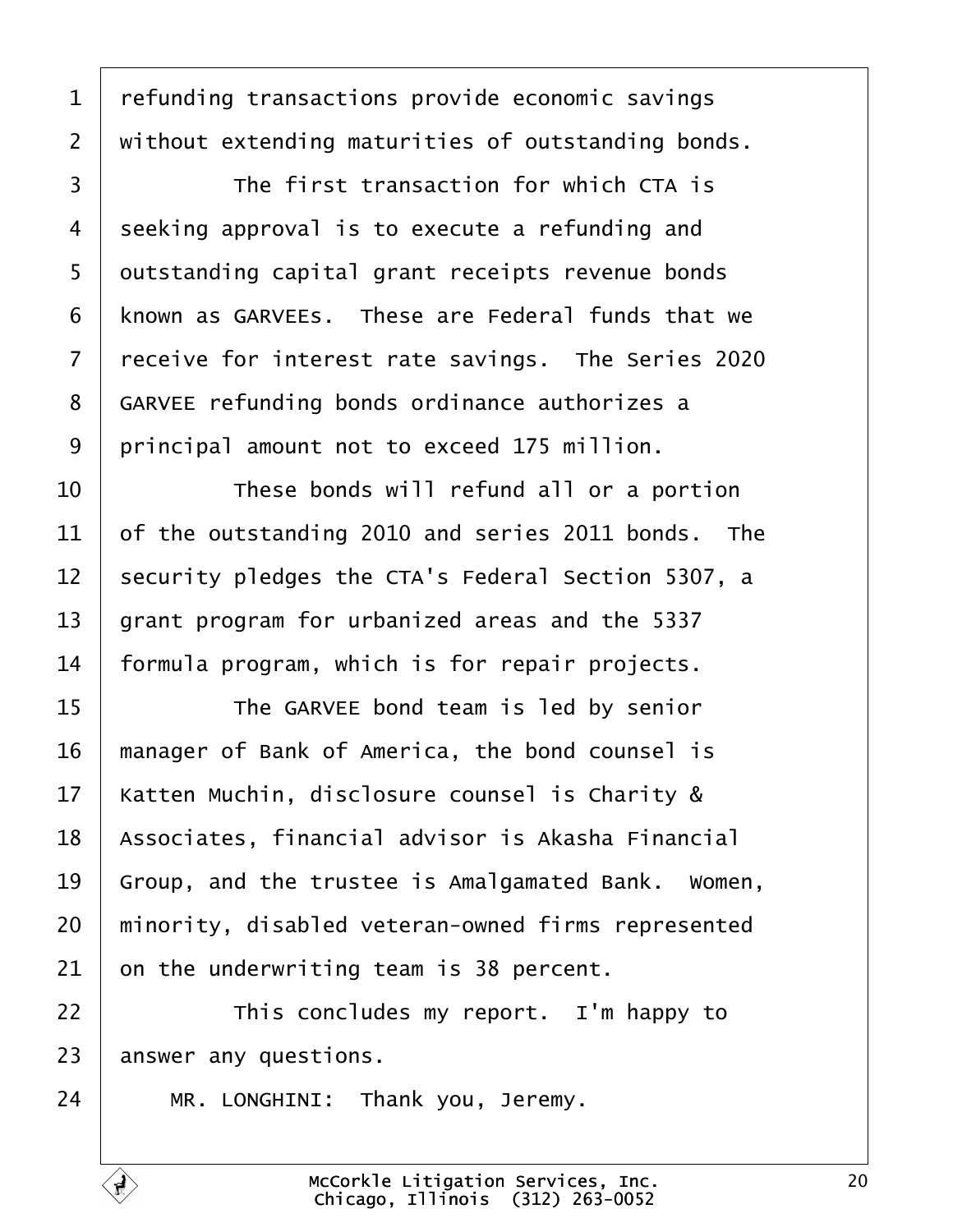refunding transactions provide economic savings without extending maturities of outstanding bonds.

The first transaction for which CTA is seeking approval is to execute a refunding and outstanding capital grant receipts revenue bonds known as GARVEEs. These are Federal funds that we receive for interest rate savings. The Series 2020 GARVEE refunding bonds ordinance authorizes a principal amount not to exceed 175 million.

These bonds will refund all or a portion of the outstanding 2010 and series 2011 bonds. The security pledges the CTA's Federal Section 5307, a grant program for urbanized areas and the 5337 formula program, which is for repair projects.

The GARVEE bond team is led by senior manager of Bank of America, the bond counsel is Katten Muchin, disclosure counsel is Charity & Associates, financial advisor is Akasha Financial Group, and the trustee is Amalgamated Bank. Women, minority, disabled veteran-owned firms represented on the underwriting team is 38 percent.

This concludes my report. I'm happy to answer any questions.

MR. LONGHINI: Thank you, Jeremy.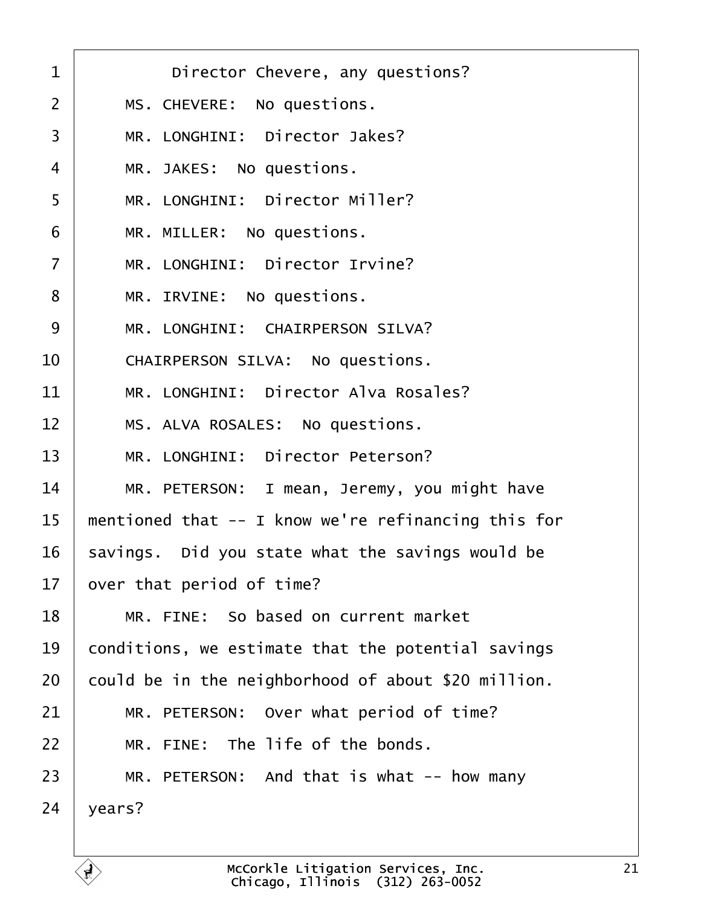Director Chevere, any questions?

MS. CHEVERE: No questions.

MR. LONGHINI: Director Jakes?

MR. JAKES: No questions.

MR. LONGHINI: Director Miller?

MR. MILLER: No questions.

MR. LONGHINI: Director Irvine?

MR. IRVINE: No questions.

MR. LONGHINI: CHAIRPERSON SILVA?

CHAIRPERSON SILVA: No questions.

MR. LONGHINI: Director Alva Rosales?

MS. ALVA ROSALES: No questions.

MR. LONGHINI: Director Peterson?

MR. PETERSON: I mean, Jeremy, you might have mentioned that -- I know we're refinancing this for savings. Did you state what the savings would be over that period of time?

MR. FINE: So based on current market conditions, we estimate that the potential savings could be in the neighborhood of about $20 million.

MR. PETERSON: Over what period of time?

MR. FINE: The life of the bonds.

MR. PETERSON: And that is what -- how many years?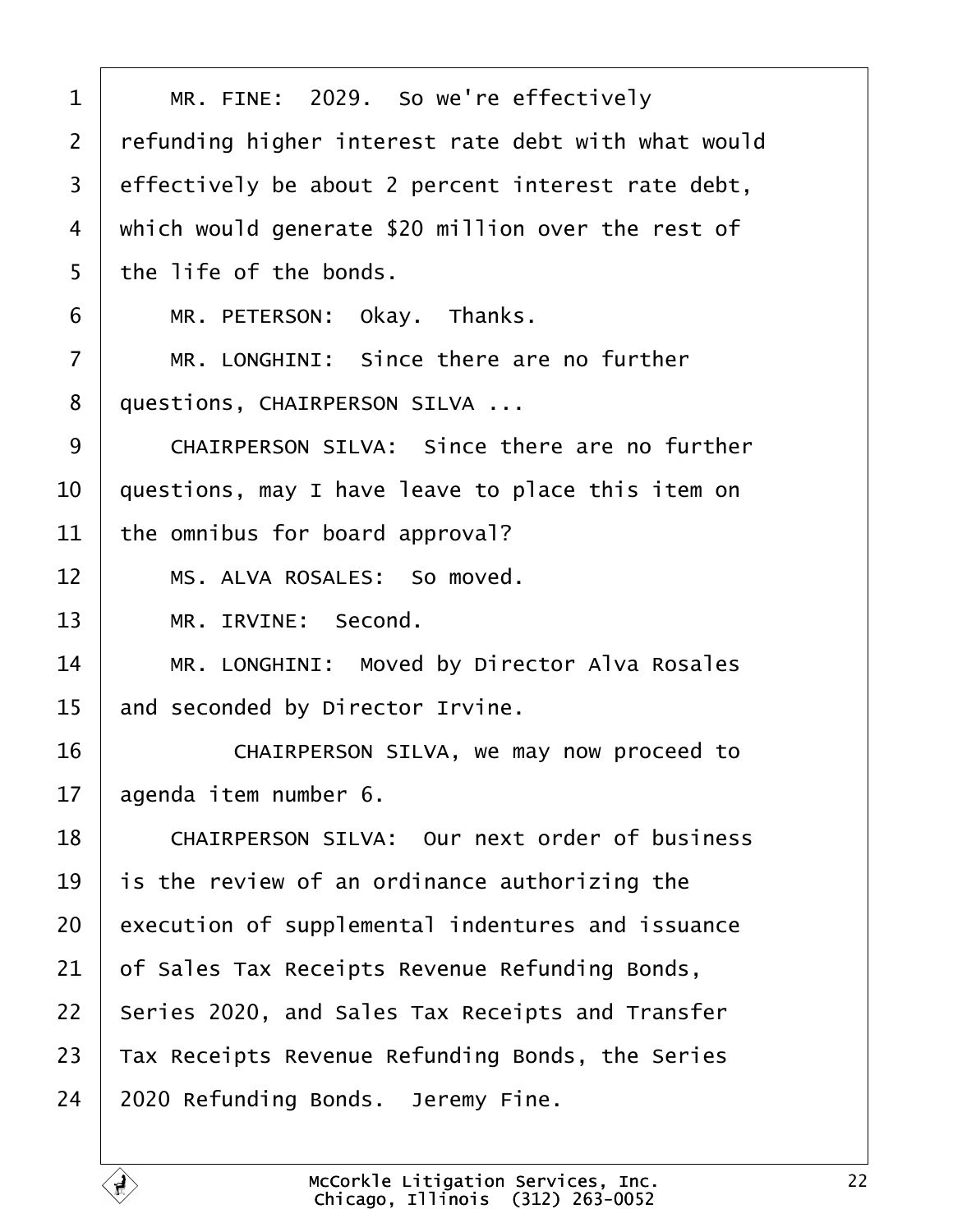1 MR. FINE: 2029. So we're effectively
2 refunding higher interest rate debt with what would
3 effectively be about 2 percent interest rate debt,
4 which would generate $20 million over the rest of
5 the life of the bonds.
6 MR. PETERSON: Okay. Thanks.
7 MR. LONGHINI: Since there are no further
8 questions, CHAIRPERSON SILVA ...
9 CHAIRPERSON SILVA: Since there are no further
10 questions, may I have leave to place this item on
11 the omnibus for board approval?
12 MS. ALVA ROSALES: So moved.
13 MR. IRVINE: Second.
14 MR. LONGHINI: Moved by Director Alva Rosales
15 and seconded by Director Irvine.
16 CHAIRPERSON SILVA, we may now proceed to
17 agenda item number 6.
18 CHAIRPERSON SILVA: Our next order of business
19 is the review of an ordinance authorizing the
20 execution of supplemental indentures and issuance
21 of Sales Tax Receipts Revenue Refunding Bonds,
22 Series 2020, and Sales Tax Receipts and Transfer
23 Tax Receipts Revenue Refunding Bonds, the Series
24 2020 Refunding Bonds. Jeremy Fine.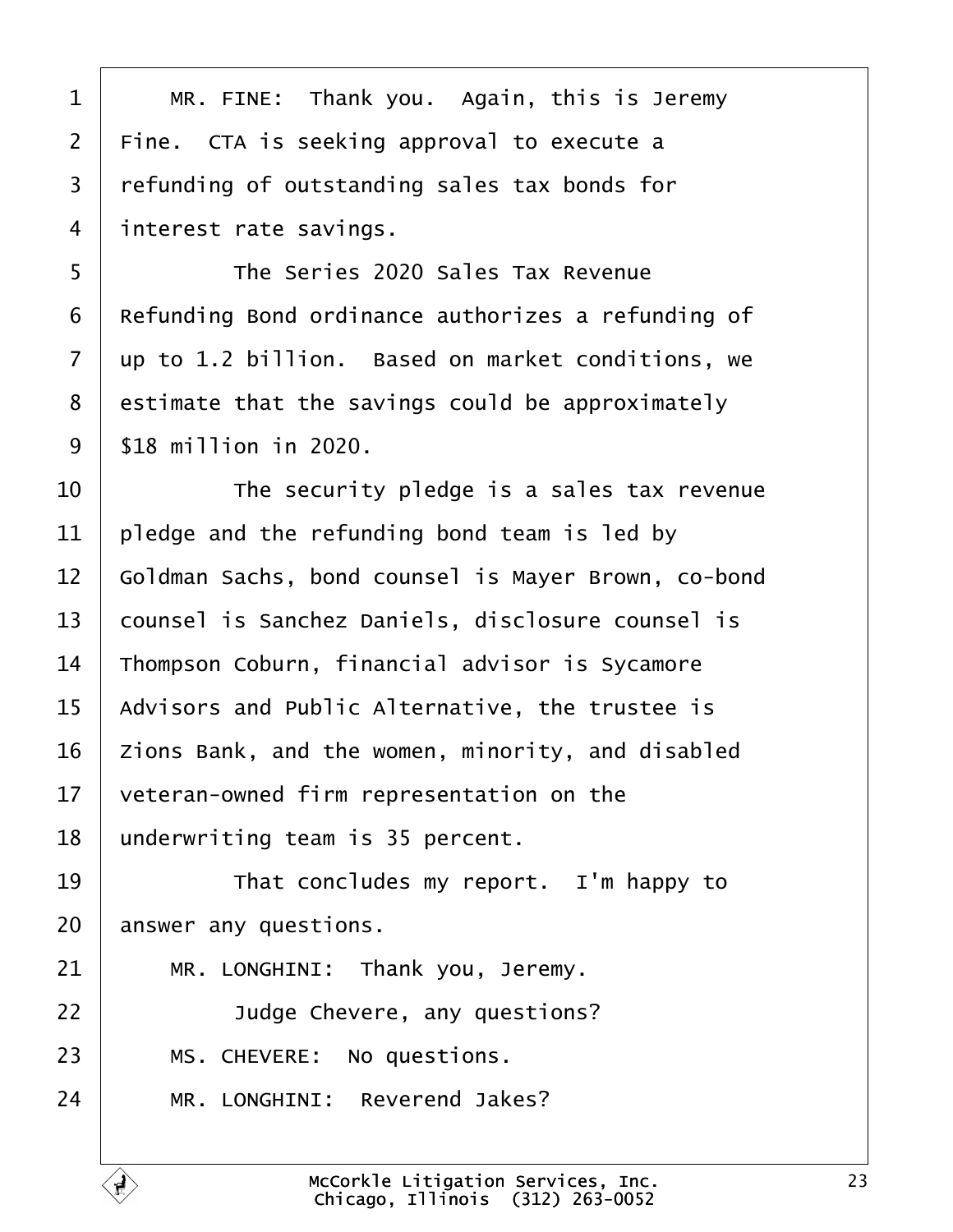MR. FINE: Thank you. Again, this is Jeremy Fine. CTA is seeking approval to execute a refunding of outstanding sales tax bonds for interest rate savings.

The Series 2020 Sales Tax Revenue Refunding Bond ordinance authorizes a refunding of up to 1.2 billion. Based on market conditions, we estimate that the savings could be approximately $18 million in 2020.

The security pledge is a sales tax revenue pledge and the refunding bond team is led by Goldman Sachs, bond counsel is Mayer Brown, co-bond counsel is Sanchez Daniels, disclosure counsel is Thompson Coburn, financial advisor is Sycamore Advisors and Public Alternative, the trustee is Zions Bank, and the women, minority, and disabled veteran-owned firm representation on the underwriting team is 35 percent.

That concludes my report. I'm happy to answer any questions.

MR. LONGHINI: Thank you, Jeremy.

Judge Chevere, any questions?

MS. CHEVERE: No questions.

MR. LONGHINI: Reverend Jakes?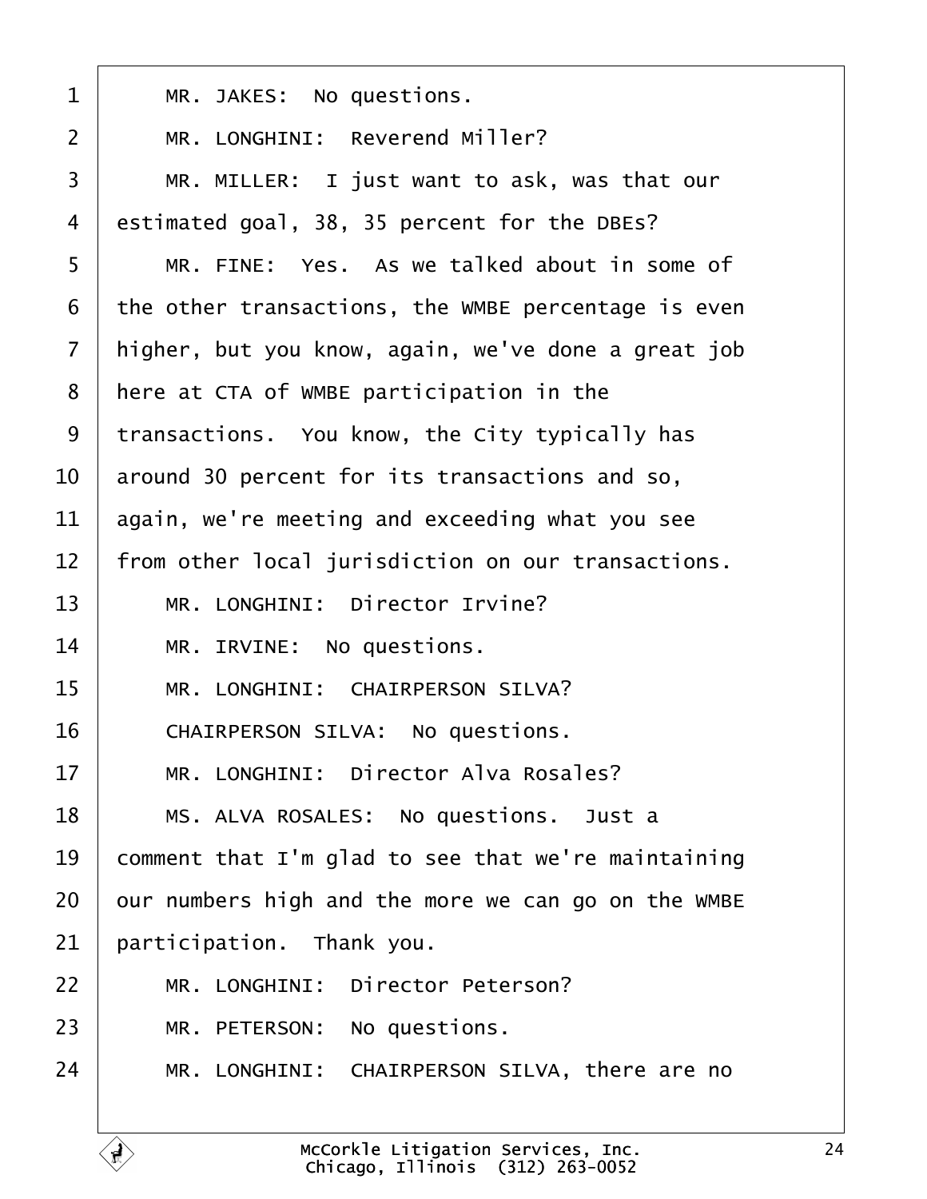MR. JAKES: No questions.

MR. LONGHINI: Reverend Miller?

MR. MILLER: I just want to ask, was that our estimated goal, 38, 35 percent for the DBEs?

MR. FINE: Yes. As we talked about in some of the other transactions, the WMBE percentage is even higher, but you know, again, we've done a great job here at CTA of WMBE participation in the transactions. You know, the City typically has around 30 percent for its transactions and so, again, we're meeting and exceeding what you see from other local jurisdiction on our transactions.

MR. LONGHINI: Director Irvine?

MR. IRVINE: No questions.

MR. LONGHINI: CHAIRPERSON SILVA?

CHAIRPERSON SILVA: No questions.

MR. LONGHINI: Director Alva Rosales?

MS. ALVA ROSALES: No questions. Just a comment that I'm glad to see that we're maintaining our numbers high and the more we can go on the WMBE participation. Thank you.

MR. LONGHINI: Director Peterson?

MR. PETERSON: No questions.

MR. LONGHINI: CHAIRPERSON SILVA, there are no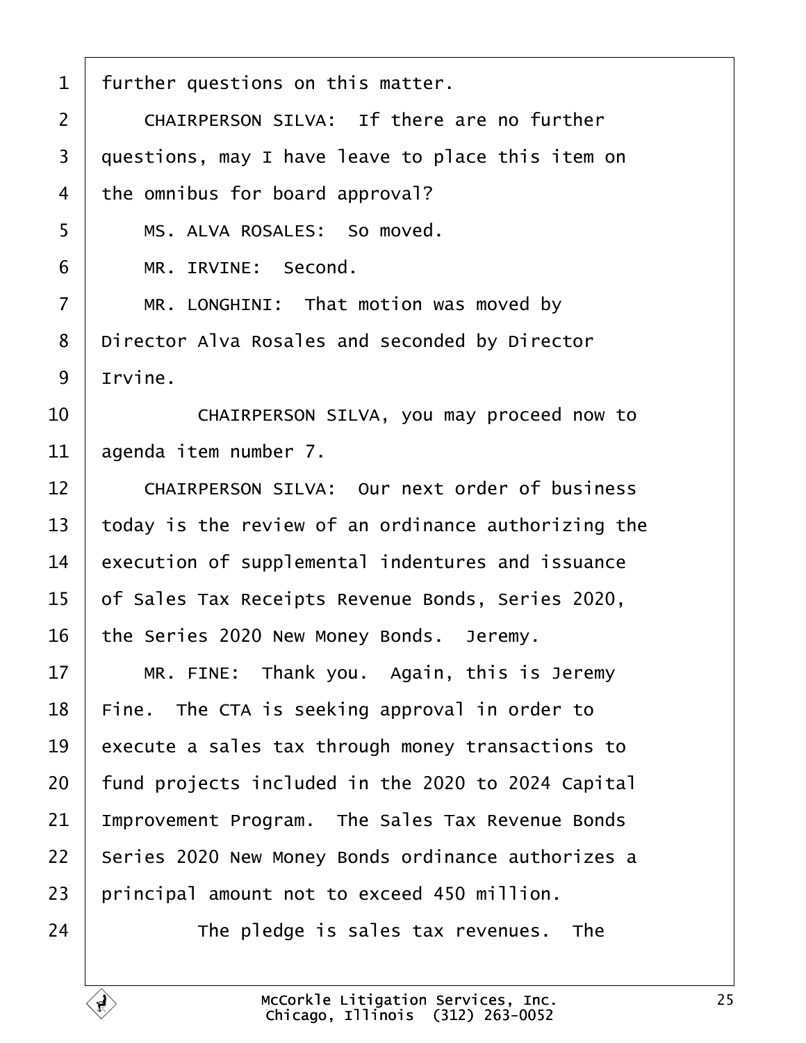1 further questions on this matter.

2 CHAIRPERSON SILVA: If there are no further

3 questions, may I have leave to place this item on

4 the omnibus for board approval?

5 MS. ALVA ROSALES: So moved.

6 MR. IRVINE: Second.

7 MR. LONGHINI: That motion was moved by

8 Director Alva Rosales and seconded by Director

9 Irvine.

10 CHAIRPERSON SILVA, you may proceed now to

11 agenda item number 7.

12 CHAIRPERSON SILVA: Our next order of business

13 today is the review of an ordinance authorizing the

14 execution of supplemental indentures and issuance

15 of Sales Tax Receipts Revenue Bonds, Series 2020,

16 the Series 2020 New Money Bonds. Jeremy.

17 MR. FINE: Thank you. Again, this is Jeremy

18 Fine. The CTA is seeking approval in order to

19 execute a sales tax through money transactions to

20 fund projects included in the 2020 to 2024 Capital

21 Improvement Program. The Sales Tax Revenue Bonds

22 Series 2020 New Money Bonds ordinance authorizes a

23 principal amount not to exceed 450 million.

24 The pledge is sales tax revenues. The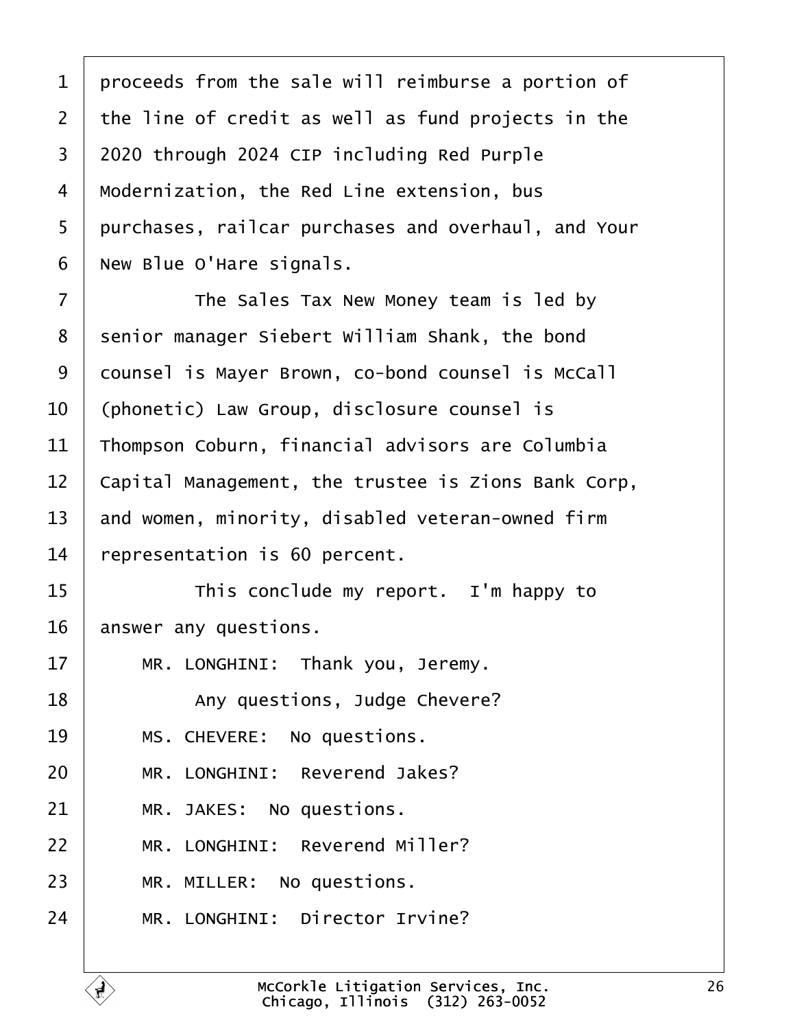proceeds from the sale will reimburse a portion of the line of credit as well as fund projects in the 2020 through 2024 CIP including Red Purple Modernization, the Red Line extension, bus purchases, railcar purchases and overhaul, and Your New Blue O'Hare signals.

The Sales Tax New Money team is led by senior manager Siebert William Shank, the bond counsel is Mayer Brown, co-bond counsel is McCall (phonetic) Law Group, disclosure counsel is Thompson Coburn, financial advisors are Columbia Capital Management, the trustee is Zions Bank Corp, and women, minority, disabled veteran-owned firm representation is 60 percent.

This conclude my report. I'm happy to answer any questions.

MR. LONGHINI: Thank you, Jeremy.

Any questions, Judge Chevere?

MS. CHEVERE: No questions.

MR. LONGHINI: Reverend Jakes?

MR. JAKES: No questions.

MR. LONGHINI: Reverend Miller?

MR. MILLER: No questions.

MR. LONGHINI: Director Irvine?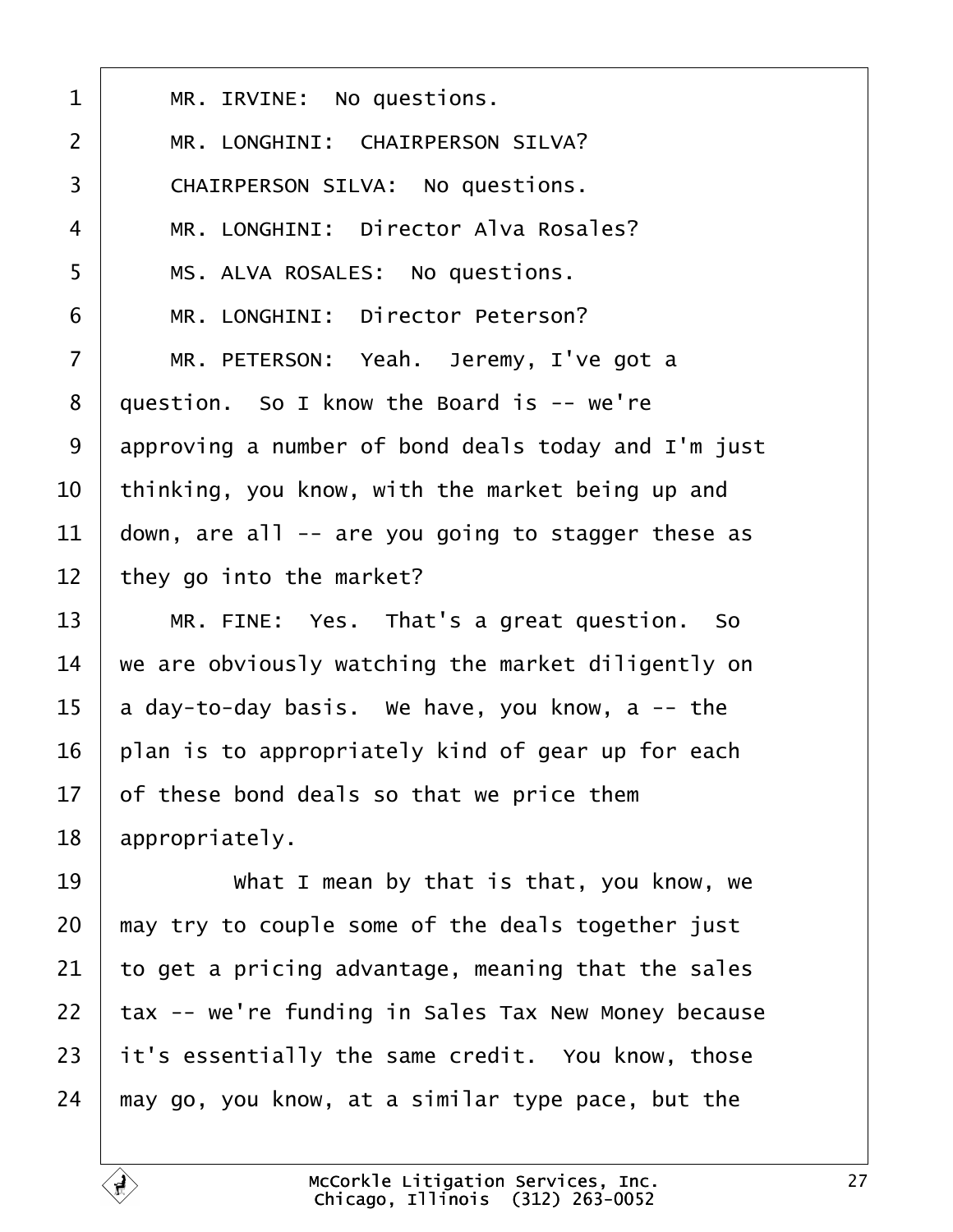MR. IRVINE: No questions.

MR. LONGHINI: CHAIRPERSON SILVA?

CHAIRPERSON SILVA: No questions.

MR. LONGHINI: Director Alva Rosales?

MS. ALVA ROSALES: No questions.

MR. LONGHINI: Director Peterson?

MR. PETERSON: Yeah. Jeremy, I've got a question. So I know the Board is -- we're approving a number of bond deals today and I'm just thinking, you know, with the market being up and down, are all -- are you going to stagger these as they go into the market?

MR. FINE: Yes. That's a great question. So we are obviously watching the market diligently on a day-to-day basis. We have, you know, a -- the plan is to appropriately kind of gear up for each of these bond deals so that we price them appropriately.

What I mean by that is that, you know, we may try to couple some of the deals together just to get a pricing advantage, meaning that the sales tax -- we're funding in Sales Tax New Money because it's essentially the same credit. You know, those may go, you know, at a similar type pace, but the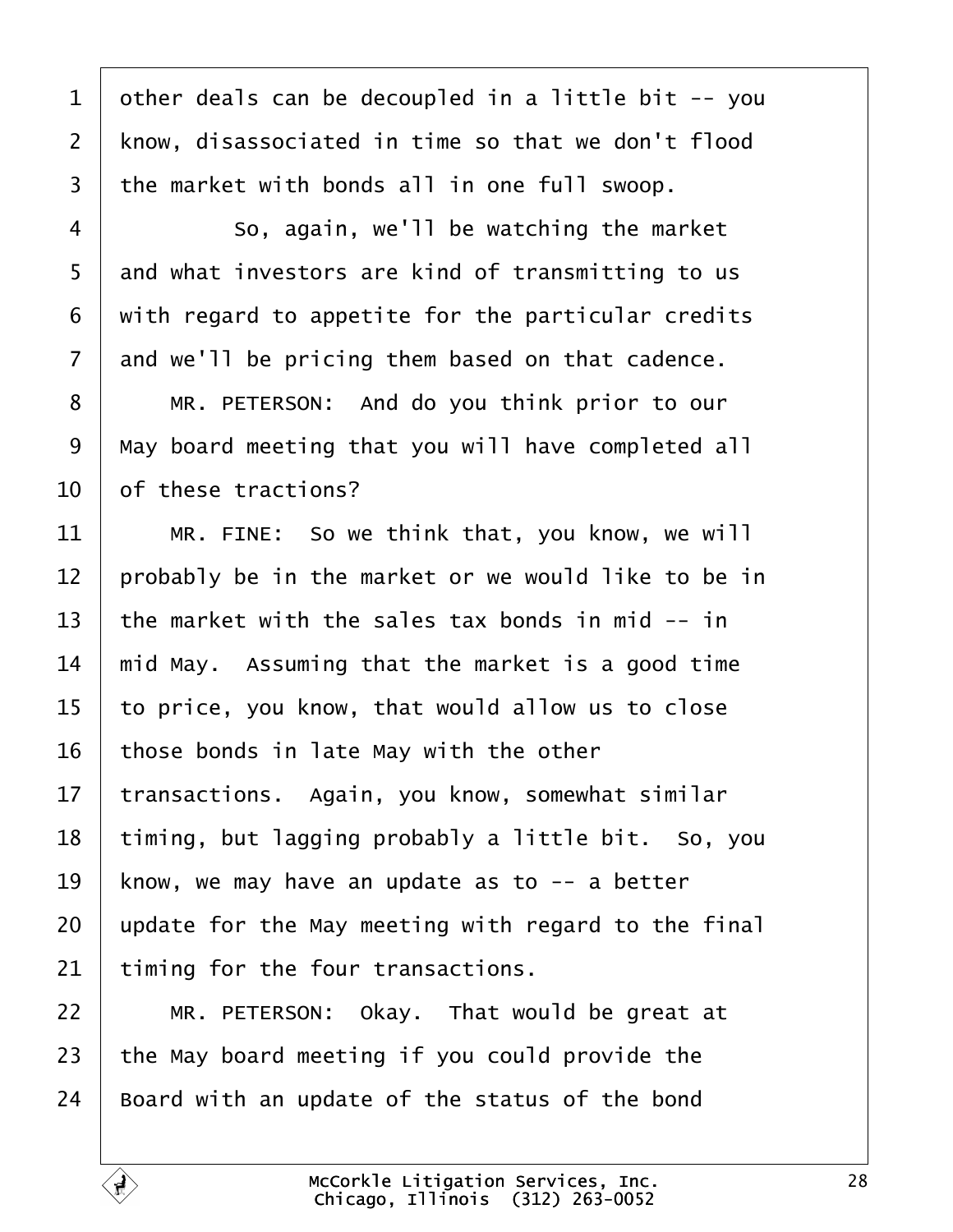other deals can be decoupled in a little bit -- you know, disassociated in time so that we don't flood the market with bonds all in one full swoop.

So, again, we'll be watching the market and what investors are kind of transmitting to us with regard to appetite for the particular credits and we'll be pricing them based on that cadence.

MR. PETERSON: And do you think prior to our May board meeting that you will have completed all of these tractions?

MR. FINE: So we think that, you know, we will probably be in the market or we would like to be in the market with the sales tax bonds in mid -- in mid May. Assuming that the market is a good time to price, you know, that would allow us to close those bonds in late May with the other transactions. Again, you know, somewhat similar timing, but lagging probably a little bit. So, you know, we may have an update as to -- a better update for the May meeting with regard to the final timing for the four transactions.

MR. PETERSON: Okay. That would be great at the May board meeting if you could provide the Board with an update of the status of the bond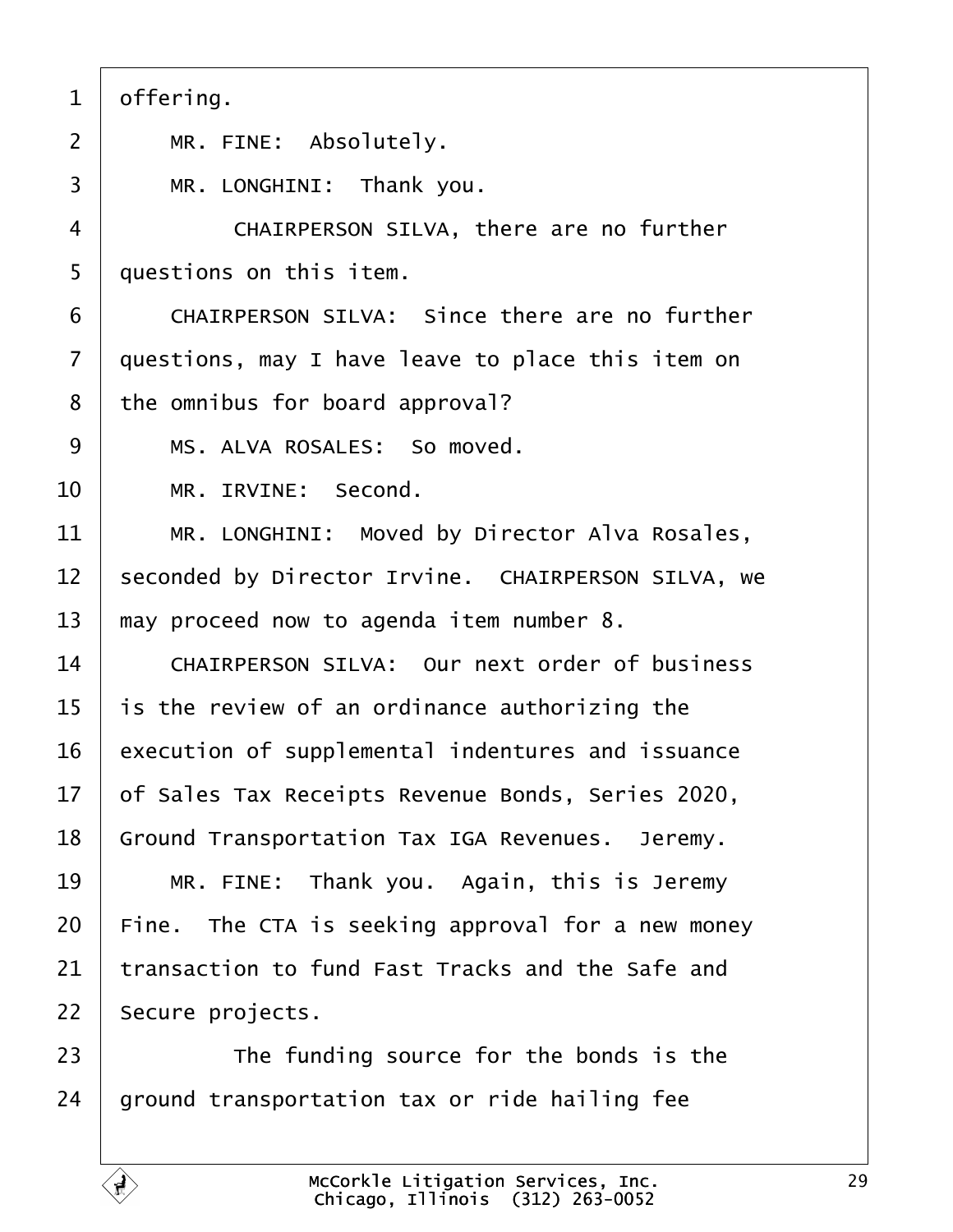offering.

MR. FINE: Absolutely.

MR. LONGHINI: Thank you.

CHAIRPERSON SILVA, there are no further questions on this item.

CHAIRPERSON SILVA: Since there are no further questions, may I have leave to place this item on the omnibus for board approval?

MS. ALVA ROSALES: So moved.

MR. IRVINE: Second.

MR. LONGHINI: Moved by Director Alva Rosales, seconded by Director Irvine. CHAIRPERSON SILVA, we may proceed now to agenda item number 8.

CHAIRPERSON SILVA: Our next order of business is the review of an ordinance authorizing the execution of supplemental indentures and issuance of Sales Tax Receipts Revenue Bonds, Series 2020, Ground Transportation Tax IGA Revenues. Jeremy.

MR. FINE: Thank you. Again, this is Jeremy Fine. The CTA is seeking approval for a new money transaction to fund Fast Tracks and the Safe and Secure projects.

The funding source for the bonds is the ground transportation tax or ride hailing fee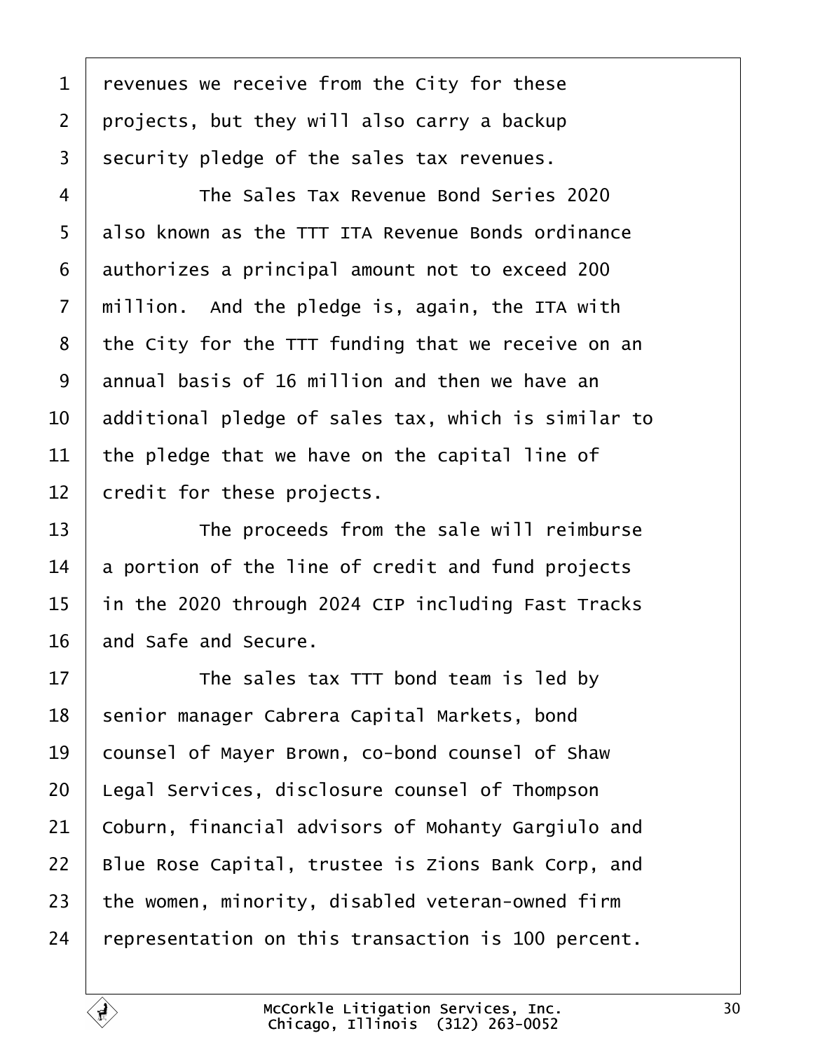revenues we receive from the City for these projects, but they will also carry a backup security pledge of the sales tax revenues.

The Sales Tax Revenue Bond Series 2020 also known as the TTT ITA Revenue Bonds ordinance authorizes a principal amount not to exceed 200 million. And the pledge is, again, the ITA with the City for the TTT funding that we receive on an annual basis of 16 million and then we have an additional pledge of sales tax, which is similar to the pledge that we have on the capital line of credit for these projects.

The proceeds from the sale will reimburse a portion of the line of credit and fund projects in the 2020 through 2024 CIP including Fast Tracks and Safe and Secure.

The sales tax TTT bond team is led by senior manager Cabrera Capital Markets, bond counsel of Mayer Brown, co-bond counsel of Shaw Legal Services, disclosure counsel of Thompson Coburn, financial advisors of Mohanty Gargiulo and Blue Rose Capital, trustee is Zions Bank Corp, and the women, minority, disabled veteran-owned firm representation on this transaction is 100 percent.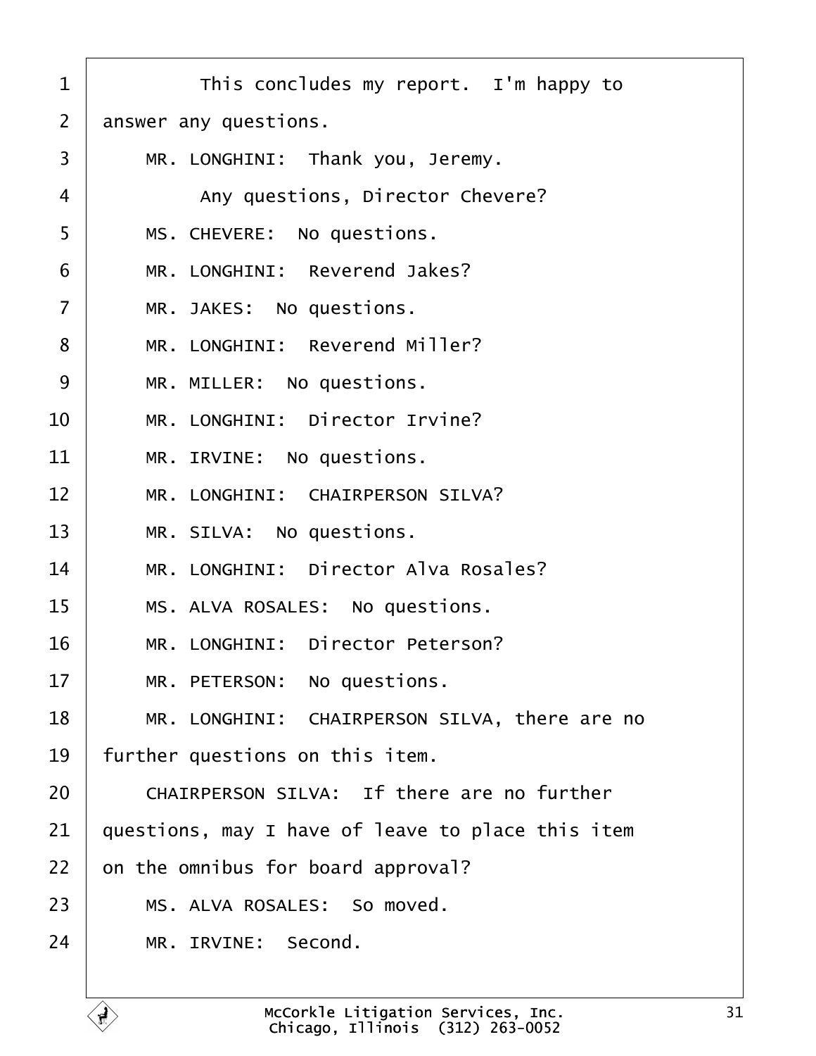1 This concludes my report. I'm happy to
2 answer any questions.
3 MR. LONGHINI: Thank you, Jeremy.
4 Any questions, Director Chevere?
5 MS. CHEVERE: No questions.
6 MR. LONGHINI: Reverend Jakes?
7 MR. JAKES: No questions.
8 MR. LONGHINI: Reverend Miller?
9 MR. MILLER: No questions.
10 MR. LONGHINI: Director Irvine?
11 MR. IRVINE: No questions.
12 MR. LONGHINI: CHAIRPERSON SILVA?
13 MR. SILVA: No questions.
14 MR. LONGHINI: Director Alva Rosales?
15 MS. ALVA ROSALES: No questions.
16 MR. LONGHINI: Director Peterson?
17 MR. PETERSON: No questions.
18 MR. LONGHINI: CHAIRPERSON SILVA, there are no
19 further questions on this item.
20 CHAIRPERSON SILVA: If there are no further
21 questions, may I have of leave to place this item
22 on the omnibus for board approval?
23 MS. ALVA ROSALES: So moved.
24 MR. IRVINE: Second.

McCorkle Litigation Services, Inc.
Chicago, Illinois (312) 263-0052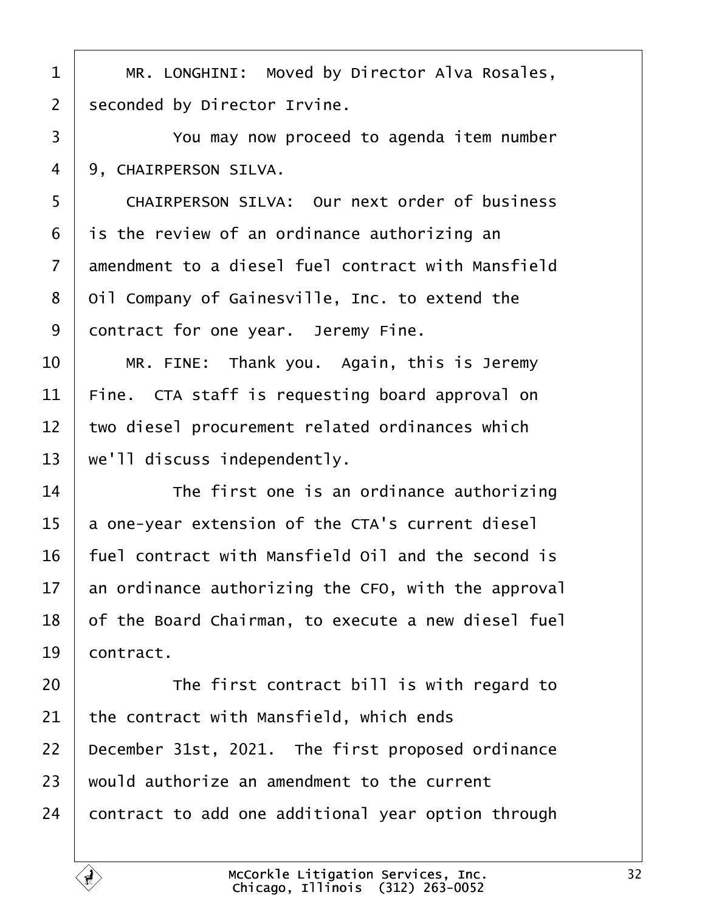MR. LONGHINI: Moved by Director Alva Rosales, seconded by Director Irvine.

You may now proceed to agenda item number 9, CHAIRPERSON SILVA.

CHAIRPERSON SILVA: Our next order of business is the review of an ordinance authorizing an amendment to a diesel fuel contract with Mansfield Oil Company of Gainesville, Inc. to extend the contract for one year. Jeremy Fine.

MR. FINE: Thank you. Again, this is Jeremy Fine. CTA staff is requesting board approval on two diesel procurement related ordinances which we'll discuss independently.

The first one is an ordinance authorizing a one-year extension of the CTA's current diesel fuel contract with Mansfield Oil and the second is an ordinance authorizing the CFO, with the approval of the Board Chairman, to execute a new diesel fuel contract.

The first contract bill is with regard to the contract with Mansfield, which ends December 31st, 2021. The first proposed ordinance would authorize an amendment to the current contract to add one additional year option through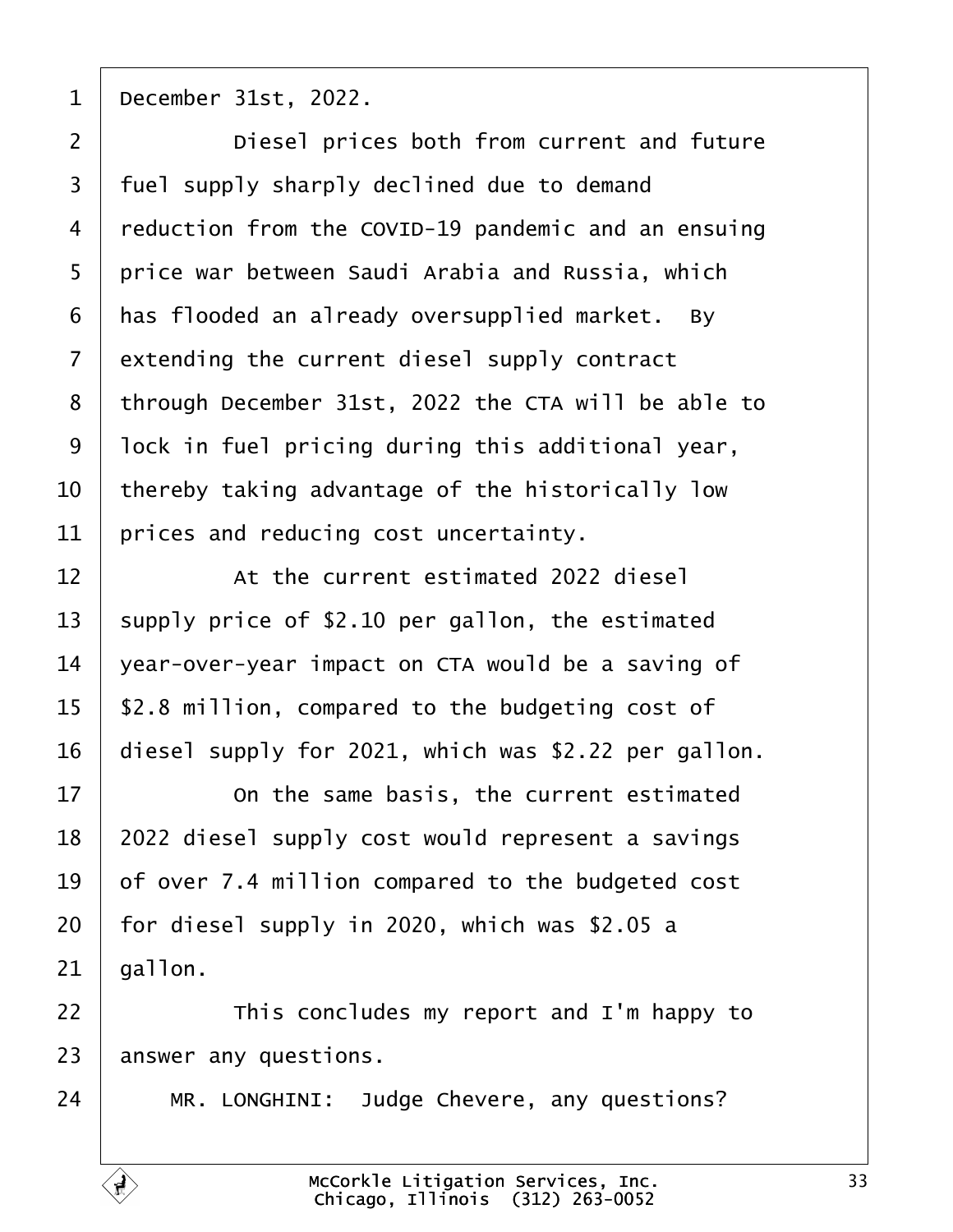1 December 31st, 2022.

2 Diesel prices both from current and future

3 fuel supply sharply declined due to demand

4 reduction from the COVID-19 pandemic and an ensuing

5 price war between Saudi Arabia and Russia, which

6 has flooded an already oversupplied market. By

7 extending the current diesel supply contract

8 through December 31st, 2022 the CTA will be able to

9 lock in fuel pricing during this additional year,

10 thereby taking advantage of the historically low

11 prices and reducing cost uncertainty.

12 At the current estimated 2022 diesel

13 supply price of $2.10 per gallon, the estimated

14 year-over-year impact on CTA would be a saving of

15 $2.8 million, compared to the budgeting cost of

16 diesel supply for 2021, which was $2.22 per gallon.

17 On the same basis, the current estimated

18 2022 diesel supply cost would represent a savings

19 of over 7.4 million compared to the budgeted cost

20 for diesel supply in 2020, which was $2.05 a

21 gallon.

22 This concludes my report and I'm happy to

23 answer any questions.

24 MR. LONGHINI: Judge Chevere, any questions?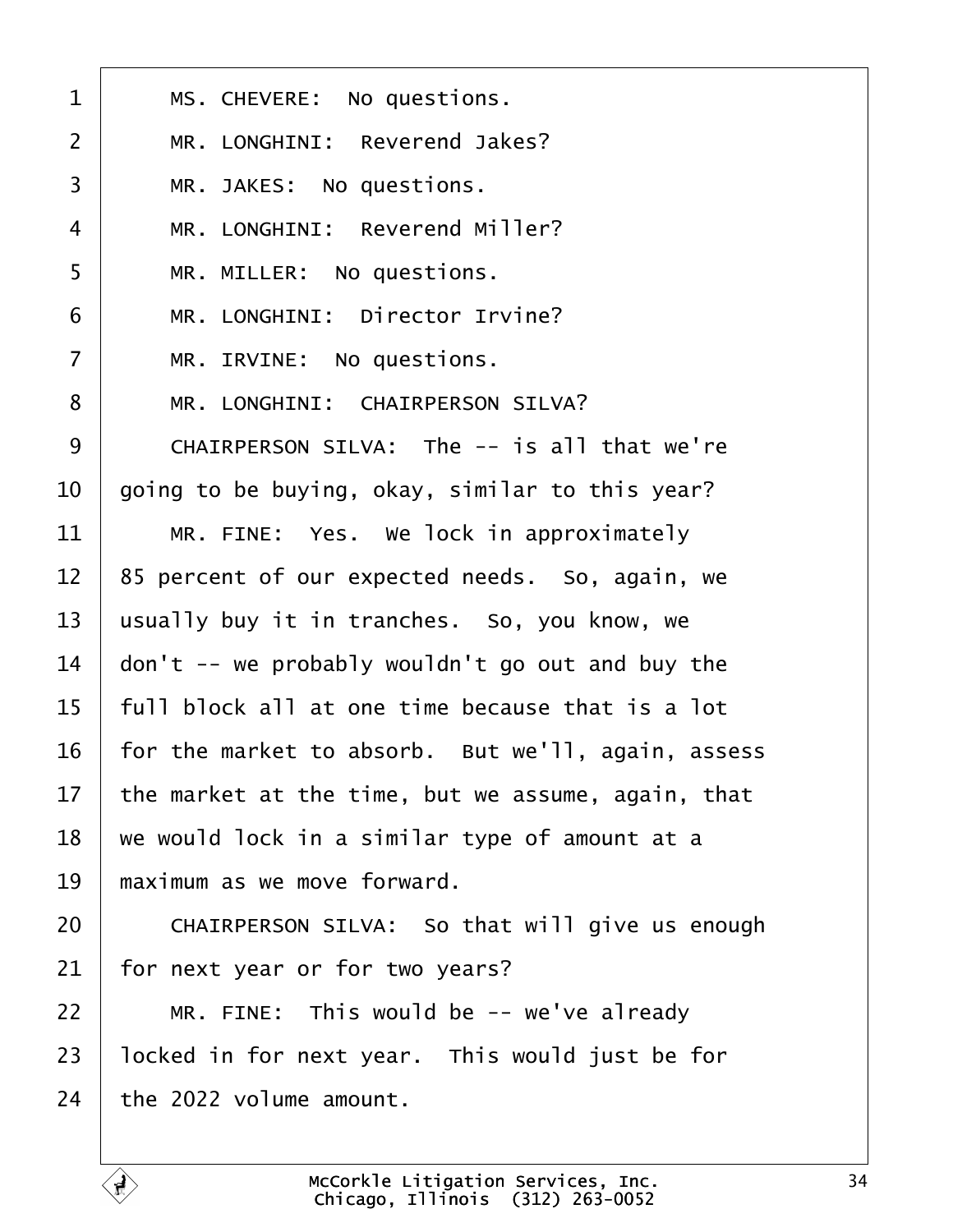1 MS. CHEVERE: No questions.

2 MR. LONGHINI: Reverend Jakes?

3 MR. JAKES: No questions.

4 MR. LONGHINI: Reverend Miller?

5 MR. MILLER: No questions.

6 MR. LONGHINI: Director Irvine?

7 MR. IRVINE: No questions.

8 MR. LONGHINI: CHAIRPERSON SILVA?

9 CHAIRPERSON SILVA: The -- is all that we're

10 going to be buying, okay, similar to this year?

11 MR. FINE: Yes. We lock in approximately

12 85 percent of our expected needs. So, again, we

13 usually buy it in tranches. So, you know, we

14 don't -- we probably wouldn't go out and buy the

15 full block all at one time because that is a lot

16 for the market to absorb. But we'll, again, assess

17 the market at the time, but we assume, again, that

18 we would lock in a similar type of amount at a

19 maximum as we move forward.

20 CHAIRPERSON SILVA: So that will give us enough

21 for next year or for two years?

22 MR. FINE: This would be -- we've already

23 locked in for next year. This would just be for

24 the 2022 volume amount.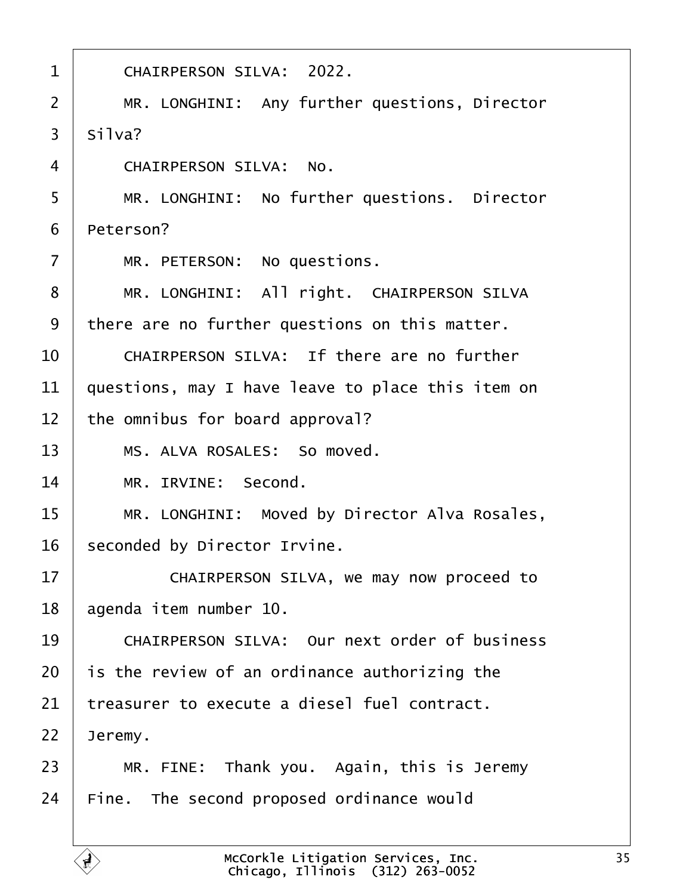1 CHAIRPERSON SILVA: 2022.

2 MR. LONGHINI: Any further questions, Director

3 Silva?

4 CHAIRPERSON SILVA: No.

5 MR. LONGHINI: No further questions. Director

6 Peterson?

7 MR. PETERSON: No questions.

8 MR. LONGHINI: All right. CHAIRPERSON SILVA

9 there are no further questions on this matter.

10 CHAIRPERSON SILVA: If there are no further

11 questions, may I have leave to place this item on

12 the omnibus for board approval?

13 MS. ALVA ROSALES: So moved.

14 MR. IRVINE: Second.

15 MR. LONGHINI: Moved by Director Alva Rosales,

16 seconded by Director Irvine.

17 CHAIRPERSON SILVA, we may now proceed to

18 agenda item number 10.

19 CHAIRPERSON SILVA: Our next order of business

20 is the review of an ordinance authorizing the

21 treasurer to execute a diesel fuel contract.

22 Jeremy.

23 MR. FINE: Thank you. Again, this is Jeremy

24 Fine. The second proposed ordinance would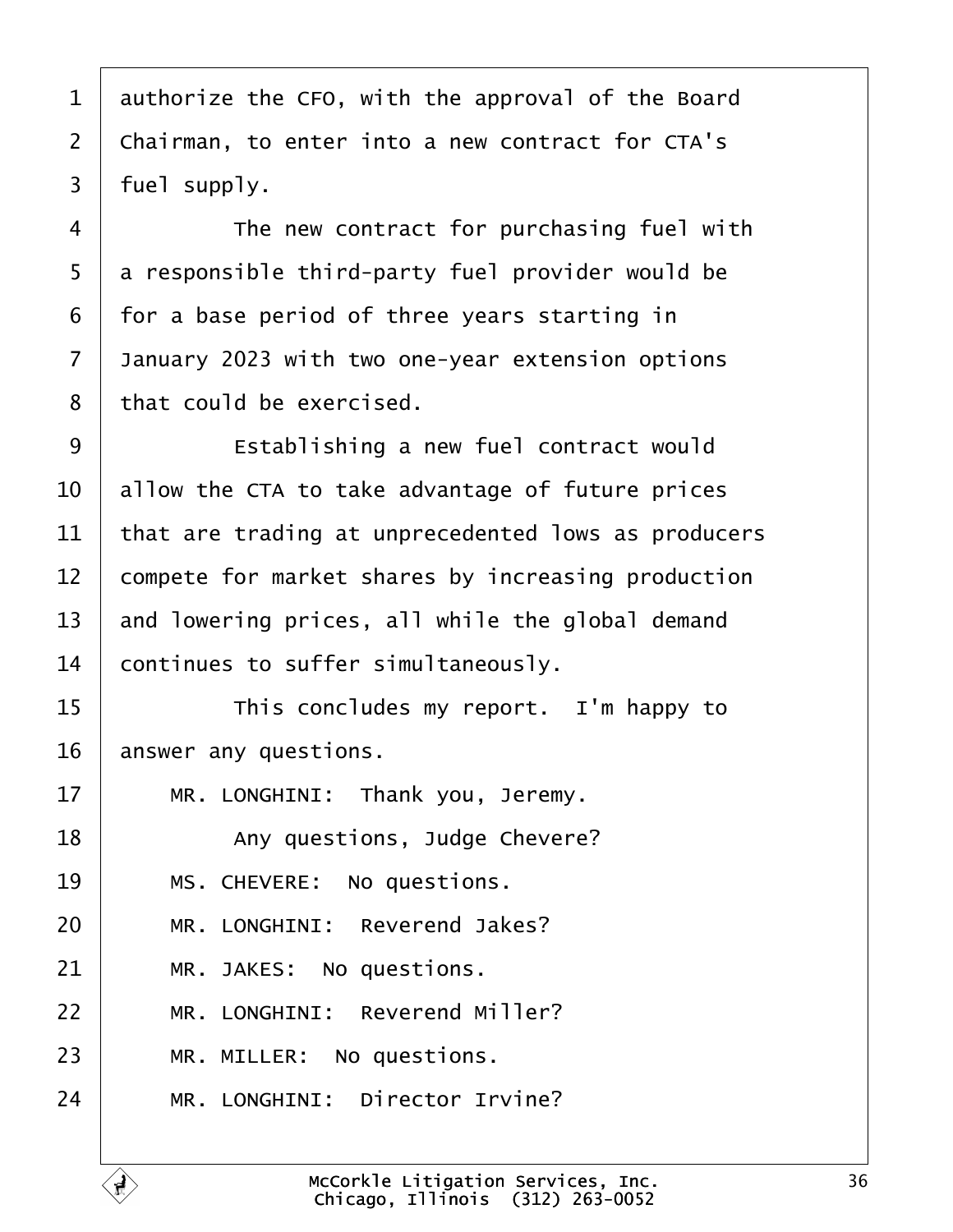1 authorize the CFO, with the approval of the Board
2 Chairman, to enter into a new contract for CTA's
3 fuel supply.
4 The new contract for purchasing fuel with
5 a responsible third-party fuel provider would be
6 for a base period of three years starting in
7 January 2023 with two one-year extension options
8 that could be exercised.
9 Establishing a new fuel contract would
10 allow the CTA to take advantage of future prices
11 that are trading at unprecedented lows as producers
12 compete for market shares by increasing production
13 and lowering prices, all while the global demand
14 continues to suffer simultaneously.
15 This concludes my report. I'm happy to
16 answer any questions.
17 MR. LONGHINI: Thank you, Jeremy.
18 Any questions, Judge Chevere?
19 MS. CHEVERE: No questions.
20 MR. LONGHINI: Reverend Jakes?
21 MR. JAKES: No questions.
22 MR. LONGHINI: Reverend Miller?
23 MR. MILLER: No questions.
24 MR. LONGHINI: Director Irvine?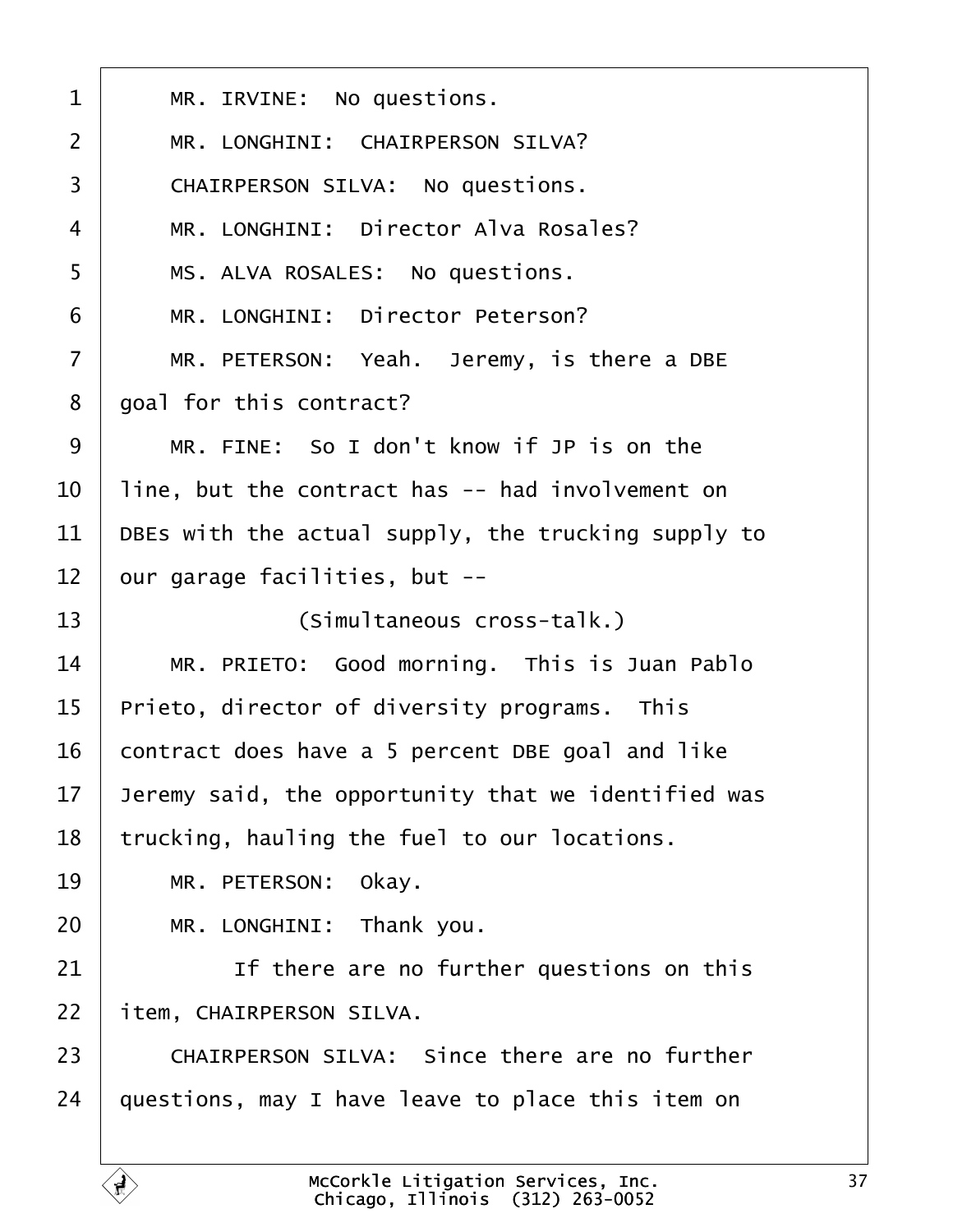1 MR. IRVINE: No questions.

2 MR. LONGHINI: CHAIRPERSON SILVA?

3 CHAIRPERSON SILVA: No questions.

4 MR. LONGHINI: Director Alva Rosales?

5 MS. ALVA ROSALES: No questions.

6 MR. LONGHINI: Director Peterson?

7 MR. PETERSON: Yeah. Jeremy, is there a DBE

8 goal for this contract?

9 MR. FINE: So I don't know if JP is on the

10 line, but the contract has -- had involvement on

11 DBEs with the actual supply, the trucking supply to

12 our garage facilities, but --

13 (Simultaneous cross-talk.)

14 MR. PRIETO: Good morning. This is Juan Pablo

15 Prieto, director of diversity programs. This

16 contract does have a 5 percent DBE goal and like

17 Jeremy said, the opportunity that we identified was

18 trucking, hauling the fuel to our locations.

19 MR. PETERSON: Okay.

20 MR. LONGHINI: Thank you.

21 If there are no further questions on this

22 item, CHAIRPERSON SILVA.

23 CHAIRPERSON SILVA: Since there are no further

24 questions, may I have leave to place this item on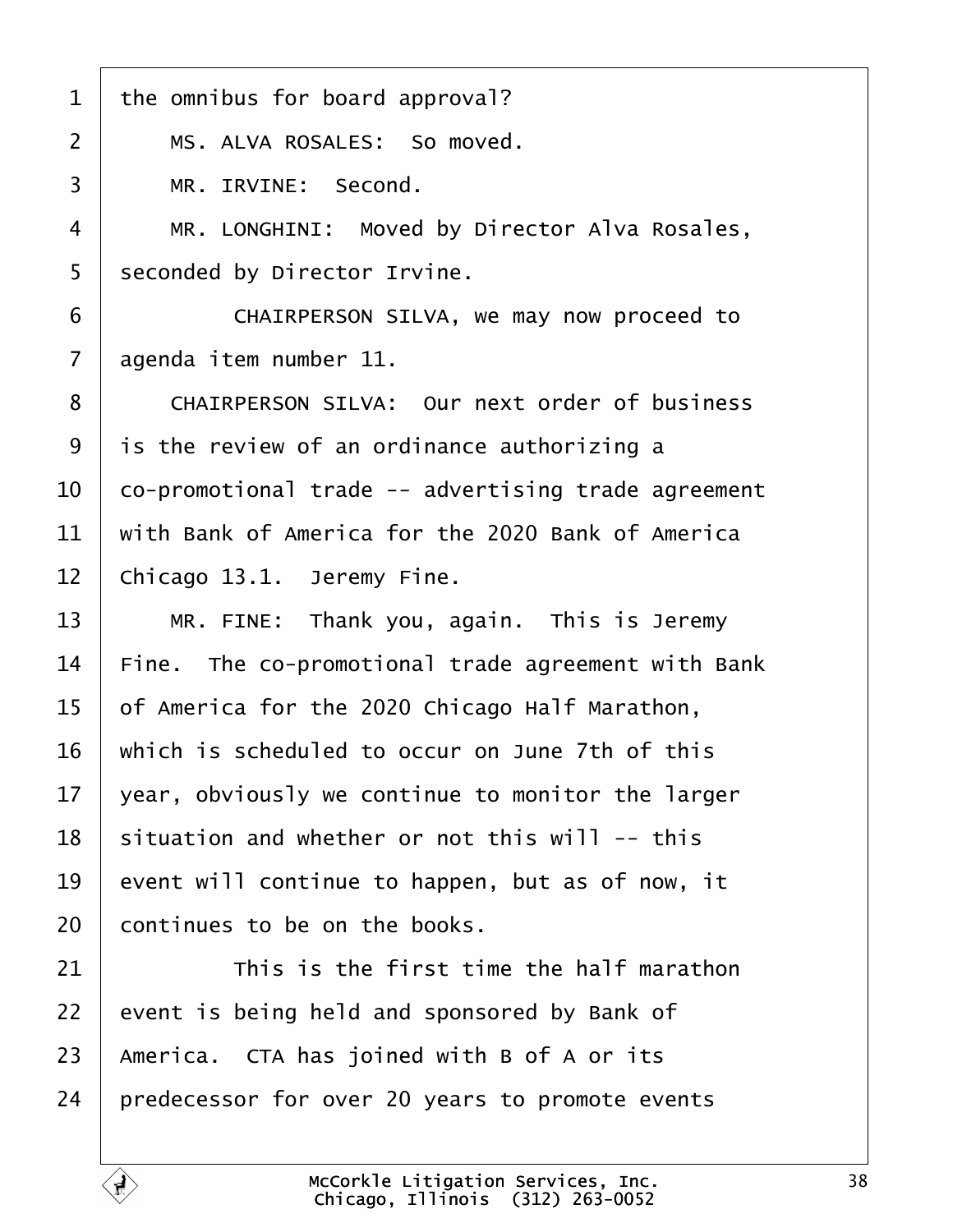the omnibus for board approval?

MS. ALVA ROSALES: So moved.

MR. IRVINE: Second.

MR. LONGHINI: Moved by Director Alva Rosales, seconded by Director Irvine.

CHAIRPERSON SILVA, we may now proceed to agenda item number 11.

CHAIRPERSON SILVA: Our next order of business is the review of an ordinance authorizing a co-promotional trade -- advertising trade agreement with Bank of America for the 2020 Bank of America Chicago 13.1. Jeremy Fine.

MR. FINE: Thank you, again. This is Jeremy Fine. The co-promotional trade agreement with Bank of America for the 2020 Chicago Half Marathon, which is scheduled to occur on June 7th of this year, obviously we continue to monitor the larger situation and whether or not this will -- this event will continue to happen, but as of now, it continues to be on the books.

This is the first time the half marathon event is being held and sponsored by Bank of America. CTA has joined with B of A or its predecessor for over 20 years to promote events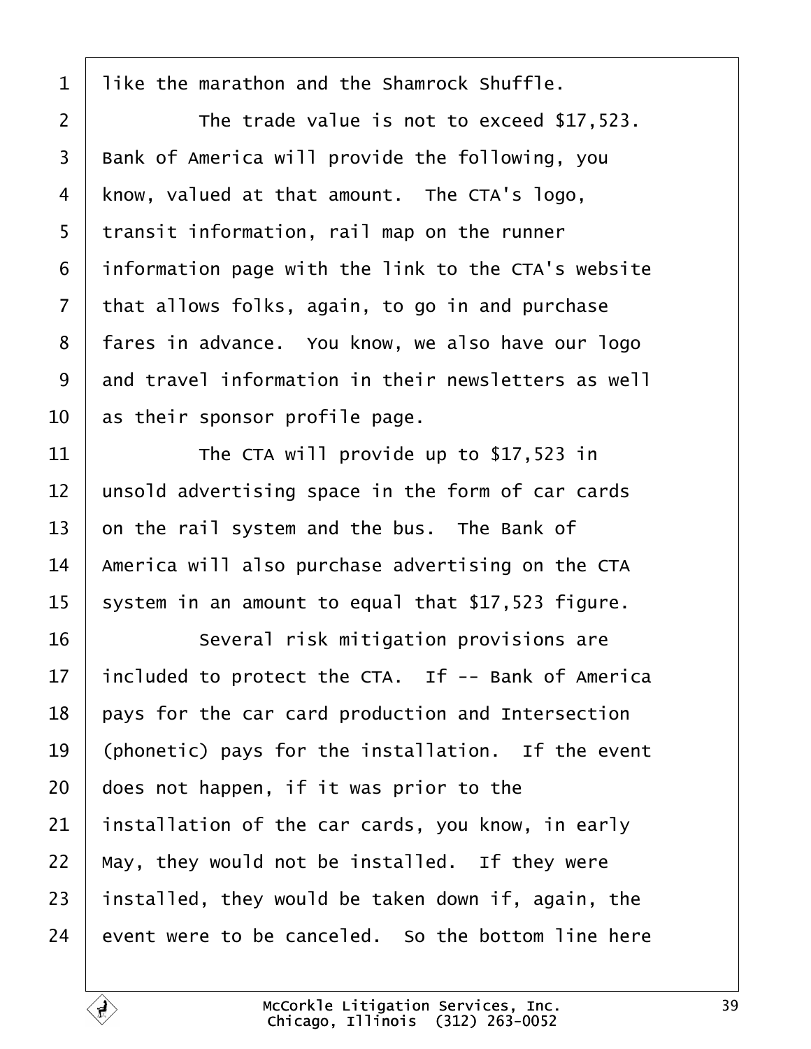1 like the marathon and the Shamrock Shuffle.

2 The trade value is not to exceed $17,523.

3 Bank of America will provide the following, you

4 know, valued at that amount. The CTA's logo,

5 transit information, rail map on the runner

6 information page with the link to the CTA's website

7 that allows folks, again, to go in and purchase

8 fares in advance. You know, we also have our logo

9 and travel information in their newsletters as well

10 as their sponsor profile page.

11 The CTA will provide up to $17,523 in

12 unsold advertising space in the form of car cards

13 on the rail system and the bus. The Bank of

14 America will also purchase advertising on the CTA

15 system in an amount to equal that $17,523 figure.

16 Several risk mitigation provisions are

17 included to protect the CTA. If -- Bank of America

18 pays for the car card production and Intersection

19 (phonetic) pays for the installation. If the event

20 does not happen, if it was prior to the

21 installation of the car cards, you know, in early

22 May, they would not be installed. If they were

23 installed, they would be taken down if, again, the

24 event were to be canceled. So the bottom line here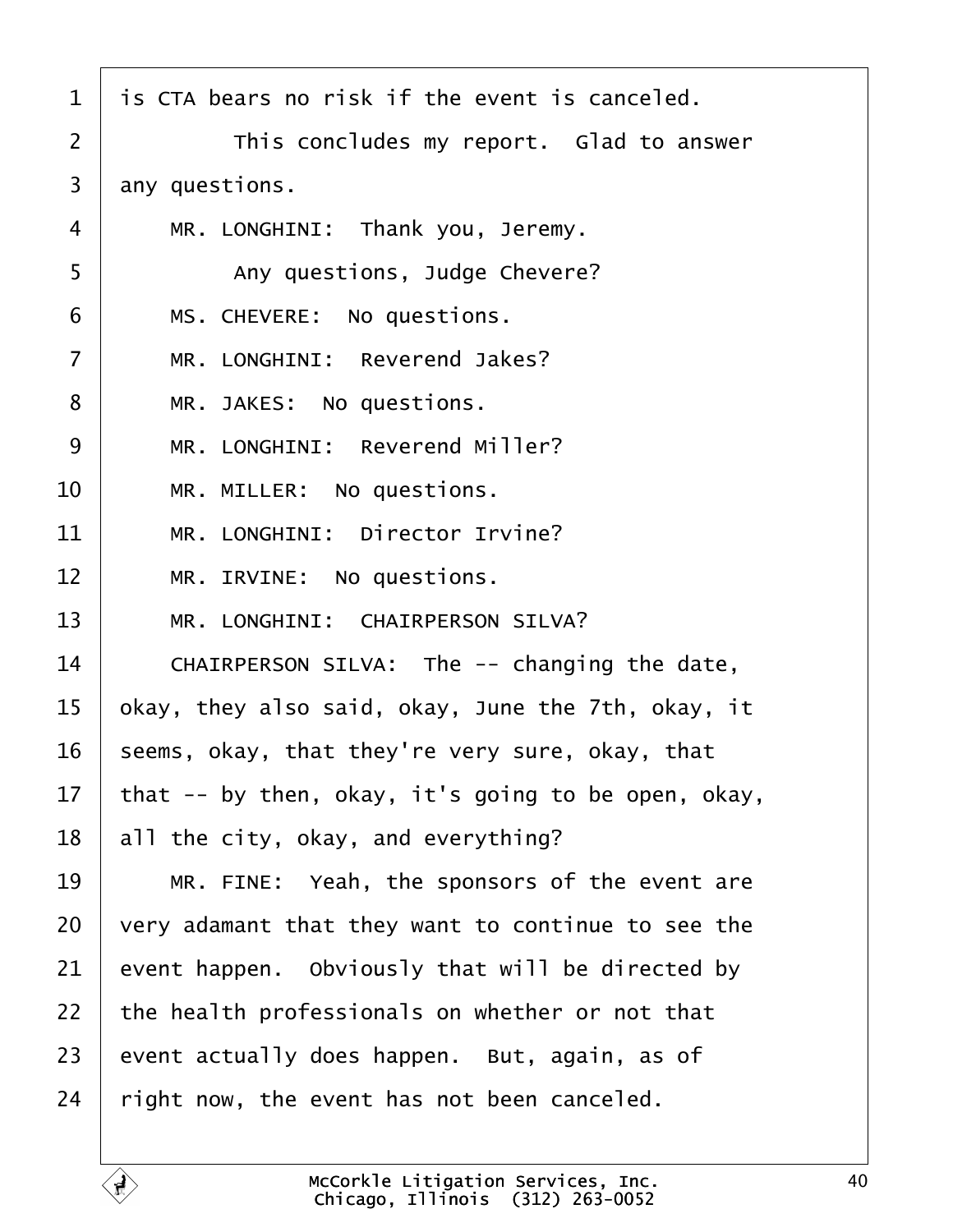is CTA bears no risk if the event is canceled.

This concludes my report. Glad to answer any questions.

MR. LONGHINI: Thank you, Jeremy.

Any questions, Judge Chevere?

MS. CHEVERE: No questions.

MR. LONGHINI: Reverend Jakes?

MR. JAKES: No questions.

MR. LONGHINI: Reverend Miller?

MR. MILLER: No questions.

MR. LONGHINI: Director Irvine?

MR. IRVINE: No questions.

MR. LONGHINI: CHAIRPERSON SILVA?

CHAIRPERSON SILVA: The -- changing the date, okay, they also said, okay, June the 7th, okay, it seems, okay, that they're very sure, okay, that that -- by then, okay, it's going to be open, okay, all the city, okay, and everything?

MR. FINE: Yeah, the sponsors of the event are very adamant that they want to continue to see the event happen. Obviously that will be directed by the health professionals on whether or not that event actually does happen. But, again, as of right now, the event has not been canceled.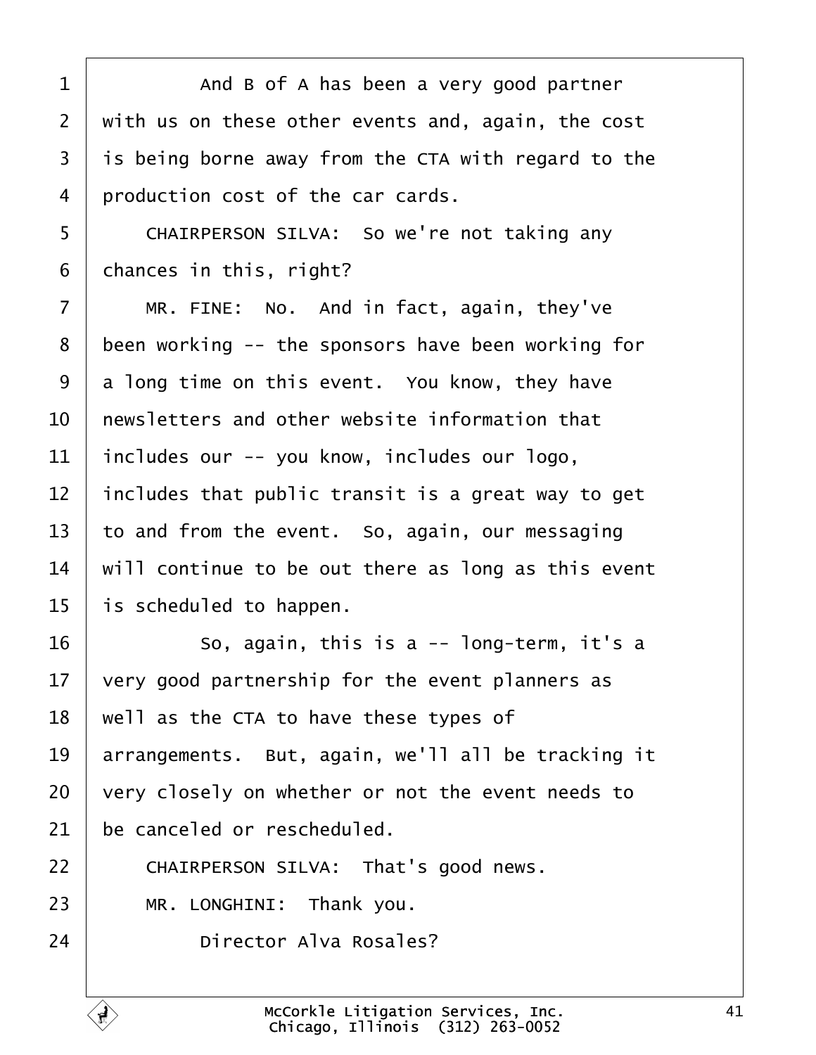And B of A has been a very good partner with us on these other events and, again, the cost is being borne away from the CTA with regard to the production cost of the car cards.

CHAIRPERSON SILVA: So we're not taking any chances in this, right?

MR. FINE: No. And in fact, again, they've been working -- the sponsors have been working for a long time on this event. You know, they have newsletters and other website information that includes our -- you know, includes our logo, includes that public transit is a great way to get to and from the event. So, again, our messaging will continue to be out there as long as this event is scheduled to happen.

So, again, this is a -- long-term, it's a very good partnership for the event planners as well as the CTA to have these types of arrangements. But, again, we'll all be tracking it very closely on whether or not the event needs to be canceled or rescheduled.

CHAIRPERSON SILVA: That's good news.

MR. LONGHINI: Thank you.

Director Alva Rosales?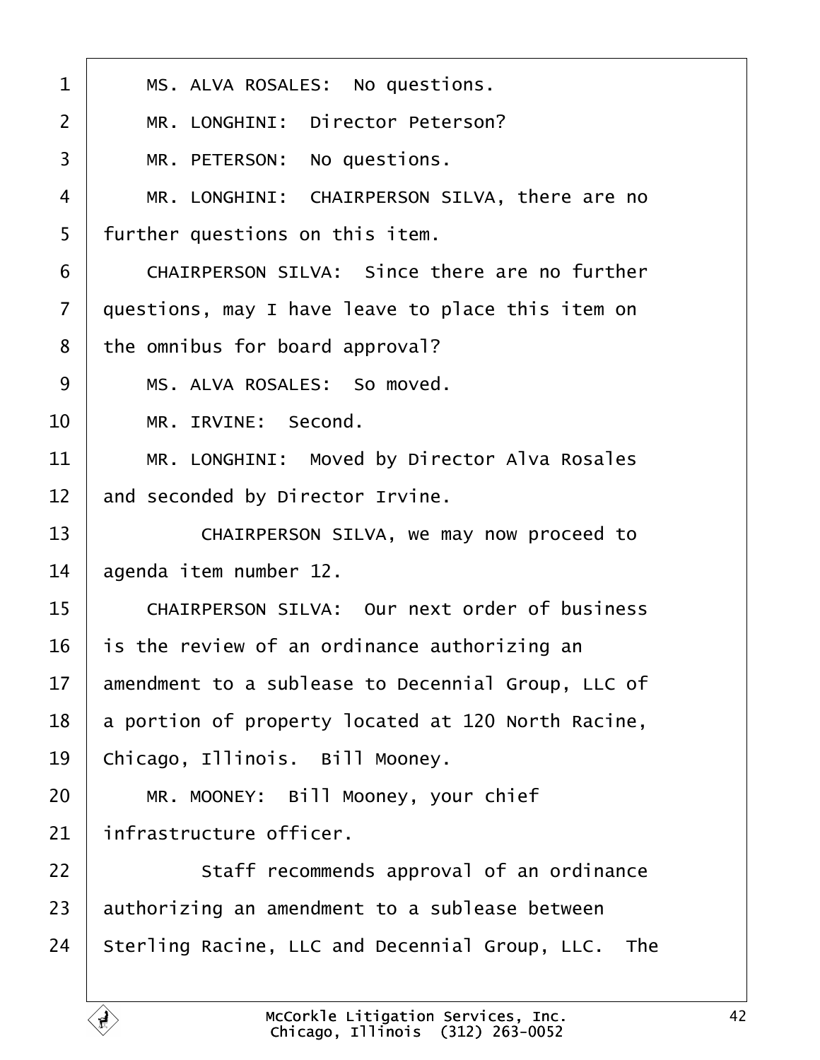1 MS. ALVA ROSALES: No questions.

2 MR. LONGHINI: Director Peterson?

3 MR. PETERSON: No questions.

4 MR. LONGHINI: CHAIRPERSON SILVA, there are no

5 further questions on this item.

6 CHAIRPERSON SILVA: Since there are no further

7 questions, may I have leave to place this item on

8 the omnibus for board approval?

9 MS. ALVA ROSALES: So moved.

10 MR. IRVINE: Second.

11 MR. LONGHINI: Moved by Director Alva Rosales

12 and seconded by Director Irvine.

13 CHAIRPERSON SILVA, we may now proceed to

14 agenda item number 12.

15 CHAIRPERSON SILVA: Our next order of business

16 is the review of an ordinance authorizing an

17 amendment to a sublease to Decennial Group, LLC of

18 a portion of property located at 120 North Racine,

19 Chicago, Illinois. Bill Mooney.

20 MR. MOONEY: Bill Mooney, your chief

21 infrastructure officer.

22 Staff recommends approval of an ordinance

23 authorizing an amendment to a sublease between

24 Sterling Racine, LLC and Decennial Group, LLC. The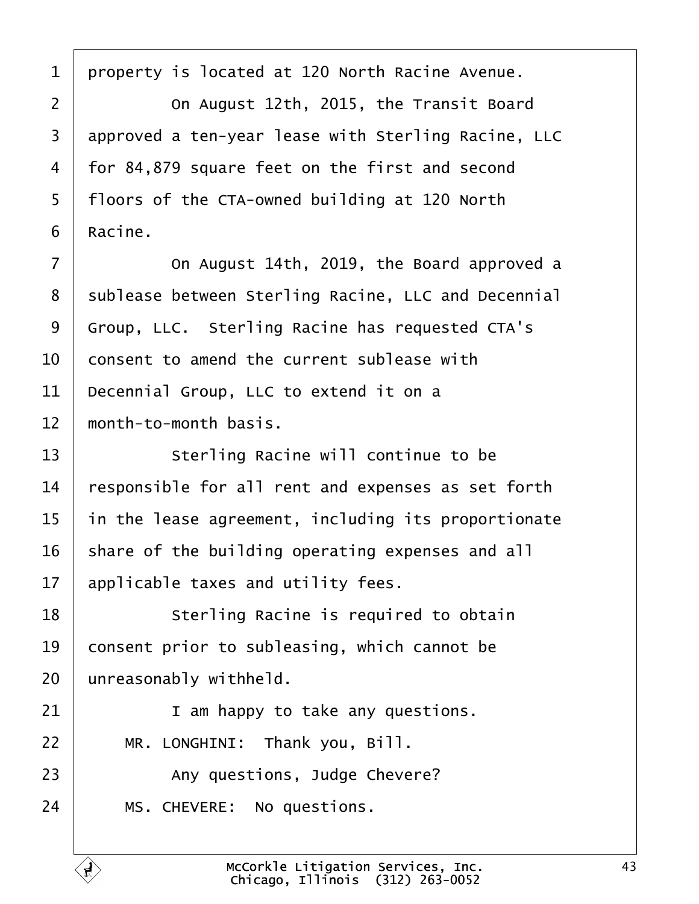property is located at 120 North Racine Avenue.

On August 12th, 2015, the Transit Board approved a ten-year lease with Sterling Racine, LLC for 84,879 square feet on the first and second floors of the CTA-owned building at 120 North Racine.

On August 14th, 2019, the Board approved a sublease between Sterling Racine, LLC and Decennial Group, LLC. Sterling Racine has requested CTA's consent to amend the current sublease with Decennial Group, LLC to extend it on a month-to-month basis.

Sterling Racine will continue to be responsible for all rent and expenses as set forth in the lease agreement, including its proportionate share of the building operating expenses and all applicable taxes and utility fees.

Sterling Racine is required to obtain consent prior to subleasing, which cannot be unreasonably withheld.

I am happy to take any questions.

MR. LONGHINI: Thank you, Bill.

Any questions, Judge Chevere?

MS. CHEVERE: No questions.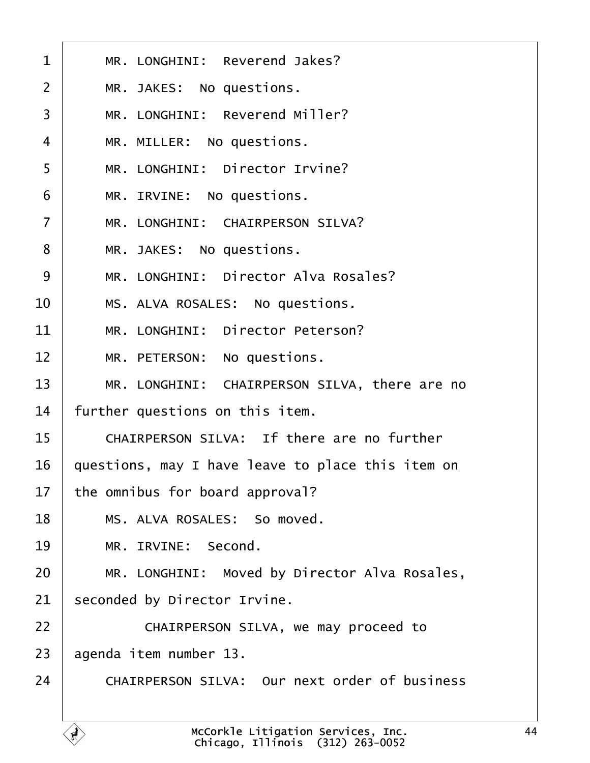1 MR. LONGHINI: Reverend Jakes?

2 MR. JAKES: No questions.

3 MR. LONGHINI: Reverend Miller?

4 MR. MILLER: No questions.

5 MR. LONGHINI: Director Irvine?

6 MR. IRVINE: No questions.

7 MR. LONGHINI: CHAIRPERSON SILVA?

8 MR. JAKES: No questions.

9 MR. LONGHINI: Director Alva Rosales?

10 MS. ALVA ROSALES: No questions.

11 MR. LONGHINI: Director Peterson?

12 MR. PETERSON: No questions.

13 MR. LONGHINI: CHAIRPERSON SILVA, there are no

14 further questions on this item.

15 CHAIRPERSON SILVA: If there are no further

16 questions, may I have leave to place this item on

17 the omnibus for board approval?

18 MS. ALVA ROSALES: So moved.

19 MR. IRVINE: Second.

20 MR. LONGHINI: Moved by Director Alva Rosales,

21 seconded by Director Irvine.

22 CHAIRPERSON SILVA, we may proceed to

23 agenda item number 13.

24 CHAIRPERSON SILVA: Our next order of business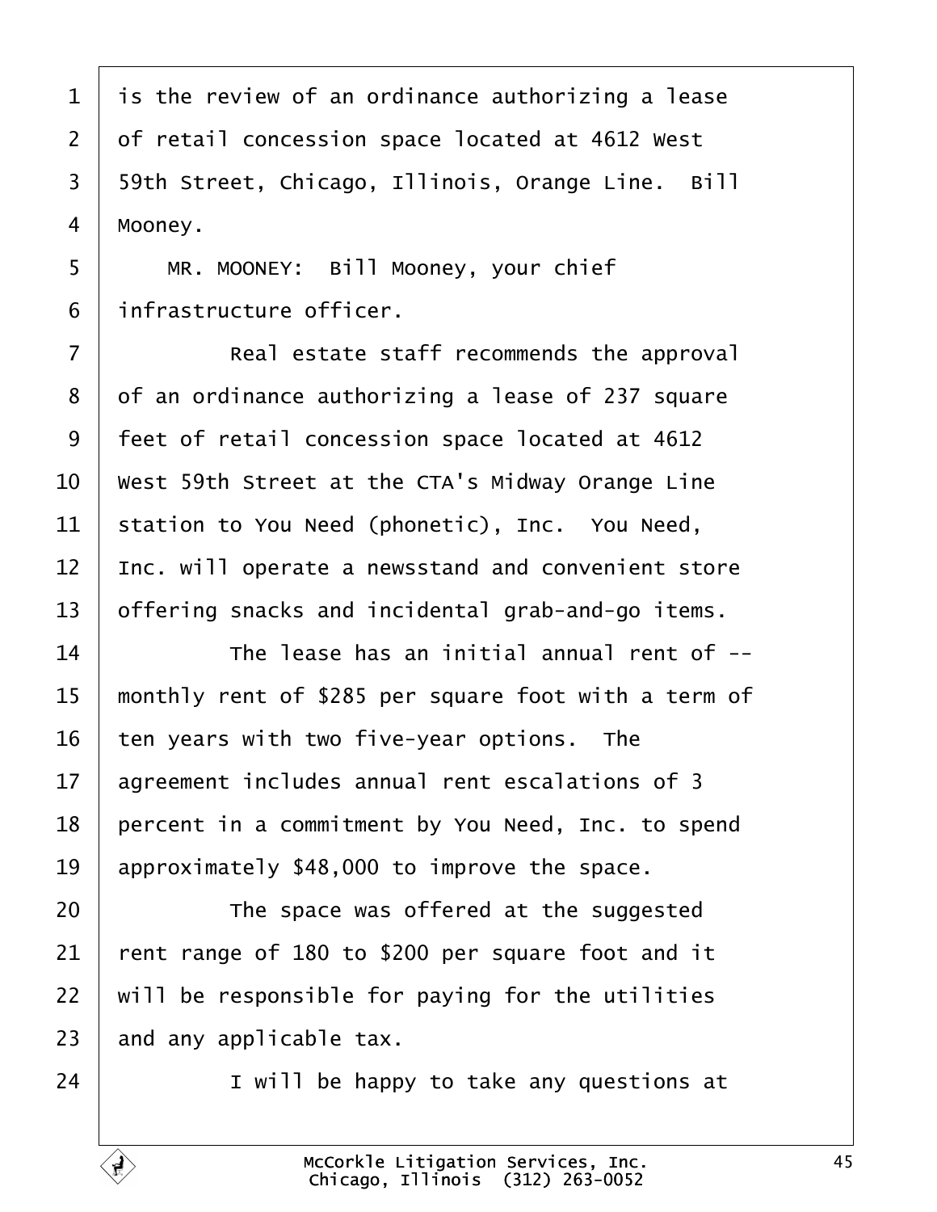1 is the review of an ordinance authorizing a lease
2 of retail concession space located at 4612 West
3 59th Street, Chicago, Illinois, Orange Line. Bill
4 Mooney.

5 MR. MOONEY: Bill Mooney, your chief
6 infrastructure officer.

7 Real estate staff recommends the approval
8 of an ordinance authorizing a lease of 237 square
9 feet of retail concession space located at 4612
10 West 59th Street at the CTA's Midway Orange Line
11 station to You Need (phonetic), Inc. You Need,
12 Inc. will operate a newsstand and convenient store
13 offering snacks and incidental grab-and-go items.

14 The lease has an initial annual rent of --
15 monthly rent of $285 per square foot with a term of
16 ten years with two five-year options. The
17 agreement includes annual rent escalations of 3
18 percent in a commitment by You Need, Inc. to spend
19 approximately $48,000 to improve the space.

20 The space was offered at the suggested
21 rent range of 180 to $200 per square foot and it
22 will be responsible for paying for the utilities
23 and any applicable tax.

24 I will be happy to take any questions at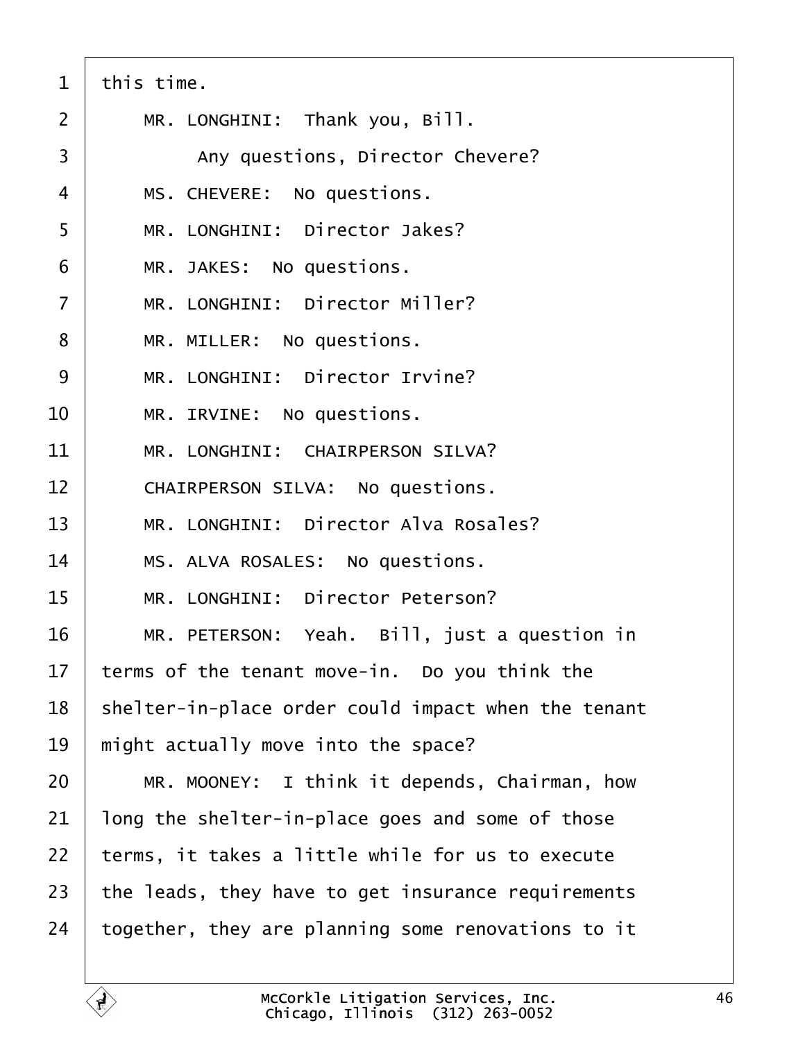1 this time.

2 MR. LONGHINI: Thank you, Bill.

3 Any questions, Director Chevere?

4 MS. CHEVERE: No questions.

5 MR. LONGHINI: Director Jakes?

6 MR. JAKES: No questions.

7 MR. LONGHINI: Director Miller?

8 MR. MILLER: No questions.

9 MR. LONGHINI: Director Irvine?

10 MR. IRVINE: No questions.

11 MR. LONGHINI: CHAIRPERSON SILVA?

12 CHAIRPERSON SILVA: No questions.

13 MR. LONGHINI: Director Alva Rosales?

14 MS. ALVA ROSALES: No questions.

15 MR. LONGHINI: Director Peterson?

16 MR. PETERSON: Yeah. Bill, just a question in

17 terms of the tenant move-in. Do you think the

18 shelter-in-place order could impact when the tenant

19 might actually move into the space?

20 MR. MOONEY: I think it depends, Chairman, how

21 long the shelter-in-place goes and some of those

22 terms, it takes a little while for us to execute

23 the leads, they have to get insurance requirements

24 together, they are planning some renovations to it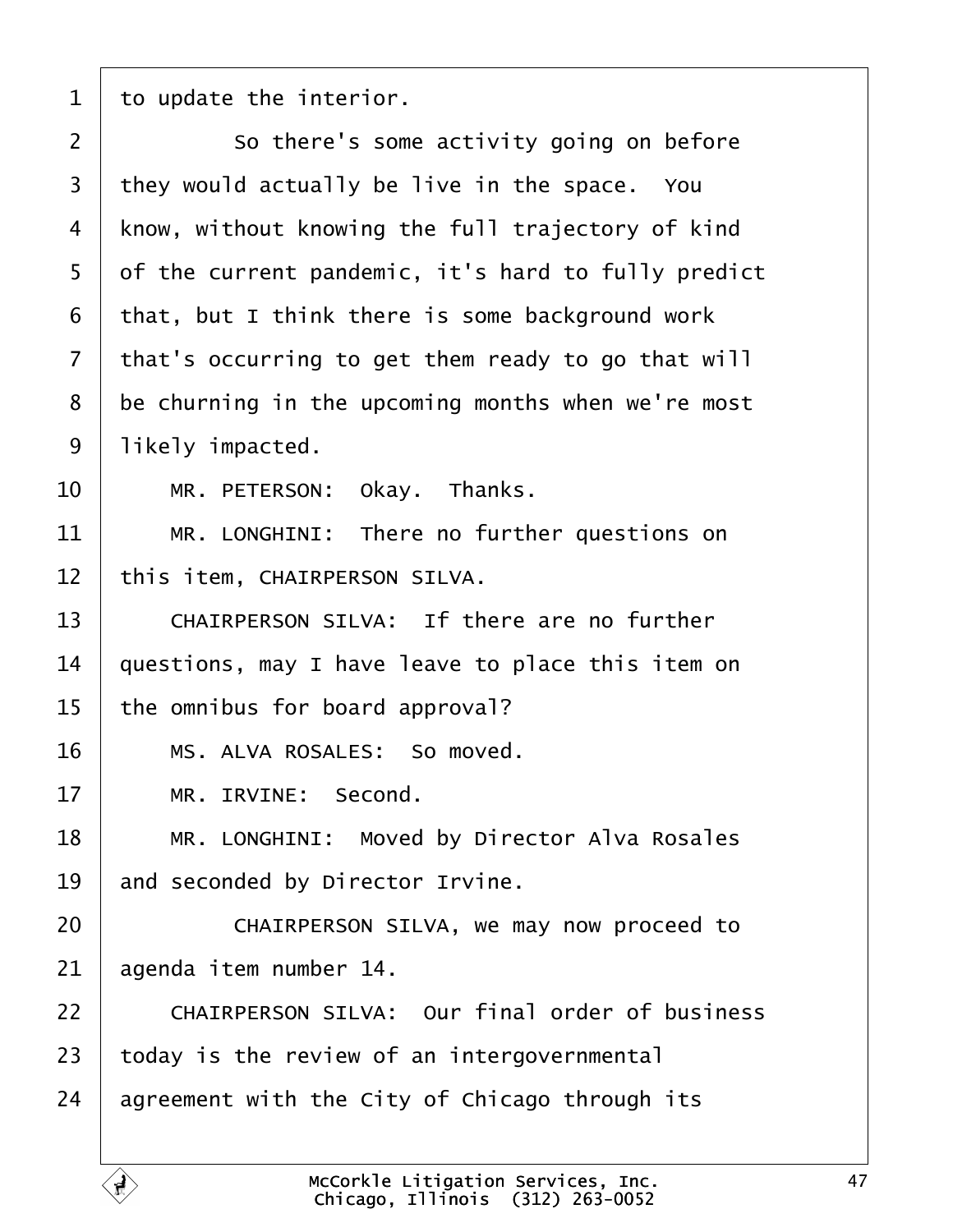1 to update the interior.

2 So there's some activity going on before

3 they would actually be live in the space. You

4 know, without knowing the full trajectory of kind

5 of the current pandemic, it's hard to fully predict

6 that, but I think there is some background work

7 that's occurring to get them ready to go that will

8 be churning in the upcoming months when we're most

9 likely impacted.

10 MR. PETERSON: Okay. Thanks.

11 MR. LONGHINI: There no further questions on

12 this item, CHAIRPERSON SILVA.

13 CHAIRPERSON SILVA: If there are no further

14 questions, may I have leave to place this item on

15 the omnibus for board approval?

16 MS. ALVA ROSALES: So moved.

17 MR. IRVINE: Second.

18 MR. LONGHINI: Moved by Director Alva Rosales

19 and seconded by Director Irvine.

20 CHAIRPERSON SILVA, we may now proceed to

21 agenda item number 14.

22 CHAIRPERSON SILVA: Our final order of business

23 today is the review of an intergovernmental

24 agreement with the City of Chicago through its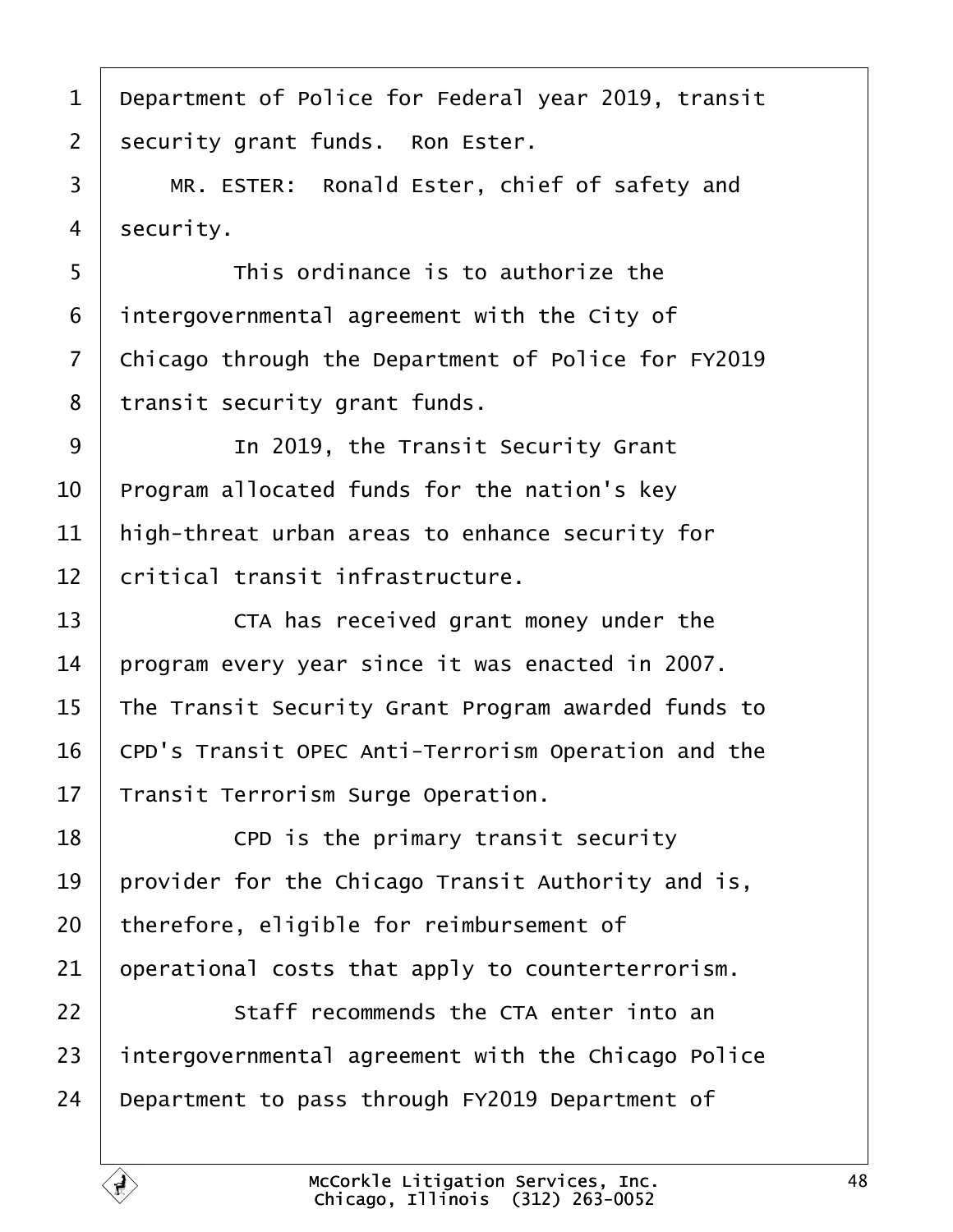Department of Police for Federal year 2019, transit security grant funds. Ron Ester.

MR. ESTER: Ronald Ester, chief of safety and security.

This ordinance is to authorize the intergovernmental agreement with the City of Chicago through the Department of Police for FY2019 transit security grant funds.

In 2019, the Transit Security Grant Program allocated funds for the nation's key high-threat urban areas to enhance security for critical transit infrastructure.

CTA has received grant money under the program every year since it was enacted in 2007. The Transit Security Grant Program awarded funds to CPD's Transit OPEC Anti-Terrorism Operation and the Transit Terrorism Surge Operation.

CPD is the primary transit security provider for the Chicago Transit Authority and is, therefore, eligible for reimbursement of operational costs that apply to counterterrorism.

Staff recommends the CTA enter into an intergovernmental agreement with the Chicago Police Department to pass through FY2019 Department of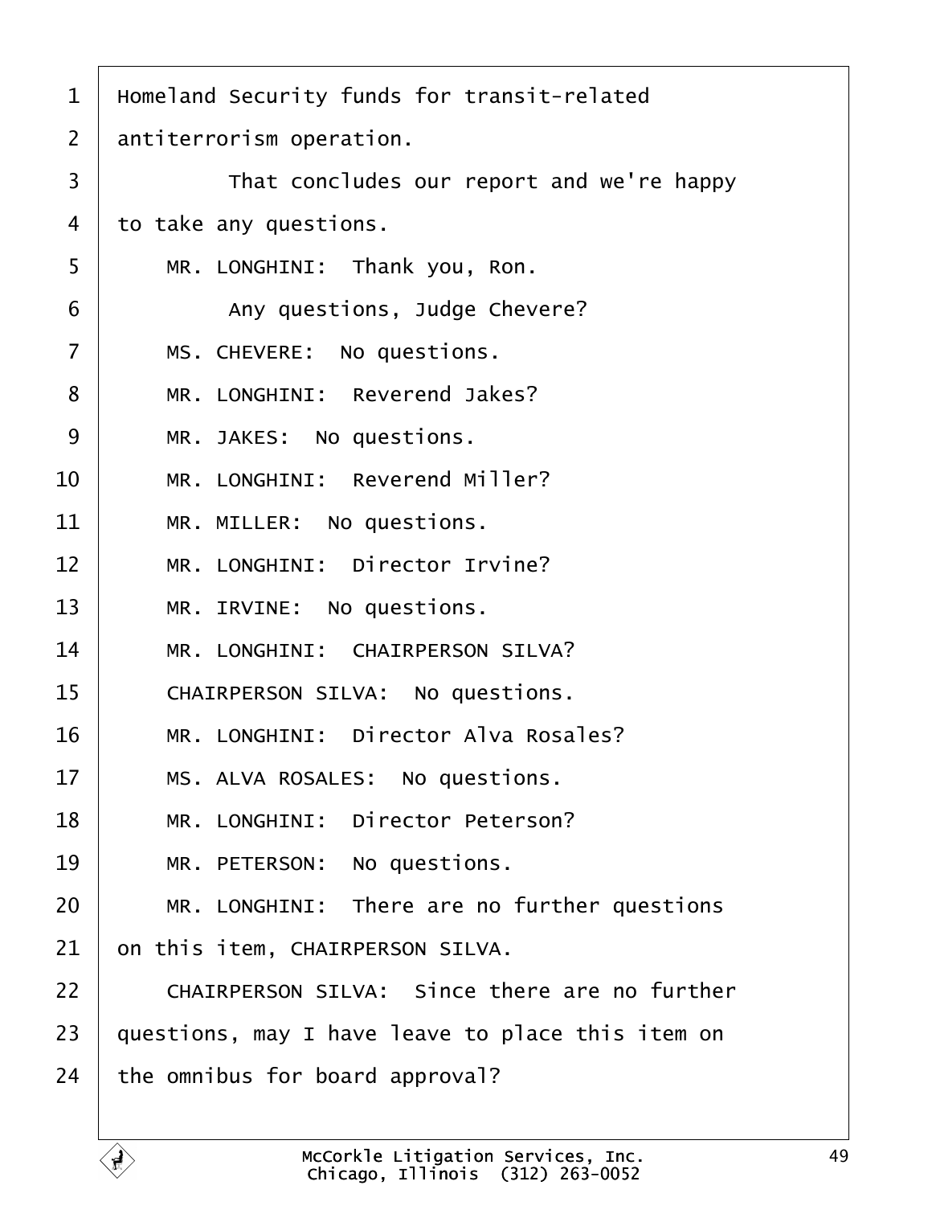1 Homeland Security funds for transit-related

2 antiterrorism operation.

3 That concludes our report and we're happy

4 to take any questions.

5 MR. LONGHINI: Thank you, Ron.

6 Any questions, Judge Chevere?

7 MS. CHEVERE: No questions.

8 MR. LONGHINI: Reverend Jakes?

9 MR. JAKES: No questions.

10 MR. LONGHINI: Reverend Miller?

11 MR. MILLER: No questions.

12 MR. LONGHINI: Director Irvine?

13 MR. IRVINE: No questions.

14 MR. LONGHINI: CHAIRPERSON SILVA?

15 CHAIRPERSON SILVA: No questions.

16 MR. LONGHINI: Director Alva Rosales?

17 MS. ALVA ROSALES: No questions.

18 MR. LONGHINI: Director Peterson?

19 MR. PETERSON: No questions.

20 MR. LONGHINI: There are no further questions

21 on this item, CHAIRPERSON SILVA.

22 CHAIRPERSON SILVA: Since there are no further

23 questions, may I have leave to place this item on

24 the omnibus for board approval?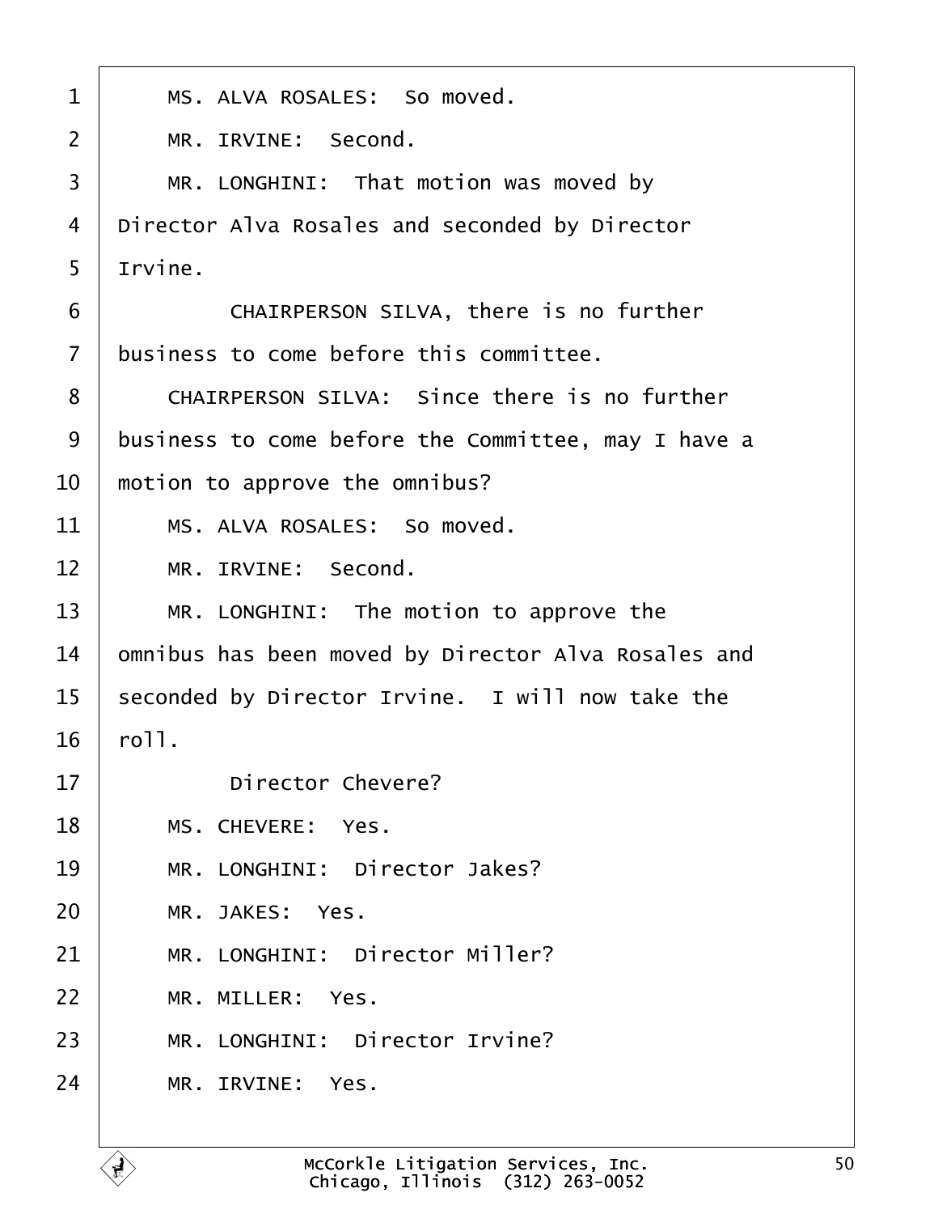1 MS. ALVA ROSALES: So moved.

2 MR. IRVINE: Second.

3 MR. LONGHINI: That motion was moved by

4 Director Alva Rosales and seconded by Director

5 Irvine.

6 CHAIRPERSON SILVA, there is no further

7 business to come before this committee.

8 CHAIRPERSON SILVA: Since there is no further

9 business to come before the Committee, may I have a

10 motion to approve the omnibus?

11 MS. ALVA ROSALES: So moved.

12 MR. IRVINE: Second.

13 MR. LONGHINI: The motion to approve the

14 omnibus has been moved by Director Alva Rosales and

15 seconded by Director Irvine. I will now take the

16 roll.

17 Director Chevere?

18 MS. CHEVERE: Yes.

19 MR. LONGHINI: Director Jakes?

20 MR. JAKES: Yes.

21 MR. LONGHINI: Director Miller?

22 MR. MILLER: Yes.

23 MR. LONGHINI: Director Irvine?

24 MR. IRVINE: Yes.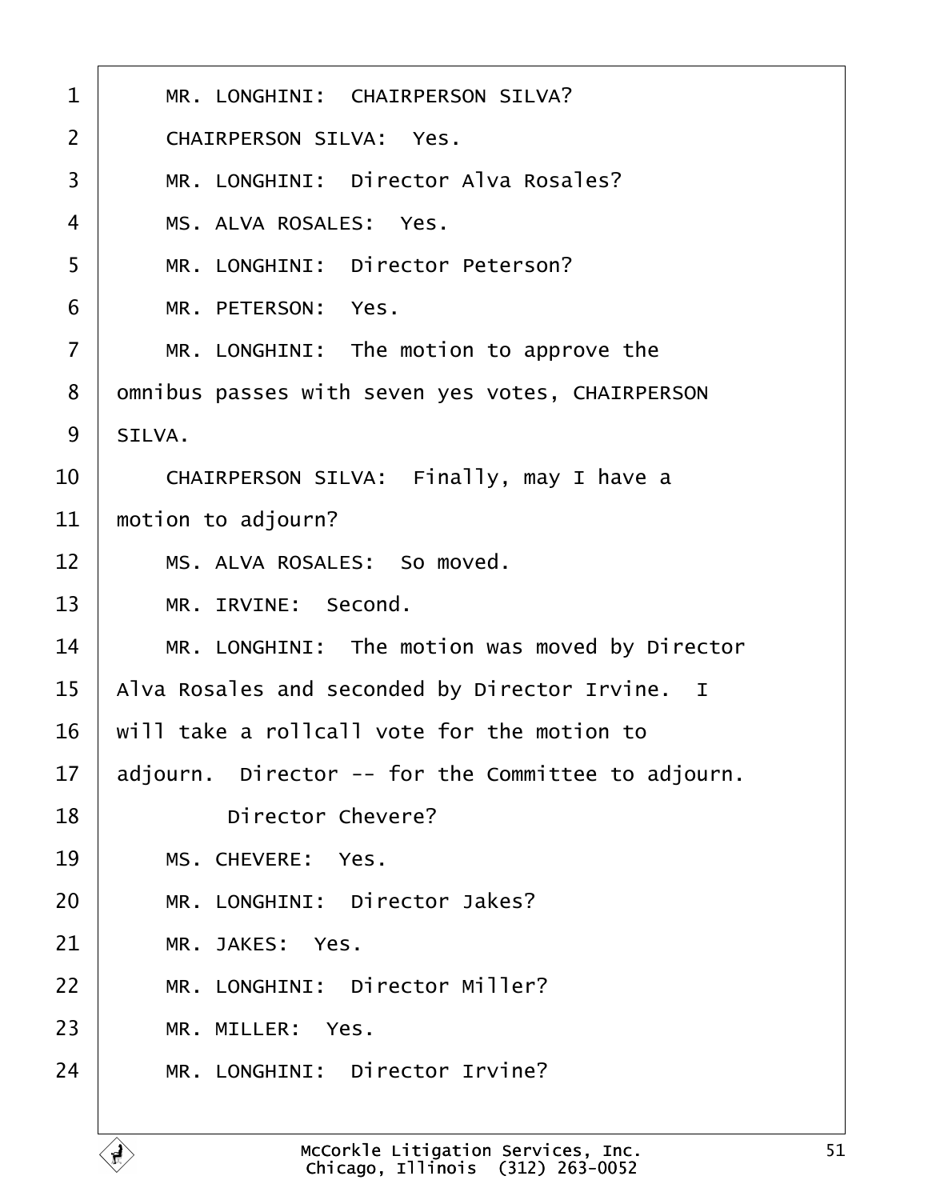1 MR. LONGHINI: CHAIRPERSON SILVA?

2 CHAIRPERSON SILVA: Yes.

3 MR. LONGHINI: Director Alva Rosales?

4 MS. ALVA ROSALES: Yes.

5 MR. LONGHINI: Director Peterson?

6 MR. PETERSON: Yes.

7 MR. LONGHINI: The motion to approve the

8 omnibus passes with seven yes votes, CHAIRPERSON

9 SILVA.

10 CHAIRPERSON SILVA: Finally, may I have a

11 motion to adjourn?

12 MS. ALVA ROSALES: So moved.

13 MR. IRVINE: Second.

14 MR. LONGHINI: The motion was moved by Director

15 Alva Rosales and seconded by Director Irvine. I

16 will take a rollcall vote for the motion to

17 adjourn. Director -- for the Committee to adjourn.

18 Director Chevere?

19 MS. CHEVERE: Yes.

20 MR. LONGHINI: Director Jakes?

21 MR. JAKES: Yes.

22 MR. LONGHINI: Director Miller?

23 MR. MILLER: Yes.

24 MR. LONGHINI: Director Irvine?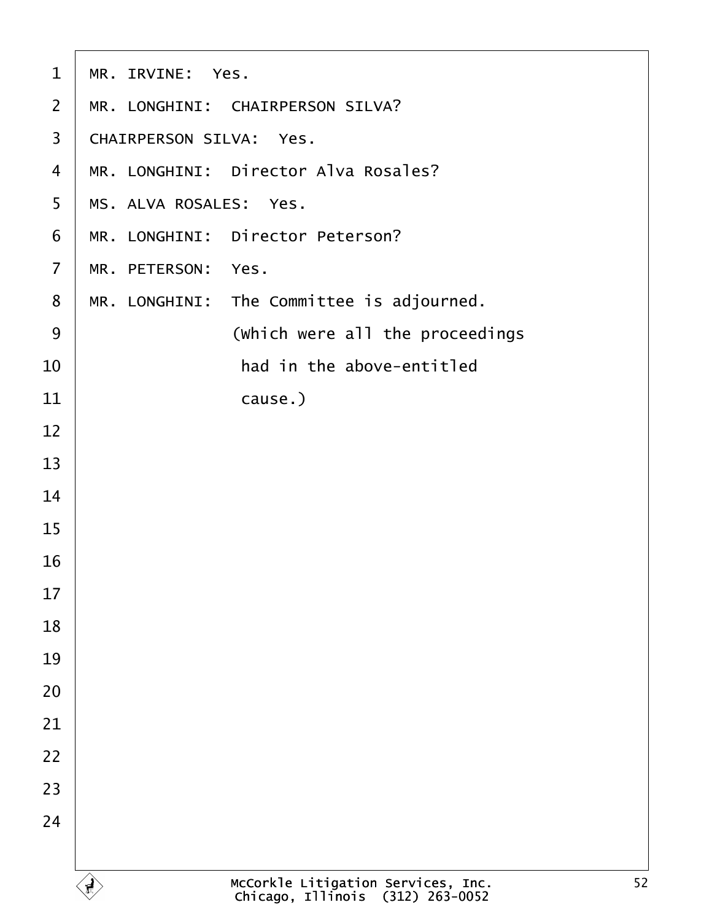MR. IRVINE:  Yes.

MR. LONGHINI:  CHAIRPERSON SILVA?

CHAIRPERSON SILVA:  Yes.

MR. LONGHINI:  Director Alva Rosales?

MS. ALVA ROSALES:  Yes.

MR. LONGHINI:  Director Peterson?

MR. PETERSON:  Yes.

MR. LONGHINI:  The Committee is adjourned.

(Which were all the proceedings had in the above-entitled cause.)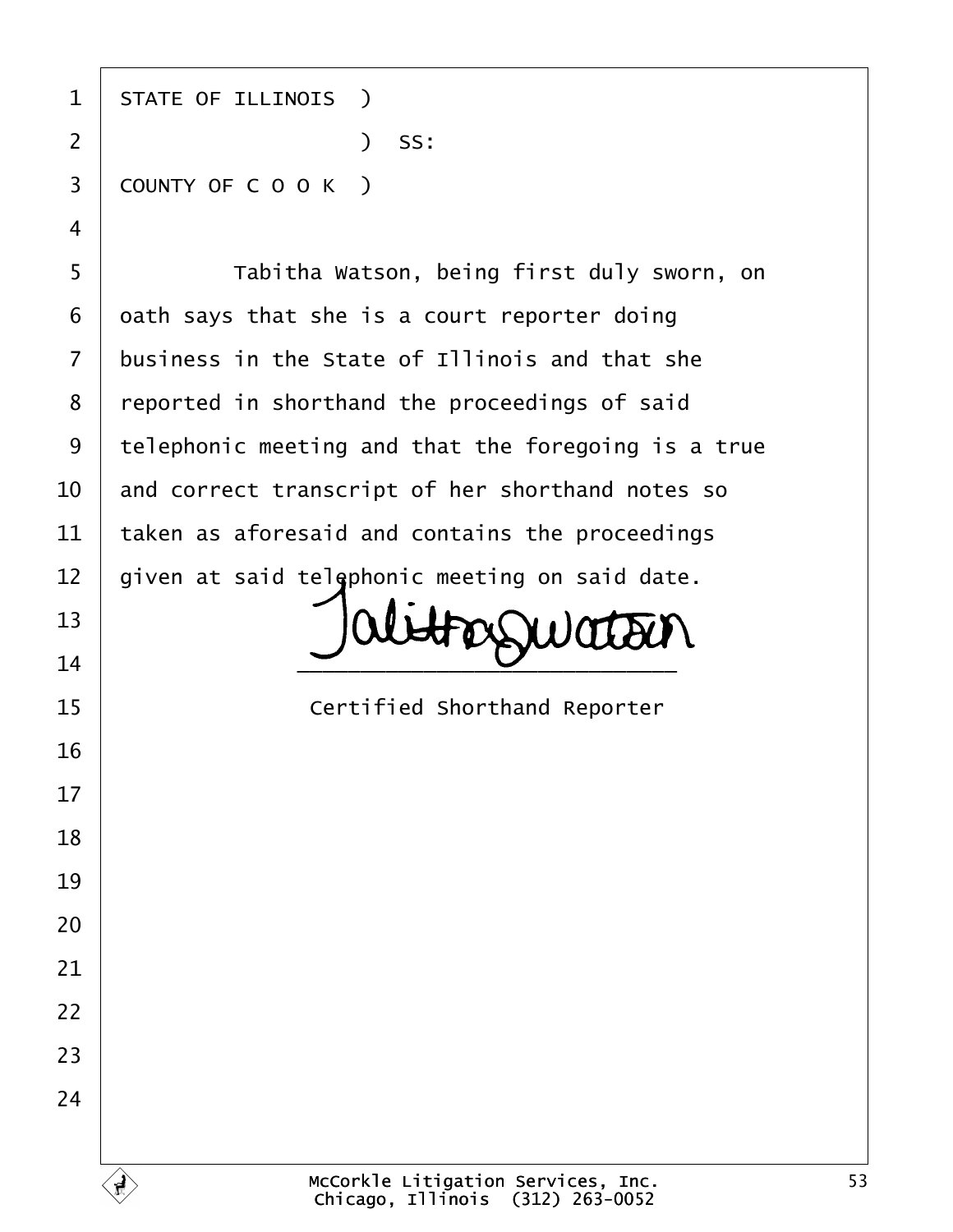STATE OF ILLINOIS )
) SS:
COUNTY OF C O O K )

Tabitha Watson, being first duly sworn, on oath says that she is a court reporter doing business in the State of Illinois and that she reported in shorthand the proceedings of said telephonic meeting and that the foregoing is a true and correct transcript of her shorthand notes so taken as aforesaid and contains the proceedings given at said telephonic meeting on said date.

Tabitha Watson

\_\_\_\_\_\_\_\_\_\_\_\_\_\_\_\_\_\_\_\_\_\_\_\_\_\_\_\_\_\_

Certified Shorthand Reporter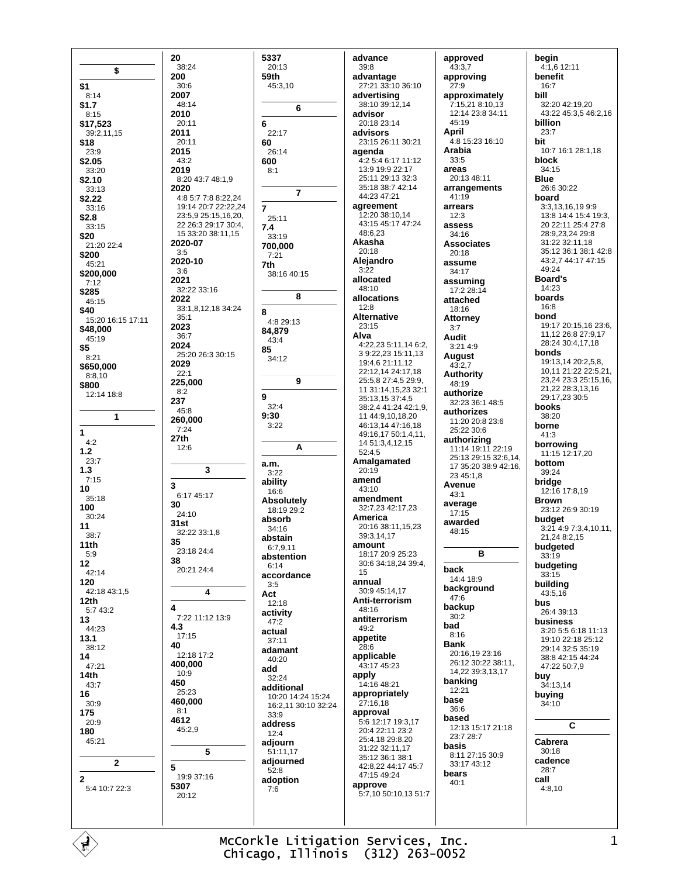## $

**$1**
8:14

**$1.7**
8:15

**$17,523**
39:2,11,15

**$18**
23:9

**$2.05**
33:20

**$2.10**
33:13

**$2.22**
33:16

**$2.8**
33:15

**$20**
21:20 22:4

**$200**
45:21

**$200,000**
7:12

**$285**
45:15

**$40**
15:20 16:15 17:11

**$48,000**
45:19

**$5**
8:21

**$650,000**
8:8,10

**$800**
12:14 18:8

## 1

**1**
4:2

**1.2**
23:7

**1.3**
7:15

**10**
35:18

**100**
30:24

**11**
38:7

**11th**
5:9

**12**
42:14

**120**
42:18 43:1,5

**12th**
5:7 43:2

**13**
44:23

**13.1**
38:12

**14**
47:21

**14th**
43:7

**16**
30:9

**175**
20:9

**180**
45:21

## 2

**2**
5:4 10:7 22:3

**20**
38:24

**200**
30:6

**2007**
48:14

**2010**
20:11

**2011**
20:11

**2015**
43:2

**2019**
8:20 43:7 48:1,9

**2020**
4:8 5:7 7:8 8:22,24 19:14 20:7 22:22,24 23:5,9 25:15,16,20, 22 26:3 29:17 30:4, 15 33:20 38:11,15

**2020-07**
3:5

**2020-10**
3:6

**2021**
32:22 33:16

**2022**
33:1,8,12,18 34:24 35:1

**2023**
36:7

**2024**
25:20 26:3 30:15

**2029**
22:1

**225,000**
8:2

**237**
45:8

**260,000**
7:24

**27th**
12:6

## 3

**3**
6:17 45:17

**30**
24:10

**31st**
32:22 33:1,8

**35**
23:18 24:4

**38**
20:21 24:4

## 4

**4**
7:22 11:12 13:9

**4.3**
17:15

**40**
12:18 17:2

**400,000**
10:9

**450**
25:23

**460,000**
8:1

**4612**
45:2,9

## 5

**5**
19:9 37:16

**5307**
20:12

**5337**
20:13

**59th**
45:3,10

## 6

**6**
22:17

**60**
26:14

**600**
8:1

## 7

**7**
25:11

**7.4**
33:19

**700,000**
7:21

**7th**
38:16 40:15

## 8

**8**
4:8 29:13

**84,879**
43:4

**85**
34:12

## 9

**9**
32:4

**9:30**
3:22

## A

**a.m.**
3:22

**ability**
16:6

**Absolutely**
18:19 29:2

**absorb**
34:16

**abstain**
6:7,9,11

**abstention**
6:14

**accordance**
3:5

**Act**
12:18

**activity**
47:2

**actual**
37:11

**adamant**
40:20

**add**
32:24

**additional**
10:20 14:24 15:24 16:2,11 30:10 32:24 33:9

**address**
12:4

**adjourn**
51:11,17

**adjourned**
52:8

**adoption**
7:6

**advance**
39:8

**advantage**
27:21 33:10 36:10

**advertising**
38:10 39:12,14

**advisor**
20:18 23:14

**advisors**
23:15 26:11 30:21

**agenda**
4:2 5:4 6:17 11:12 13:9 19:9 22:17 25:11 29:13 32:3 35:18 38:7 42:14 44:23 47:21

**agreement**
12:20 38:10,14 43:15 45:17 47:24 48:6,23

**Akasha**
20:18

**Alejandro**
3:22

**allocated**
48:10

**allocations**
12:8

**Alternative**
23:15

**Alva**
4:22,23 5:11,14 6:2, 3 9:22,23 15:11,13 19:4,6 21:11,12 22:12,14 24:17,18 25:5,8 27:4,5 29:9, 11 31:14,15,23 32:1 35:13,15 37:4,5 38:2,4 41:24 42:1,9, 11 44:9,10,18,20 46:13,14 47:16,18 49:16,17 50:1,4,11, 14 51:3,4,12,15 52:4,5

**Amalgamated**
20:19

**amend**
43:10

**amendment**
32:7,23 42:17,23

**America**
20:16 38:11,15,23 39:3,14,17

**amount**
18:17 20:9 25:23 30:6 34:18,24 39:4, 15

**annual**
30:9 45:14,17

**Anti-terrorism**
48:16

**antiterrorism**
49:2

**appetite**
28:6

**applicable**
43:17 45:23

**apply**
14:16 48:21

**appropriately**
27:16,18

**approval**
5:6 12:17 19:3,17 20:4 22:11 23:2 25:4,12,18 29:8,20 31:22 32:11,17 35:12 36:1 38:1 42:8,22 44:17 45:7 47:15 49:24

**approve**
5:7,10 50:10,13 51:7

**approved**
43:3,7

**approving**
27:9

**approximately**
7:15,21 8:10,13 12:14 23:8 34:11 45:19

**April**
4:8 15:23 16:10

**Arabia**
33:5

**areas**
20:13 48:11

**arrangements**
41:19

**arrears**
12:3

**assess**
34:16

**Associates**
20:18

**assume**
34:17

**assuming**
17:2 28:14

**attached**
18:16

**Attorney**
3:7

**Audit**
3:21 4:9

**August**
43:2,7

**Authority**
48:19

**authorize**
32:23 36:1 48:5

**authorizes**
11:20 20:8 23:6 25:22 30:6

**authorizing**
11:14 19:11 22:19 25:13 29:15 32:6,14, 17 35:20 38:9 42:16, 23 45:1,8

**Avenue**
43:1

**average**
17:15

**awarded**
48:15

## B

**back**
14:4 18:9

**background**
47:6

**backup**
30:2

**bad**
8:16

**Bank**
20:16,19 23:16 26:12 30:22 38:11, 14,22 39:3,13,17

**banking**
12:21

**base**
36:6

**based**
12:13 15:17 21:18 23:7 28:7

**basis**
8:11 27:15 30:9 33:17 43:12

**bears**
40:1

**begin**
4:1,6 12:11

**benefit**
16:7

**bill**
32:20 42:19,20 43:22 45:3,5 46:2,16

**billion**
23:7

**bit**
10:7 16:1 28:1,18

**block**
34:15

**Blue**
26:6 30:22

**board**
3:3,13,16,19 9:9 13:8 14:4 15:4 19:3, 20 22:11 25:4 27:8 28:9,23,24 29:8 31:22 32:11,18 35:12 36:1 38:1 42:8 43:2,7 44:17 47:15 49:24

**Board's**
14:23

**boards**
16:8

**bond**
19:17 20:15,16 23:6, 11,12 26:8 27:9,17 28:24 30:4,17,18

**bonds**
19:13,14 20:2,5,8, 10,11 21:22 22:5,21, 23,24 23:3 25:15,16, 21,22 28:3,13,16 29:17,23 30:5

**books**
38:20

**borne**
41:3

**borrowing**
11:15 12:17,20

**bottom**
39:24

**bridge**
12:16 17:8,19

**Brown**
23:12 26:9 30:19

**budget**
3:21 4:9 7:3,4,10,11, 21,24 8:2,15

**budgeted**
33:19

**budgeting**
33:15

**building**
43:5,16

**bus**
26:4 39:13

**business**
3:20 5:5 6:18 11:13 19:10 22:18 25:12 29:14 32:5 35:19 38:8 42:15 44:24 47:22 50:7,9

**buy**
34:13,14

**buying**
34:10

## C

**Cabrera**
30:18

**cadence**
28:7

**call**
4:8,10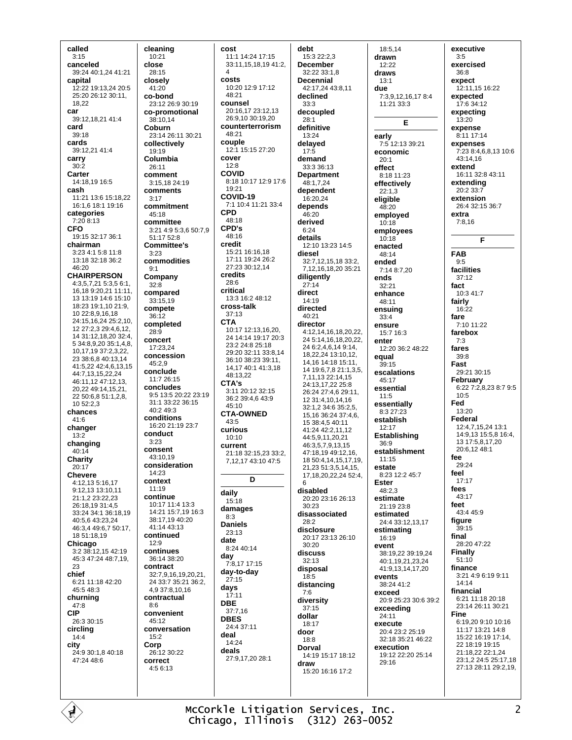**called**
3:15
**canceled**
39:24 40:1,24 41:21
**capital**
12:22 19:13,24 20:5 25:20 26:12 30:11, 18,22
**car**
39:12,18,21 41:4
**card**
39:18
**cards**
39:12,21 41:4
**carry**
30:2
**Carter**
14:18,19 16:5
**cash**
11:21 13:6 15:18,22 16:1,6 18:1 19:16
**categories**
7:20 8:13
**CFO**
19:15 32:17 36:1
**chairman**
3:23 4:1 5:8 11:8 13:18 32:18 36:2 46:20
**CHAIRPERSON**
4:3,5,7,21 5:3,5 6:1, 16,18 9:20,21 11:11, 13 13:19 14:6 15:10 18:23 19:1,10 21:9, 10 22:8,9,16,18 24:15,16,24 25:2,10, 12 27:2,3 29:4,6,12, 14 31:12,18,20 32:4, 5 34:8,9,20 35:1,4,8, 10,17,19 37:2,3,22, 23 38:6,8 40:13,14 41:5,22 42:4,6,13,15 44:7,13,15,22,24 46:11,12 47:12,13, 20,22 49:14,15,21, 22 50:6,8 51:1,2,8, 10 52:2,3
**chances**
41:6
**changer**
13:2
**changing**
40:14
**Charity**
20:17
**Chevere**
4:12,13 5:16,17 9:12,13 13:10,11 21:1,2 23:22,23 26:18,19 31:4,5 33:24 34:1 36:18,19 40:5,6 43:23,24 46:3,4 49:6,7 50:17, 18 51:18,19
**Chicago**
3:2 38:12,15 42:19 45:3 47:24 48:7,19, 23
**chief**
6:21 11:18 42:20 45:5 48:3
**churning**
47:8
**CIP**
26:3 30:15
**circling**
14:4
**city**
24:9 30:1,8 40:18 47:24 48:6

**cleaning**
10:21
**close**
28:15
**closely**
41:20
**co-bond**
23:12 26:9 30:19
**co-promotional**
38:10,14
**Coburn**
23:14 26:11 30:21
**collectively**
19:19
**Columbia**
26:11
**comment**
3:15,18 24:19
**comments**
3:17
**commitment**
45:18
**committee**
3:21 4:9 5:3,6 50:7,9 51:17 52:8
**Committee's**
3:23
**commodities**
9:1
**Company**
32:8
**compared**
33:15,19
**compete**
36:12
**completed**
28:9
**concert**
17:23,24
**concession**
45:2,9
**conclude**
11:7 26:15
**concludes**
9:5 13:5 20:22 23:19 31:1 33:22 36:15 40:2 49:3
**conditions**
16:20 21:19 23:7
**conduct**
3:23
**consent**
43:10,19
**consideration**
14:23
**context**
11:19
**continue**
10:17 11:4 13:3 14:21 15:7,19 16:3 38:17,19 40:20 41:14 43:13
**continued**
12:9
**continues**
36:14 38:20
**contract**
32:7,9,16,19,20,21, 24 33:7 35:21 36:2, 4,9 37:8,10,16
**contractual**
8:6
**convenient**
45:12
**conversation**
15:2
**Corp**
26:12 30:22
**correct**
4:5 6:13

**cost**
11:1 14:24 17:15 33:11,15,18,19 41:2, 4
**costs**
10:20 12:9 17:12 48:21
**counsel**
20:16,17 23:12,13 26:9,10 30:19,20
**counterterrorism**
48:21
**couple**
12:1 15:15 27:20
**cover**
12:8
**COVID**
8:18 10:17 12:9 17:6 19:21
**COVID-19**
7:1 10:4 11:21 33:4
**CPD**
48:18
**CPD's**
48:16
**credit**
15:21 16:16,18 17:11 19:24 26:2 27:23 30:12,14
**credits**
28:6
**critical**
13:3 16:2 48:12
**cross-talk**
37:13
**CTA**
10:17 12:13,16,20, 24 14:14 19:17 20:3 23:2 24:8 25:18 29:20 32:11 33:8,14 36:10 38:23 39:11, 14,17 40:1 41:3,18 48:13,22
**CTA's**
3:11 20:12 32:15 36:2 39:4,6 43:9 45:10
**CTA-OWNED**
43:5
**curious**
10:10
**current**
21:18 32:15,23 33:2, 7,12,17 43:10 47:5

**D**

**daily**
15:18
**damages**
8:3
**Daniels**
23:13
**date**
8:24 40:14
**day**
7:8,17 17:15
**day-to-day**
27:15
**days**
17:11
**DBE**
37:7,16
**DBES**
24:4 37:11
**deal**
14:24
**deals**
27:9,17,20 28:1

**debt**
15:3 22:2,3
**December**
32:22 33:1,8
**Decennial**
42:17,24 43:8,11
**declined**
33:3
**decoupled**
28:1
**definitive**
13:24
**delayed**
17:5
**demand**
33:3 36:13
**Department**
48:1,7,24
**dependent**
16:20,24
**depends**
46:20
**derived**
6:24
**details**
12:10 13:23 14:5
**diesel**
32:7,12,15,18 33:2, 7,12,16,18,20 35:21
**diligently**
27:14
**direct**
14:19
**directed**
40:21
**director**
4:12,14,16,18,20,22, 24 5:14,16,18,20,22, 24 6:2,4,6,14 9:14, 18,22,24 13:10,12, 14,16 14:18 15:11, 14 19:6,7,8 21:1,3,5, 7,11,13 22:14,15 24:13,17,22 25:8 26:24 27:4,6 29:11, 12 31:4,10,14,16 32:1,2 34:6 35:2,5, 15,16 36:24 37:4,6, 15 38:4,5 40:11 41:24 42:2,11,12 44:5,9,11,20,21 46:3,5,7,9,13,15 47:18,19 49:12,16, 18 50:4,14,15,17,19, 21,23 51:3,5,14,15, 17,18,20,22,24 52:4, 6
**disabled**
20:20 23:16 26:13 30:23
**disassociated**
28:2
**disclosure**
20:17 23:13 26:10 30:20
**discuss**
32:13
**disposal**
18:5
**distancing**
7:6
**diversity**
37:15
**dollar**
18:17
**door**
18:8
**Dorval**
14:19 15:17 18:12
**draw**
15:20 16:16 17:2

18:5,14
**drawn**
12:22
**draws**
13:1
**due**
7:3,9,12,16,17 8:4 11:21 33:3

**E**

**early**
7:5 12:13 39:21
**economic**
20:1
**effect**
8:18 11:23
**effectively**
22:1,3
**eligible**
48:20
**employed**
10:18
**employees**
10:18
**enacted**
48:14
**ended**
7:14 8:7,20
**ends**
32:21
**enhance**
48:11
**ensuing**
33:4
**ensure**
15:7 16:3
**enter**
12:20 36:2 48:22
**equal**
39:15
**escalations**
45:17
**essential**
11:5
**essentially**
8:3 27:23
**establish**
12:17
**Establishing**
36:9
**establishment**
11:15
**estate**
8:23 12:2 45:7
**Ester**
48:2,3
**estimate**
21:19 23:8
**estimated**
24:4 33:12,13,17
**estimating**
16:19
**event**
38:19,22 39:19,24 40:1,19,21,23,24 41:9,13,14,17,20
**events**
38:24 41:2
**exceed**
20:9 25:23 30:6 39:2
**exceeding**
24:11
**execute**
20:4 23:2 25:19 32:18 35:21 46:22
**execution**
19:12 22:20 25:14 29:16

**executive**
3:5
**exercised**
36:8
**expect**
12:11,15 16:22
**expected**
17:6 34:12
**expecting**
13:20
**expense**
8:11 17:14
**expenses**
7:23 8:4,6,8,13 10:6 43:14,16
**extend**
16:11 32:8 43:11
**extending**
20:2 33:7
**extension**
26:4 32:15 36:7
**extra**
7:8,16

**F**

**FAB**
9:5
**facilities**
37:12
**fact**
10:3 41:7
**fairly**
16:22
**fare**
7:10 11:22
**farebox**
7:3
**fares**
39:8
**Fast**
29:21 30:15
**February**
6:22 7:2,8,23 8:7 9:5 10:5
**Fed**
13:20
**Federal**
12:4,7,15,24 13:1 14:9,13 15:5,8 16:4, 13 17:5,8,17,20 20:6,12 48:1
**fee**
29:24
**feel**
17:17
**fees**
43:17
**feet**
43:4 45:9
**figure**
39:15
**final**
28:20 47:22
**Finally**
51:10
**finance**
3:21 4:9 6:19 9:11 14:14
**financial**
6:21 11:18 20:18 23:14 26:11 30:21
**Fine**
6:19,20 9:10 10:16 11:17 13:21 14:8 15:22 16:19 17:14, 22 18:19 19:15 21:18,22 22:1,24 23:1,2 24:5 25:17,18 27:13 28:11 29:2,19,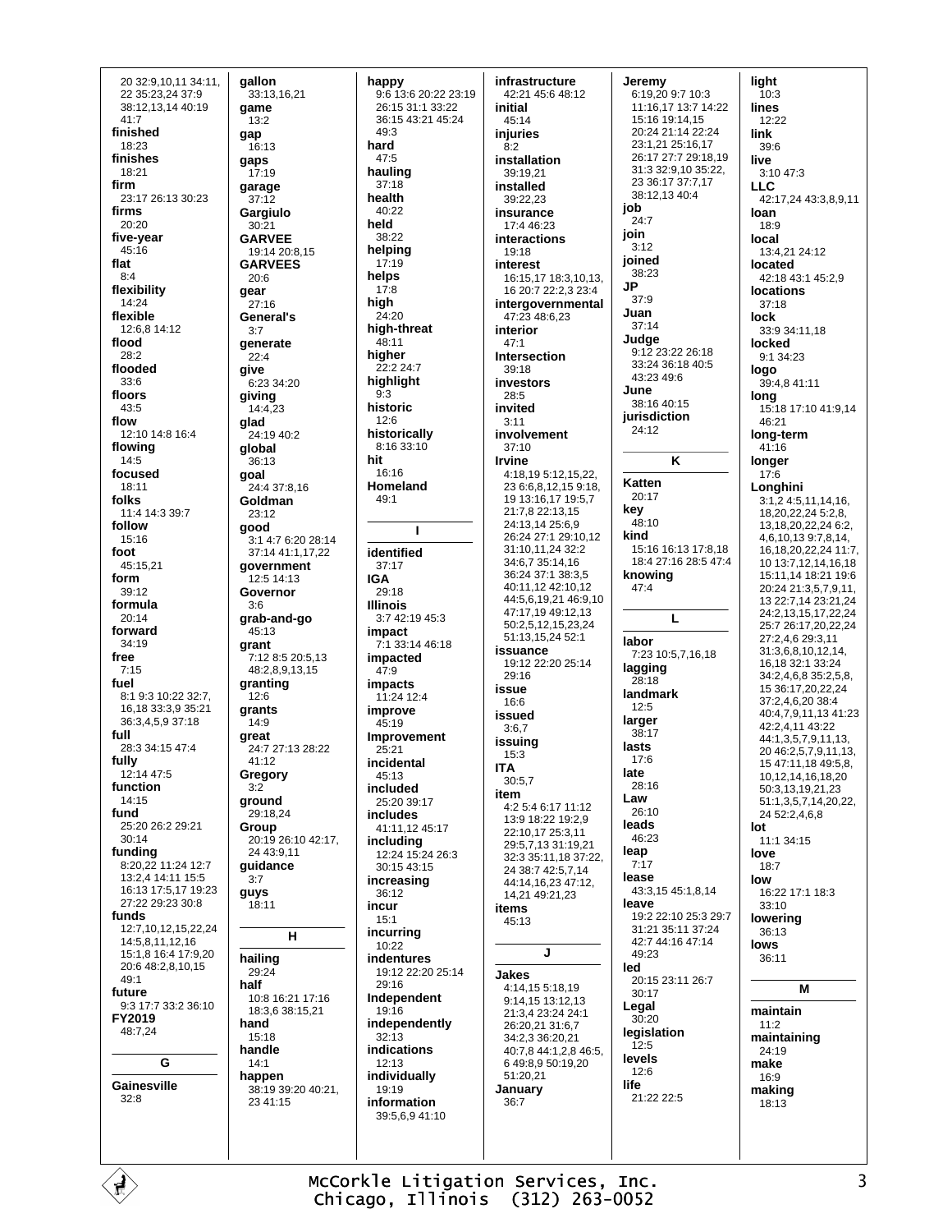20 32:9,10,11 34:11, 22 35:23,24 37:9 38:12,13,14 40:19 41:7

**finished**
18:23

**finishes**
18:21

**firm**
23:17 26:13 30:23

**firms**
20:20

**five-year**
45:16

**flat**
8:4

**flexibility**
14:24

**flexible**
12:6,8 14:12

**flood**
28:2

**flooded**
33:6

**floors**
43:5

**flow**
12:10 14:8 16:4

**flowing**
14:5

**focused**
18:11

**folks**
11:4 14:3 39:7

**follow**
15:16

**foot**
45:15,21

**form**
39:12

**formula**
20:14

**forward**
34:19

**free**
7:15

**fuel**
8:1 9:3 10:22 32:7, 16,18 33:3,9 35:21 36:3,4,5,9 37:18

**full**
28:3 34:15 47:4

**fully**
12:14 47:5

**function**
14:15

**fund**
25:20 26:2 29:21 30:14

**funding**
8:20,22 11:24 12:7 13:2,4 14:11 15:5 16:13 17:5,17 19:23 27:22 29:23 30:8

**funds**
12:7,10,12,15,22,24 14:5,8,11,12,16 15:1,8 16:4 17:9,20 20:6 48:2,8,10,15 49:1

**future**
9:3 17:7 33:2 36:10

**FY2019**
48:7,24

## G

**Gainesville**
32:8

**gallon**
33:13,16,21

**game**
13:2

**gap**
16:13

**gaps**
17:19

**garage**
37:12

**Gargiulo**
30:21

**GARVEE**
19:14 20:8,15

**GARVEES**
20:6

**gear**
27:16

**General's**
3:7

**generate**
22:4

**give**
6:23 34:20

**giving**
14:4,23

**glad**
24:19 40:2

**global**
36:13

**goal**
24:4 37:8,16

**Goldman**
23:12

**good**
3:1 4:7 6:20 28:14 37:14 41:1,17,22

**government**
12:5 14:13

**Governor**
3:6

**grab-and-go**
45:13

**grant**
7:12 8:5 20:5,13 48:2,8,9,13,15

**granting**
12:6

**grants**
14:9

**great**
24:7 27:13 28:22 41:12

**Gregory**
3:2

**ground**
29:18,24

**Group**
20:19 26:10 42:17, 24 43:9,11

**guidance**
3:7

**guys**
18:11

## H

**hailing**
29:24

**half**
10:8 16:21 17:16 18:3,6 38:15,21

**hand**
15:18

**handle**
14:1

**happen**
38:19 39:20 40:21, 23 41:15

**happy**
9:6 13:6 20:22 23:19 26:15 31:1 33:22 36:15 43:21 45:24 49:3

**hard**
47:5

**hauling**
37:18

**health**
40:22

**held**
38:22

**helping**
17:19

**helps**
17:8

**high**
24:20

**high-threat**
48:11

**higher**
22:2 24:7

**highlight**
9:3

**historic**
12:6

**historically**
8:16 33:10

**hit**
16:16

**Homeland**
49:1

## I

**identified**
37:17

**IGA**
29:18

**Illinois**
3:7 42:19 45:3

**impact**
7:1 33:14 46:18

**impacted**
47:9

**impacts**
11:24 12:4

**improve**
45:19

**Improvement**
25:21

**incidental**
45:13

**included**
25:20 39:17

**includes**
41:11,12 45:17

**including**
12:24 15:24 26:3 30:15 43:15

**increasing**
36:12

**incur**
15:1

**incurring**
10:22

**indentures**
19:12 22:20 25:14 29:16

**Independent**
19:16

**independently**
32:13

**indications**
12:13

**individually**
19:19

**information**
39:5,6,9 41:10

**infrastructure**
42:21 45:6 48:12

**initial**
45:14

**injuries**
8:2

**installation**
39:19,21

**installed**
39:22,23

**insurance**
17:4 46:23

**interactions**
19:18

**interest**
16:15,17 18:3,10,13, 16 20:7 22:2,3 23:4

**intergovernmental**
47:23 48:6,23

**interior**
47:1

**Intersection**
39:18

**investors**
28:5

**invited**
3:11

**involvement**
37:10

**Irvine**
4:18,19 5:12,15,22, 23 6:6,8,12,15 9:18, 19 13:16,17 19:5,7 21:7,8 22:13,15 24:13,14 25:6,9 26:24 27:1 29:10,12 31:10,11,24 32:2 34:6,7 35:14,16 36:24 37:1 38:3,5 40:11,12 42:10,12 44:5,6,19,21 46:9,10 47:17,19 49:12,13 50:2,5,12,15,23,24 51:13,15,24 52:1

**issuance**
19:12 22:20 25:14 29:16

**issue**
16:6

**issued**
3:6,7

**issuing**
15:3

**ITA**
30:5,7

**item**
4:2 5:4 6:17 11:12 13:9 18:22 19:2,9 22:10,17 25:3,11 29:5,7,13 31:19,21 32:3 35:11,18 37:22, 24 38:7 42:5,7,14 44:14,16,23 47:12, 14,21 49:21,23

**items**
45:13

## J

**Jakes**
4:14,15 5:18,19 9:14,15 13:12,13 21:3,4 23:24 24:1 26:20,21 31:6,7 34:2,3 36:20,21 40:7,8 44:1,2,8 46:5, 6 49:8,9 50:19,20 51:20,21

**January**
36:7

**Jeremy**
6:19,20 9:7 10:3 11:16,17 13:7 14:22 15:16 19:14,15 20:24 21:14 22:24 23:1,21 25:16,17 26:17 27:7 29:18,19 31:3 32:9,10 35:22, 23 36:17 37:7,17 38:12,13 40:4

**job**
24:7

**join**
3:12

**joined**
38:23

**JP**
37:9

**Juan**
37:14

**Judge**
9:12 23:22 26:18 33:24 36:18 40:5 43:23 49:6

**June**
38:16 40:15

**jurisdiction**
24:12

## K

**Katten**
20:17

**key**
48:10

**kind**
15:16 16:13 17:8,18 18:4 27:16 28:5 47:4

**knowing**
47:4

## L

**labor**
7:23 10:5,7,16,18

**lagging**
28:18

**landmark**
12:5

**larger**
38:17

**lasts**
17:6

**late**
28:16

**Law**
26:10

**leads**
46:23

**leap**
7:17

**lease**
43:3,15 45:1,8,14

**leave**
19:2 22:10 25:3 29:7 31:21 35:11 37:24 42:7 44:16 47:14 49:23

**led**
20:15 23:11 26:7 30:17

**Legal**
30:20

**legislation**
12:5

**levels**
12:6

**life**
21:22 22:5

**light**
10:3

**lines**
12:22

**link**
39:6

**live**
3:10 47:3

**LLC**
42:17,24 43:3,8,9,11

**loan**
18:9

**local**
13:4,21 24:12

**located**
42:18 43:1 45:2,9

**locations**
37:18

**lock**
33:9 34:11,18

**locked**
9:1 34:23

**logo**
39:4,8 41:11

**long**
15:18 17:10 41:9,14 46:21

**long-term**
41:16

**longer**
17:6

**Longhini**
3:1,2 4:5,11,14,16, 18,20,22,24 5:2,8, 13,18,20,22,24 6:2, 4,6,10,13 9:7,8,14, 16,18,20,22,24 11:7, 10 13:7,12,14,16,18 15:11,14 18:21 19:6 20:24 21:3,5,7,9,11, 13 22:7,14 23:21,24 24:2,13,15,17,22,24 25:7 26:17,20,22,24 27:2,4,6 29:3,11 31:3,6,8,10,12,14, 16,18 32:1 33:24 34:2,4,6,8 35:2,5,8, 15 36:17,20,22,24 37:2,4,6,20 38:4 40:4,7,9,11,13 41:23 42:2,4,11 43:22 44:1,3,5,7,9,11,13, 20 46:2,5,7,9,11,13, 15 47:11,18 49:5,8, 10,12,14,16,18,20 50:3,13,19,21,23 51:1,3,5,7,14,20,22, 24 52:2,4,6,8

**lot**
11:1 34:15

**love**
18:7

**low**
16:22 17:1 18:3 33:10

**lowering**
36:13

**lows**
36:11

## M

**maintain**
11:2

**maintaining**
24:19

**make**
16:9

**making**
18:13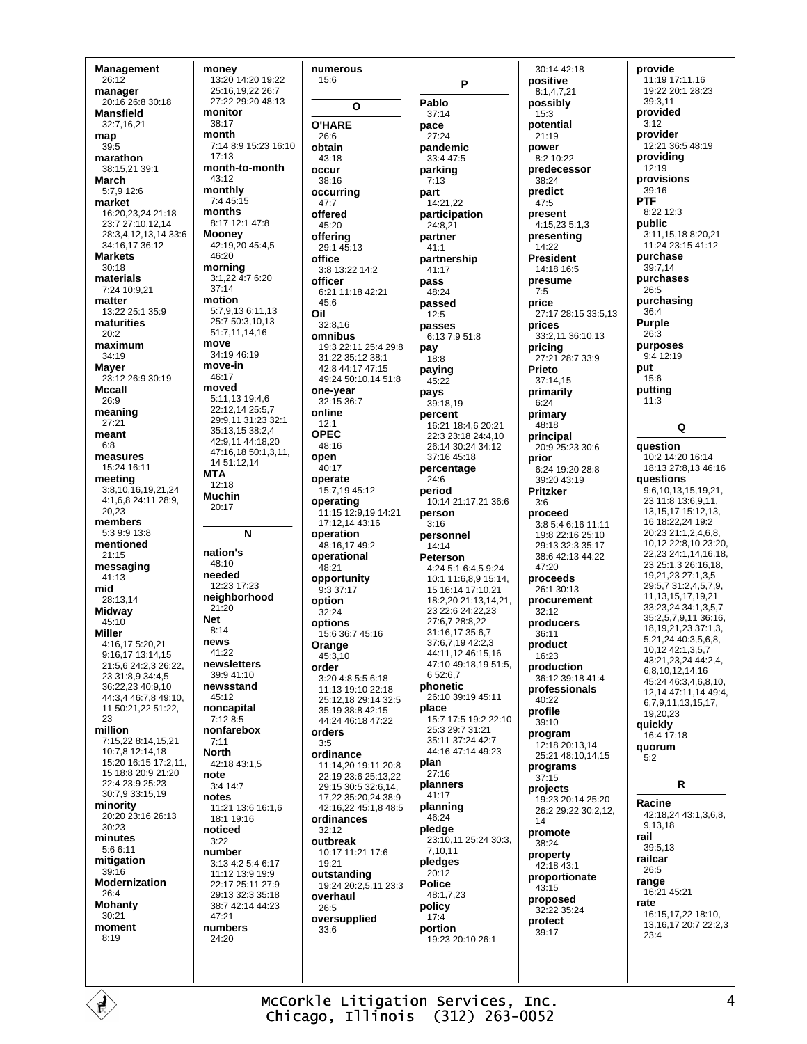**Management**
26:12
**manager**
20:16 26:8 30:18
**Mansfield**
32:7,16,21
**map**
39:5
**marathon**
38:15,21 39:1
**March**
5:7,9 12:6
**market**
16:20,23,24 21:18 23:7 27:10,12,14 28:3,4,12,13,14 33:6 34:16,17 36:12
**Markets**
30:18
**materials**
7:24 10:9,21
**matter**
13:22 25:1 35:9
**maturities**
20:2
**maximum**
34:19
**Mayer**
23:12 26:9 30:19
**Mccall**
26:9
**meaning**
27:21
**meant**
6:8
**measures**
15:24 16:11
**meeting**
3:8,10,16,19,21,24 4:1,6,8 24:11 28:9, 20,23
**members**
5:3 9:9 13:8
**mentioned**
21:15
**messaging**
41:13
**mid**
28:13,14
**Midway**
45:10
**Miller**
4:16,17 5:20,21 9:16,17 13:14,15 21:5,6 24:2,3 26:22, 23 31:8,9 34:4,5 36:22,23 40:9,10 44:3,4 46:7,8 49:10, 11 50:21,22 51:22, 23
**million**
7:15,22 8:14,15,21 10:7,8 12:14,18 15:20 16:15 17:2,11, 15 18:8 20:9 21:20 22:4 23:9 25:23 30:7,9 33:15,19
**minority**
20:20 23:16 26:13 30:23
**minutes**
5:6 6:11
**mitigation**
39:16
**Modernization**
26:4
**Mohanty**
30:21
**moment**
8:19

**money**
13:20 14:20 19:22 25:16,19,22 26:7 27:22 29:20 48:13
**monitor**
38:17
**month**
7:14 8:9 15:23 16:10 17:13
**month-to-month**
43:12
**monthly**
7:4 45:15
**months**
8:17 12:1 47:8
**Mooney**
42:19,20 45:4,5 46:20
**morning**
3:1,22 4:7 6:20 37:14
**motion**
5:7,9,13 6:11,13 25:7 50:3,10,13 51:7,11,14,16
**move**
34:19 46:19
**move-in**
46:17
**moved**
5:11,13 19:4,6 22:12,14 25:5,7 29:9,11 31:23 32:1 35:13,15 38:2,4 42:9,11 44:18,20 47:16,18 50:1,3,11, 14 51:12,14
**MTA**
12:18
**Muchin**
20:17

## N

**nation's**
48:10
**needed**
12:23 17:23
**neighborhood**
21:20
**Net**
8:14
**news**
41:22
**newsletters**
39:9 41:10
**newsstand**
45:12
**noncapital**
7:12 8:5
**nonfarebox**
7:11
**North**
42:18 43:1,5
**note**
3:4 14:7
**notes**
11:21 13:6 16:1,6 18:1 19:16
**noticed**
3:22
**number**
3:13 4:2 5:4 6:17 11:12 13:9 19:9 22:17 25:11 27:9 29:13 32:3 35:18 38:7 42:14 44:23 47:21
**numbers**
24:20

**numerous**
15:6

## O

**O'HARE**
26:6
**obtain**
43:18
**occur**
38:16
**occurring**
47:7
**offered**
45:20
**offering**
29:1 45:13
**office**
3:8 13:22 14:2
**officer**
6:21 11:18 42:21 45:6
**Oil**
32:8,16
**omnibus**
19:3 22:11 25:4 29:8 31:22 35:12 38:1 42:8 44:17 47:15 49:24 50:10,14 51:8
**one-year**
32:15 36:7
**online**
12:1
**OPEC**
48:16
**open**
40:17
**operate**
15:7,19 45:12
**operating**
11:15 12:9,19 14:21 17:12,14 43:16
**operation**
48:16,17 49:2
**operational**
48:21
**opportunity**
9:3 37:17
**option**
32:24
**options**
15:6 36:7 45:16
**Orange**
45:3,10
**order**
3:20 4:8 5:5 6:18 11:13 19:10 22:18 25:12,18 29:14 32:5 35:19 38:8 42:15 44:24 46:18 47:22
**orders**
3:5
**ordinance**
11:14,20 19:11 20:8 22:19 23:6 25:13,22 29:15 30:5 32:6,14, 17,22 35:20,24 38:9 42:16,22 45:1,8 48:5
**ordinances**
32:12
**outbreak**
10:17 11:21 17:6 19:21
**outstanding**
19:24 20:2,5,11 23:3
**overhaul**
26:5
**oversupplied**
33:6

## P

**Pablo**
37:14
**pace**
27:24
**pandemic**
33:4 47:5
**parking**
7:13
**part**
14:21,22
**participation**
24:8,21
**partner**
41:1
**partnership**
41:17
**pass**
48:24
**passed**
12:5
**passes**
6:13 7:9 51:8
**pay**
18:8
**paying**
45:22
**pays**
39:18,19
**percent**
16:21 18:4,6 20:21 22:3 23:18 24:4,10 26:14 30:24 34:12 37:16 45:18
**percentage**
24:6
**period**
10:14 21:17,21 36:6
**person**
3:16
**personnel**
14:14
**Peterson**
4:24 5:1 6:4,5 9:24 10:1 11:6,8,9 15:14, 15 16:14 17:10,21 18:2,20 21:13,14,21, 23 22:6 24:22,23 27:6,7 28:8,22 31:16,17 35:6,7 37:6,7,19 42:2,3 44:11,12 46:15,16 47:10 49:18,19 51:5, 6 52:6,7
**phonetic**
26:10 39:19 45:11
**place**
15:7 17:5 19:2 22:10 25:3 29:7 31:21 35:11 37:24 42:7 44:16 47:14 49:23
**plan**
27:16
**planners**
41:17
**planning**
46:24
**pledge**
23:10,11 25:24 30:3, 7,10,11
**pledges**
20:12
**Police**
48:1,7,23
**policy**
17:4
**portion**
19:23 20:10 26:1

30:14 42:18
**positive**
8:1,4,7,21
**possibly**
15:3
**potential**
21:19
**power**
8:2 10:22
**predecessor**
38:24
**predict**
47:5
**present**
4:15,23 5:1,3
**presenting**
14:22
**President**
14:18 16:5
**presume**
7:5
**price**
27:17 28:15 33:5,13
**prices**
33:2,11 36:10,13
**pricing**
27:21 28:7 33:9
**Prieto**
37:14,15
**primarily**
6:24
**primary**
48:18
**principal**
20:9 25:23 30:6
**prior**
6:24 19:20 28:8 39:20 43:19
**Pritzker**
3:6
**proceed**
3:8 5:4 6:16 11:11 19:8 22:16 25:10 29:13 32:3 35:17 38:6 42:13 44:22 47:20
**proceeds**
26:1 30:13
**procurement**
32:12
**producers**
36:11
**product**
16:23
**production**
36:12 39:18 41:4
**professionals**
40:22
**profile**
39:10
**program**
12:18 20:13,14 25:21 48:10,14,15
**programs**
37:15
**projects**
19:23 20:14 25:20 26:2 29:22 30:2,12, 14
**promote**
38:24
**property**
42:18 43:1
**proportionate**
43:15
**proposed**
32:22 35:24
**protect**
39:17

**provide**
11:19 17:11,16 19:22 20:1 28:23 39:3,11
**provided**
3:12
**provider**
12:21 36:5 48:19
**providing**
12:19
**provisions**
39:16
**PTF**
8:22 12:3
**public**
3:11,15,18 8:20,21 11:24 23:15 41:12
**purchase**
39:7,14
**purchases**
26:5
**purchasing**
36:4
**Purple**
26:3
**purposes**
9:4 12:19
**put**
15:6
**putting**
11:3

## Q

**question**
10:2 14:20 16:14 18:13 27:8,13 46:16
**questions**
9:6,10,13,15,19,21, 23 11:8 13:6,9,11, 13,15,17 15:12,13, 16 18:22,24 19:2 20:23 21:1,2,4,6,8, 10,12 22:8,10 23:20, 22,23 24:1,14,16,18, 23 25:1,3 26:16,18, 19,21,23 27:1,3,5 29:5,7 31:2,4,5,7,9, 11,13,15,17,19,21 33:23,24 34:1,3,5,7 35:2,5,7,9,11 36:16, 18,19,21,23 37:1,3, 5,21,24 40:3,5,6,8, 10,12 42:1,3,5,7 43:21,23,24 44:2,4, 6,8,10,12,14,16 45:24 46:3,4,6,8,10, 12,14 47:11,14 49:4, 6,7,9,11,13,15,17, 19,20,23
**quickly**
16:4 17:18
**quorum**
5:2

## R

**Racine**
42:18,24 43:1,3,6,8, 9,13,18
**rail**
39:5,13
**railcar**
26:5
**range**
16:21 45:21
**rate**
16:15,17,22 18:10, 13,16,17 20:7 22:2,3 23:4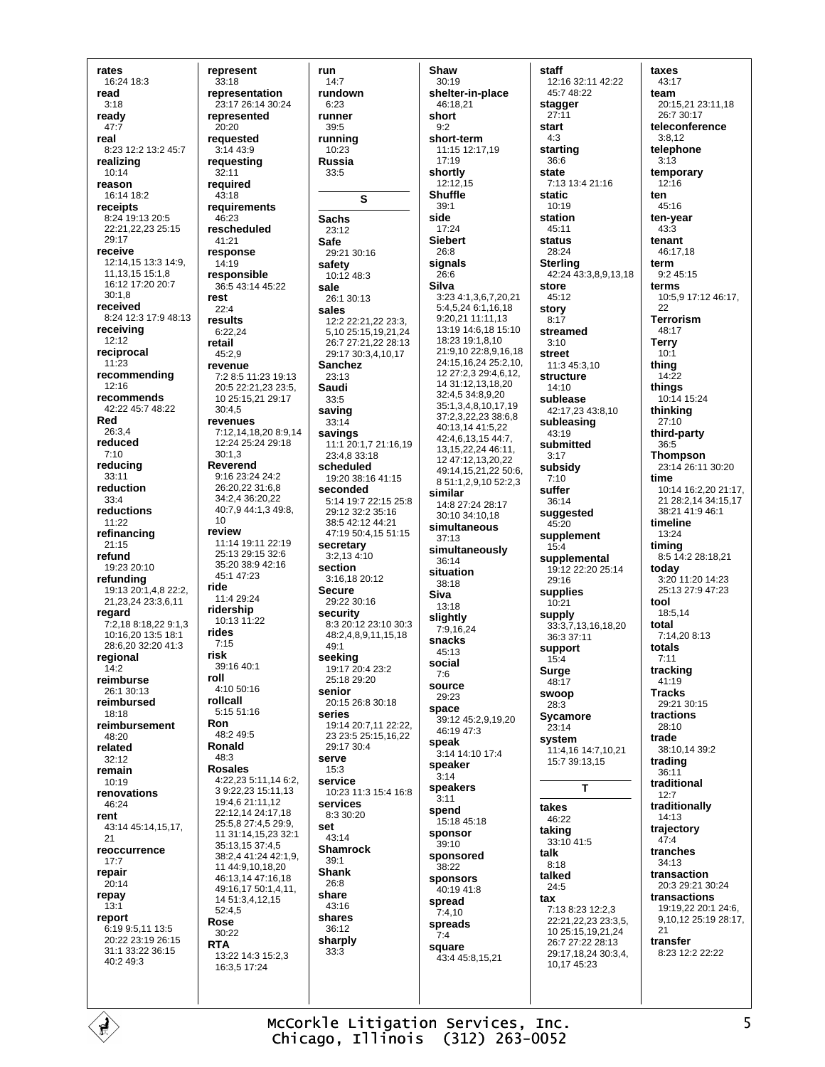**rates**
16:24 18:3
**read**
3:18
**ready**
47:7
**real**
8:23 12:2 13:2 45:7
**realizing**
10:14
**reason**
16:14 18:2
**receipts**
8:24 19:13 20:5 22:21,22,23 25:15 29:17
**receive**
12:14,15 13:3 14:9, 11,13,15 15:1,8 16:12 17:20 20:7 30:1,8
**received**
8:24 12:3 17:9 48:13
**receiving**
12:12
**reciprocal**
11:23
**recommending**
12:16
**recommends**
42:22 45:7 48:22
**Red**
26:3,4
**reduced**
7:10
**reducing**
33:11
**reduction**
33:4
**reductions**
11:22
**refinancing**
21:15
**refund**
19:23 20:10
**refunding**
19:13 20:1,4,8 22:2, 21,23,24 23:3,6,11
**regard**
7:2,18 8:18,22 9:1,3 10:16,20 13:5 18:1 28:6,20 32:20 41:3
**regional**
14:2
**reimburse**
26:1 30:13
**reimbursed**
18:18
**reimbursement**
48:20
**related**
32:12
**remain**
10:19
**renovations**
46:24
**rent**
43:14 45:14,15,17, 21
**reoccurrence**
17:7
**repair**
20:14
**repay**
13:1
**report**
6:19 9:5,11 13:5 20:22 23:19 26:15 31:1 33:22 36:15 40:2 49:3

**represent**
33:18
**representation**
23:17 26:14 30:24
**represented**
20:20
**requested**
3:14 43:9
**requesting**
32:11
**required**
43:18
**requirements**
46:23
**rescheduled**
41:21
**response**
14:19
**responsible**
36:5 43:14 45:22
**rest**
22:4
**results**
6:22,24
**retail**
45:2,9
**revenue**
7:2 8:5 11:23 19:13 20:5 22:21,23 23:5, 10 25:15,21 29:17 30:4,5
**revenues**
7:12,14,18,20 8:9,14 12:24 25:24 29:18 30:1,3
**Reverend**
9:16 23:24 24:2 26:20,22 31:6,8 34:2,4 36:20,22 40:7,9 44:1,3 49:8, 10
**review**
11:14 19:11 22:19 25:13 29:15 32:6 35:20 38:9 42:16 45:1 47:23
**ride**
11:4 29:24
**ridership**
10:13 11:22
**rides**
7:15
**risk**
39:16 40:1
**roll**
4:10 50:16
**rollcall**
5:15 51:16
**Ron**
48:2 49:5
**Ronald**
48:3
**Rosales**
4:22,23 5:11,14 6:2, 3 9:22,23 15:11,13 19:4,6 21:11,12 22:12,14 24:17,18 25:5,8 27:4,5 29:9, 11 31:14,15,23 32:1 35:13,15 37:4,5 38:2,4 41:24 42:1,9, 11 44:9,10,18,20 46:13,14 47:16,18 49:16,17 50:1,4,11, 14 51:3,4,12,15 52:4,5
**Rose**
30:22
**RTA**
13:22 14:3 15:2,3 16:3,5 17:24

**run**
14:7
**rundown**
6:23
**runner**
39:5
**running**
10:23
**Russia**
33:5

## S

**Sachs**
23:12
**Safe**
29:21 30:16
**safety**
10:12 48:3
**sale**
26:1 30:13
**sales**
12:2 22:21,22 23:3, 5,10 25:15,19,21,24 26:7 27:21,22 28:13 29:17 30:3,4,10,17
**Sanchez**
23:13
**Saudi**
33:5
**saving**
33:14
**savings**
11:1 20:1,7 21:16,19 23:4,8 33:18
**scheduled**
19:20 38:16 41:15
**seconded**
5:14 19:7 22:15 25:8 29:12 32:2 35:16 38:5 42:12 44:21 47:19 50:4,15 51:15
**secretary**
3:2,13 4:10
**section**
3:16,18 20:12
**Secure**
29:22 30:16
**security**
8:3 20:12 23:10 30:3 48:2,4,8,9,11,15,18 49:1
**seeking**
19:17 20:4 23:2 25:18 29:20
**senior**
20:15 26:8 30:18
**series**
19:14 20:7,11 22:22, 23 23:5 25:15,16,22 29:17 30:4
**serve**
15:3
**service**
10:23 11:3 15:4 16:8
**services**
8:3 30:20
**set**
43:14
**Shamrock**
39:1
**Shank**
26:8
**share**
43:16
**shares**
36:12
**sharply**
33:3

**Shaw**
30:19
**shelter-in-place**
46:18,21
**short**
9:2
**short-term**
11:15 12:17,19 17:19
**shortly**
12:12,15
**Shuffle**
39:1
**side**
17:24
**Siebert**
26:8
**signals**
26:6
**Silva**
3:23 4:1,3,6,7,20,21 5:4,5,24 6:1,16,18 9:20,21 11:11,13 13:19 14:6,18 15:10 18:23 19:1,8,10 21:9,10 22:8,9,16,18 24:15,16,24 25:2,10, 12 27:2,3 29:4,6,12, 14 31:12,13,18,20 32:4,5 34:8,9,20 35:1,3,4,8,10,17,19 37:2,3,22,23 38:6,8 40:13,14 41:5,22 42:4,6,13,15 44:7, 13,15,22,24 46:11, 12 47:12,13,20,22 49:14,15,21,22 50:6, 8 51:1,2,9,10 52:2,3
**similar**
14:8 27:24 28:17 30:10 34:10,18
**simultaneous**
37:13
**simultaneously**
36:14
**situation**
38:18
**Siva**
13:18
**slightly**
7:9,16,24
**snacks**
45:13
**social**
7:6
**source**
29:23
**space**
39:12 45:2,9,19,20 46:19 47:3
**speak**
3:14 14:10 17:4
**speaker**
3:14
**speakers**
3:11
**spend**
15:18 45:18
**sponsor**
39:10
**sponsored**
38:22
**sponsors**
40:19 41:8
**spread**
7:4,10
**spreads**
7:4
**square**
43:4 45:8,15,21

**staff**
12:16 32:11 42:22 45:7 48:22
**stagger**
27:11
**start**
4:3
**starting**
36:6
**state**
7:13 13:4 21:16
**static**
10:19
**station**
45:11
**status**
28:24
**Sterling**
42:24 43:3,8,9,13,18
**store**
45:12
**story**
8:17
**streamed**
3:10
**street**
11:3 45:3,10
**structure**
14:10
**sublease**
42:17,23 43:8,10
**subleasing**
43:19
**submitted**
3:17
**subsidy**
7:10
**suffer**
36:14
**suggested**
45:20
**supplement**
15:4
**supplemental**
19:12 22:20 25:14 29:16
**supplies**
10:21
**supply**
33:3,7,13,16,18,20 36:3 37:11
**support**
15:4
**Surge**
48:17
**swoop**
28:3
**Sycamore**
23:14
**system**
11:4,16 14:7,10,21 15:7 39:13,15

## T

**takes**
46:22
**taking**
33:10 41:5
**talk**
8:18
**talked**
24:5
**tax**
7:13 8:23 12:2,3 22:21,22,23 23:3,5, 10 25:15,19,21,24 26:7 27:22 28:13 29:17,18,24 30:3,4, 10,17 45:23

**taxes**
43:17
**team**
20:15,21 23:11,18 26:7 30:17
**teleconference**
3:8,12
**telephone**
3:13
**temporary**
12:16
**ten**
45:16
**ten-year**
43:3
**tenant**
46:17,18
**term**
9:2 45:15
**terms**
10:5,9 17:12 46:17, 22
**Terrorism**
48:17
**Terry**
10:1
**thing**
14:22
**things**
10:14 15:24
**thinking**
27:10
**third-party**
36:5
**Thompson**
23:14 26:11 30:20
**time**
10:14 16:2,20 21:17, 21 28:2,14 34:15,17 38:21 41:9 46:1
**timeline**
13:24
**timing**
8:5 14:2 28:18,21
**today**
3:20 11:20 14:23 25:13 27:9 47:23
**tool**
18:5,14
**total**
7:14,20 8:13
**totals**
7:11
**tracking**
41:19
**Tracks**
29:21 30:15
**tractions**
28:10
**trade**
38:10,14 39:2
**trading**
36:11
**traditional**
12:7
**traditionally**
14:13
**trajectory**
47:4
**tranches**
34:13
**transaction**
20:3 29:21 30:24
**transactions**
19:19,22 20:1 24:6, 9,10,12 25:19 28:17, 21
**transfer**
8:23 12:2 22:22

McCorkle Litigation Services, Inc.
Chicago, Illinois (312) 263-0052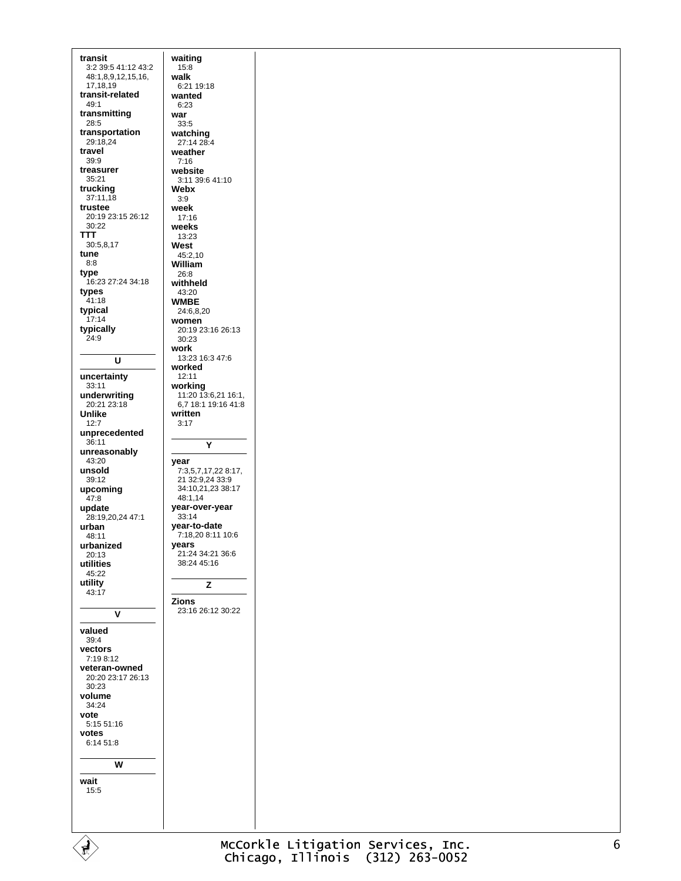**transit**
3:2 39:5 41:12 43:2 48:1,8,9,12,15,16, 17,18,19

**transit-related**
49:1

**transmitting**
28:5

**transportation**
29:18,24

**travel**
39:9

**treasurer**
35:21

**trucking**
37:11,18

**trustee**
20:19 23:15 26:12 30:22

**TTT**
30:5,8,17

**tune**
8:8

**type**
16:23 27:24 34:18

**types**
41:18

**typical**
17:14

**typically**
24:9

## U

**uncertainty**
33:11

**underwriting**
20:21 23:18

**Unlike**
12:7

**unprecedented**
36:11

**unreasonably**
43:20

**unsold**
39:12

**upcoming**
47:8

**update**
28:19,20,24 47:1

**urban**
48:11

**urbanized**
20:13

**utilities**
45:22

**utility**
43:17

## V

**valued**
39:4

**vectors**
7:19 8:12

**veteran-owned**
20:20 23:17 26:13 30:23

**volume**
34:24

**vote**
5:15 51:16

**votes**
6:14 51:8

## W

**wait**
15:5

**waiting**
15:8

**walk**
6:21 19:18

**wanted**
6:23

**war**
33:5

**watching**
27:14 28:4

**weather**
7:16

**website**
3:11 39:6 41:10

**Webx**
3:9

**week**
17:16

**weeks**
13:23

**West**
45:2,10

**William**
26:8

**withheld**
43:20

**WMBE**
24:6,8,20

**women**
20:19 23:16 26:13 30:23

**work**
13:23 16:3 47:6

**worked**
12:11

**working**
11:20 13:6,21 16:1, 6,7 18:1 19:16 41:8

**written**
3:17

## Y

**year**
7:3,5,7,17,22 8:17, 21 32:9,24 33:9 34:10,21,23 38:17 48:1,14

**year-over-year**
33:14

**year-to-date**
7:18,20 8:11 10:6

**years**
21:24 34:21 36:6 38:24 45:16

## Z

**Zions**
23:16 26:12 30:22